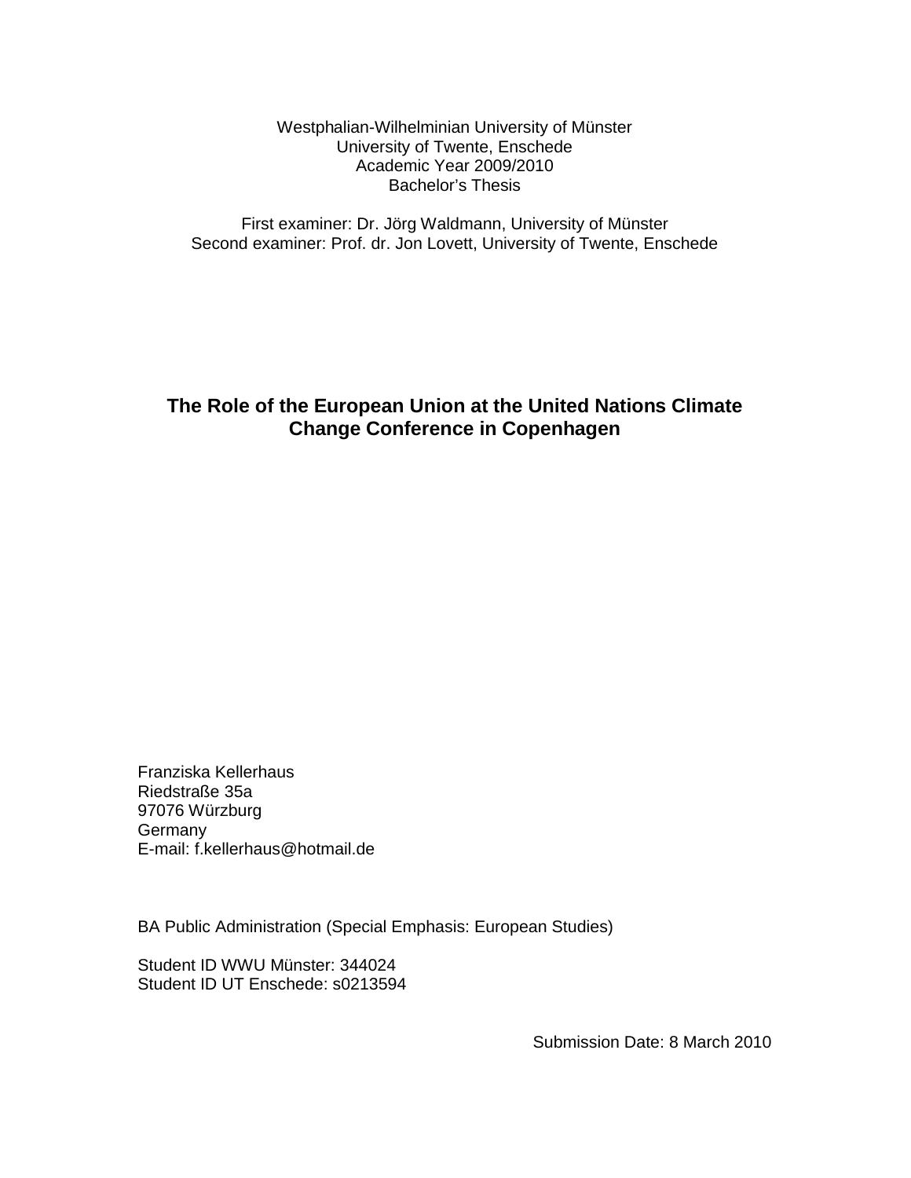Westphalian-Wilhelminian University of Münster
University of Twente, Enschede
Academic Year 2009/2010
Bachelor's Thesis

First examiner: Dr. Jörg Waldmann, University of Münster
Second examiner: Prof. dr. Jon Lovett, University of Twente, Enschede

# The Role of the European Union at the United Nations Climate Change Conference in Copenhagen

Franziska Kellerhaus
Riedstraße 35a
97076 Würzburg
Germany
E-mail: f.kellerhaus@hotmail.de

BA Public Administration (Special Emphasis: European Studies)

Student ID WWU Münster: 344024
Student ID UT Enschede: s0213594

Submission Date: 8 March 2010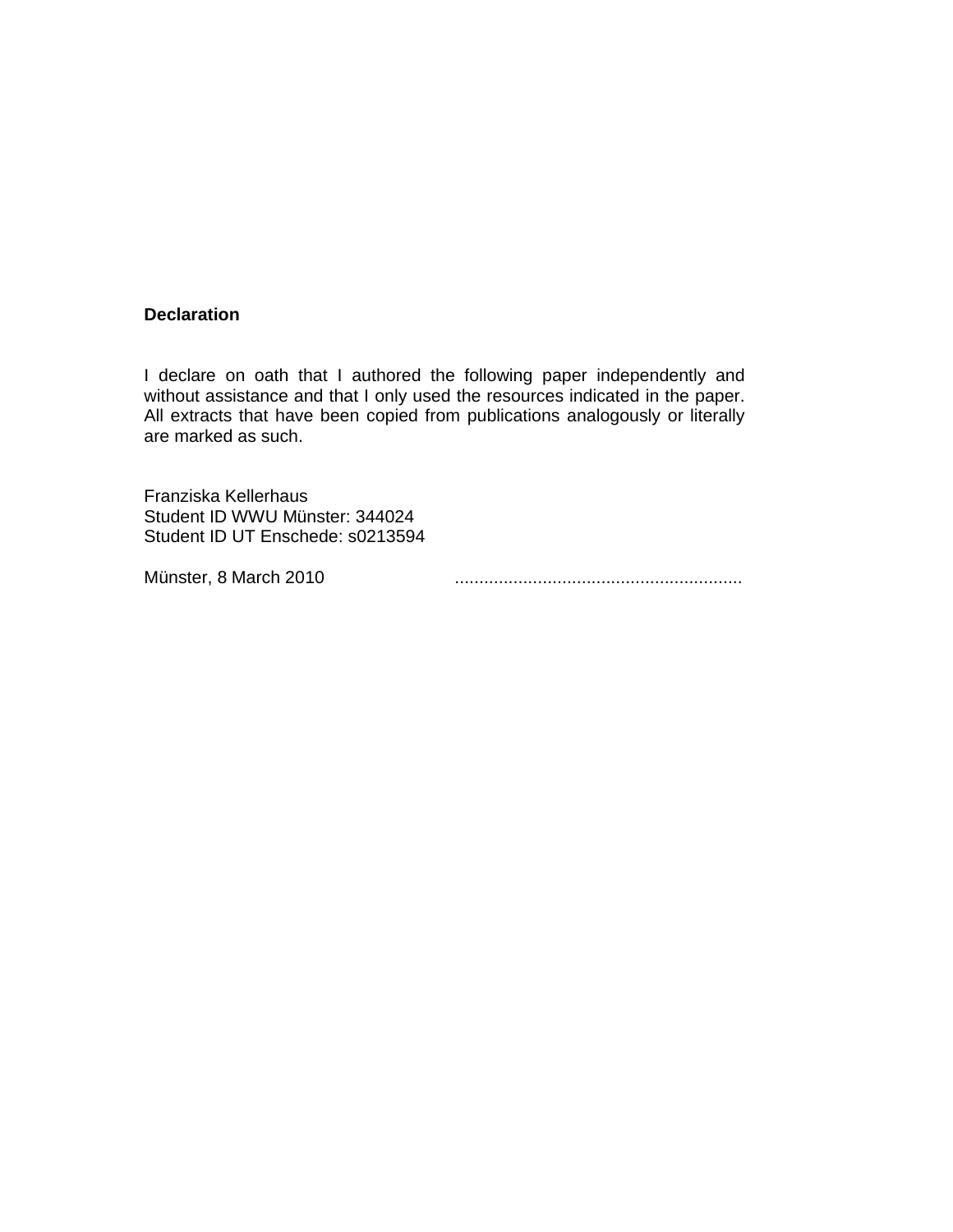**Declaration**

I declare on oath that I authored the following paper independently and without assistance and that I only used the resources indicated in the paper. All extracts that have been copied from publications analogously or literally are marked as such.

Franziska Kellerhaus  
Student ID WWU Münster: 344024  
Student ID UT Enschede: s0213594

Münster, 8 March 2010 ..........................................................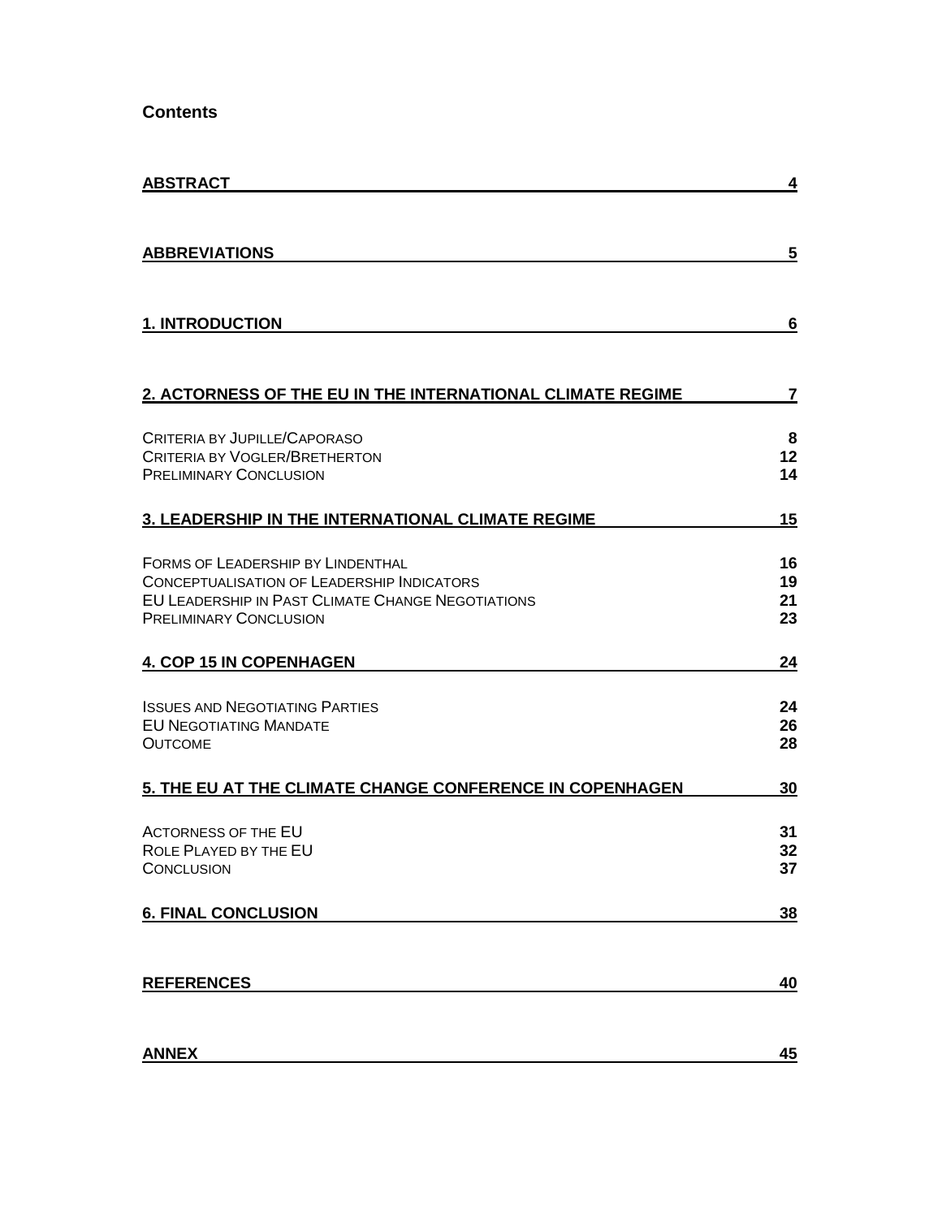## Contents

| | |
|---|---|
| **ABSTRACT** | **4** |
| **ABBREVIATIONS** | **5** |
| **1. INTRODUCTION** | **6** |
| **2. ACTORNESS OF THE EU IN THE INTERNATIONAL CLIMATE REGIME** | **7** |
| Criteria by Jupille/Caporaso | **8** |
| Criteria by Vogler/Bretherton | **12** |
| Preliminary Conclusion | **14** |
| **3. LEADERSHIP IN THE INTERNATIONAL CLIMATE REGIME** | **15** |
| Forms of Leadership by Lindenthal | **16** |
| Conceptualisation of Leadership Indicators | **19** |
| EU Leadership in Past Climate Change Negotiations | **21** |
| Preliminary Conclusion | **23** |
| **4. COP 15 IN COPENHAGEN** | **24** |
| Issues and Negotiating Parties | **24** |
| EU Negotiating Mandate | **26** |
| Outcome | **28** |
| **5. THE EU AT THE CLIMATE CHANGE CONFERENCE IN COPENHAGEN** | **30** |
| Actorness of the EU | **31** |
| Role Played by the EU | **32** |
| Conclusion | **37** |
| **6. FINAL CONCLUSION** | **38** |
| **REFERENCES** | **40** |
| **ANNEX** | **45** |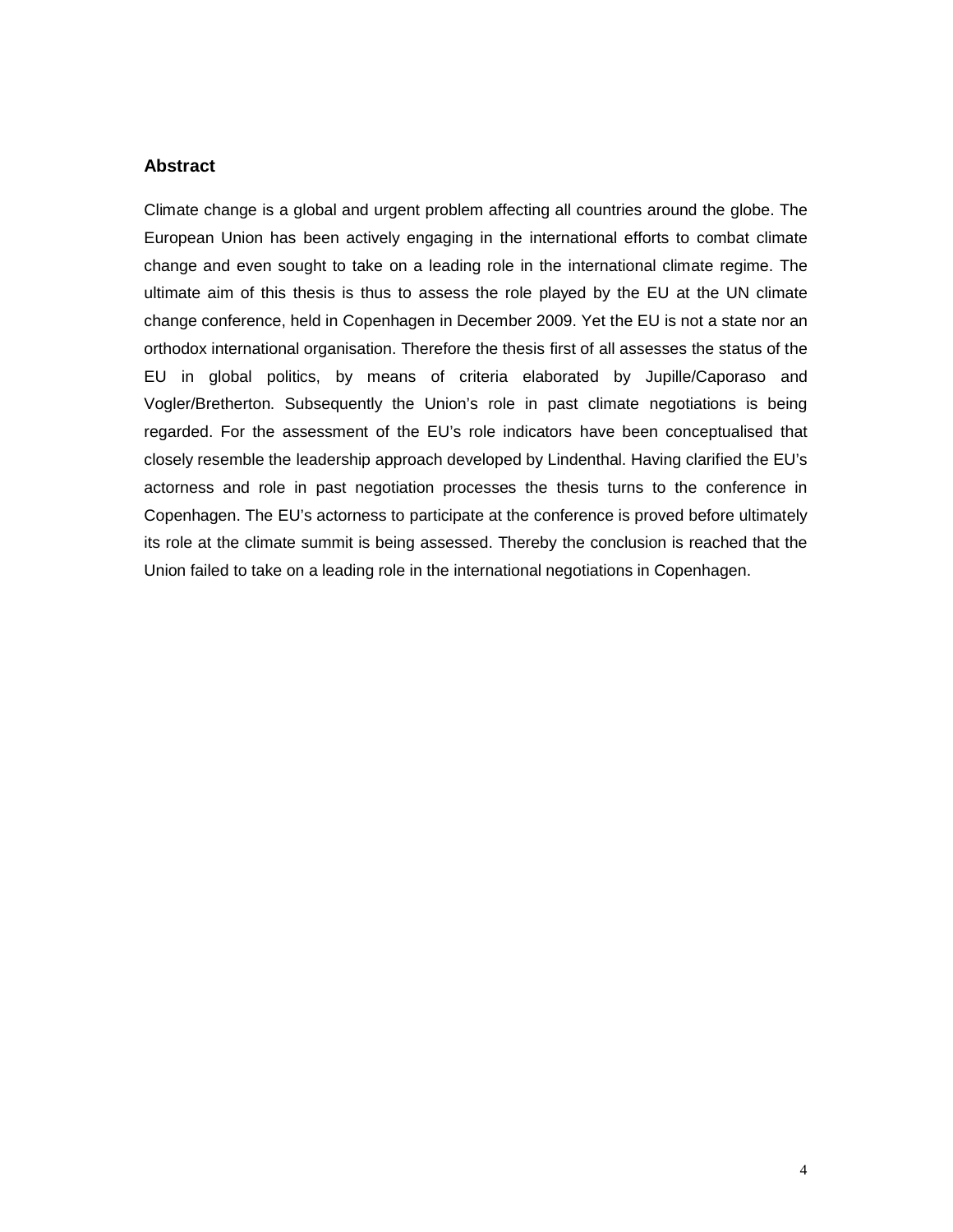## Abstract

Climate change is a global and urgent problem affecting all countries around the globe. The European Union has been actively engaging in the international efforts to combat climate change and even sought to take on a leading role in the international climate regime. The ultimate aim of this thesis is thus to assess the role played by the EU at the UN climate change conference, held in Copenhagen in December 2009. Yet the EU is not a state nor an orthodox international organisation. Therefore the thesis first of all assesses the status of the EU in global politics, by means of criteria elaborated by Jupille/Caporaso and Vogler/Bretherton. Subsequently the Union's role in past climate negotiations is being regarded. For the assessment of the EU's role indicators have been conceptualised that closely resemble the leadership approach developed by Lindenthal. Having clarified the EU's actorness and role in past negotiation processes the thesis turns to the conference in Copenhagen. The EU's actorness to participate at the conference is proved before ultimately its role at the climate summit is being assessed. Thereby the conclusion is reached that the Union failed to take on a leading role in the international negotiations in Copenhagen.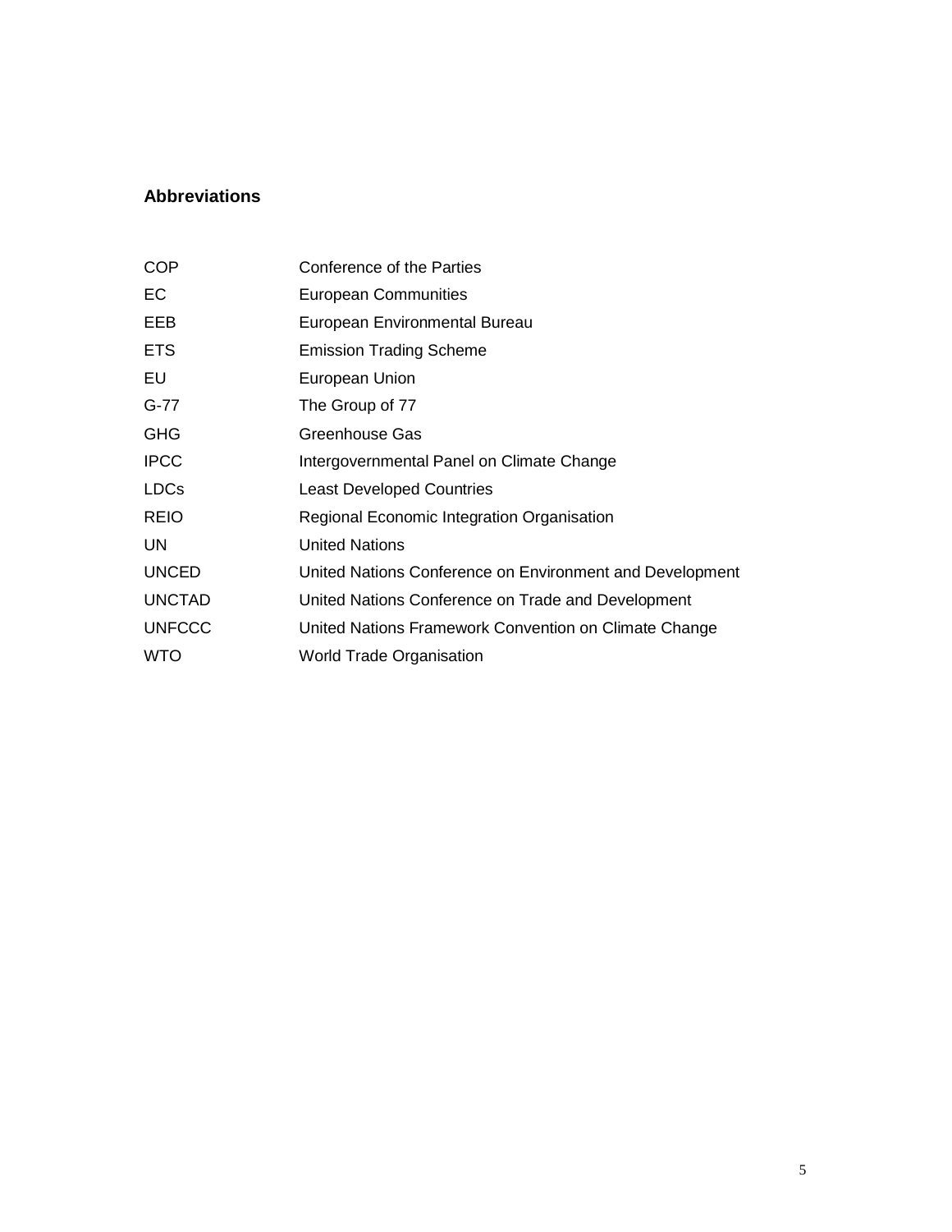## Abbreviations

| | |
|---|---|
| COP | Conference of the Parties |
| EC | European Communities |
| EEB | European Environmental Bureau |
| ETS | Emission Trading Scheme |
| EU | European Union |
| G-77 | The Group of 77 |
| GHG | Greenhouse Gas |
| IPCC | Intergovernmental Panel on Climate Change |
| LDCs | Least Developed Countries |
| REIO | Regional Economic Integration Organisation |
| UN | United Nations |
| UNCED | United Nations Conference on Environment and Development |
| UNCTAD | United Nations Conference on Trade and Development |
| UNFCCC | United Nations Framework Convention on Climate Change |
| WTO | World Trade Organisation |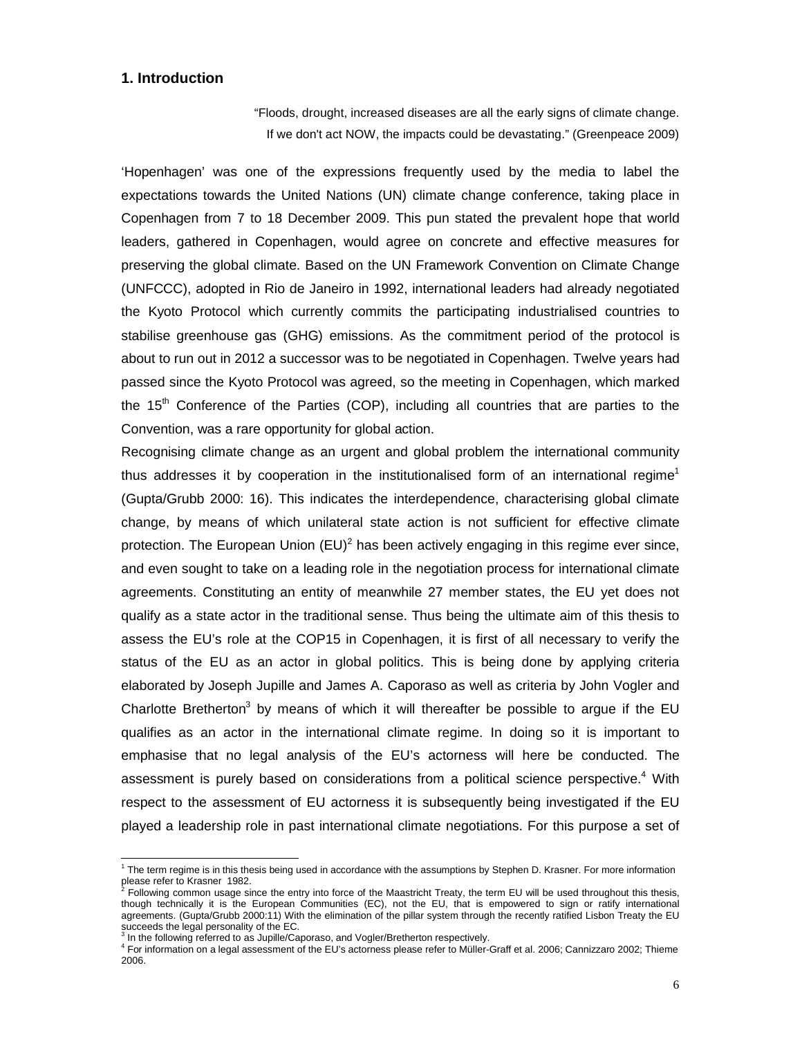## 1. Introduction

> "Floods, drought, increased diseases are all the early signs of climate change. If we don't act NOW, the impacts could be devastating." (Greenpeace 2009)

'Hopenhagen' was one of the expressions frequently used by the media to label the expectations towards the United Nations (UN) climate change conference, taking place in Copenhagen from 7 to 18 December 2009. This pun stated the prevalent hope that world leaders, gathered in Copenhagen, would agree on concrete and effective measures for preserving the global climate. Based on the UN Framework Convention on Climate Change (UNFCCC), adopted in Rio de Janeiro in 1992, international leaders had already negotiated the Kyoto Protocol which currently commits the participating industrialised countries to stabilise greenhouse gas (GHG) emissions. As the commitment period of the protocol is about to run out in 2012 a successor was to be negotiated in Copenhagen. Twelve years had passed since the Kyoto Protocol was agreed, so the meeting in Copenhagen, which marked the 15th Conference of the Parties (COP), including all countries that are parties to the Convention, was a rare opportunity for global action.

Recognising climate change as an urgent and global problem the international community thus addresses it by cooperation in the institutionalised form of an international regime[1] (Gupta/Grubb 2000: 16). This indicates the interdependence, characterising global climate change, by means of which unilateral state action is not sufficient for effective climate protection. The European Union (EU)[2] has been actively engaging in this regime ever since, and even sought to take on a leading role in the negotiation process for international climate agreements. Constituting an entity of meanwhile 27 member states, the EU yet does not qualify as a state actor in the traditional sense. Thus being the ultimate aim of this thesis to assess the EU's role at the COP15 in Copenhagen, it is first of all necessary to verify the status of the EU as an actor in global politics. This is being done by applying criteria elaborated by Joseph Jupille and James A. Caporaso as well as criteria by John Vogler and Charlotte Bretherton[3] by means of which it will thereafter be possible to argue if the EU qualifies as an actor in the international climate regime. In doing so it is important to emphasise that no legal analysis of the EU's actorness will here be conducted. The assessment is purely based on considerations from a political science perspective.[4] With respect to the assessment of EU actorness it is subsequently being investigated if the EU played a leadership role in past international climate negotiations. For this purpose a set of

---

[1] The term regime is in this thesis being used in accordance with the assumptions by Stephen D. Krasner. For more information please refer to Krasner 1982.

[2] Following common usage since the entry into force of the Maastricht Treaty, the term EU will be used throughout this thesis, though technically it is the European Communities (EC), not the EU, that is empowered to sign or ratify international agreements. (Gupta/Grubb 2000:11) With the elimination of the pillar system through the recently ratified Lisbon Treaty the EU succeeds the legal personality of the EC.

[3] In the following referred to as Jupille/Caporaso, and Vogler/Bretherton respectively.

[4] For information on a legal assessment of the EU's actorness please refer to Müller-Graff et al. 2006; Cannizzaro 2002; Thieme 2006.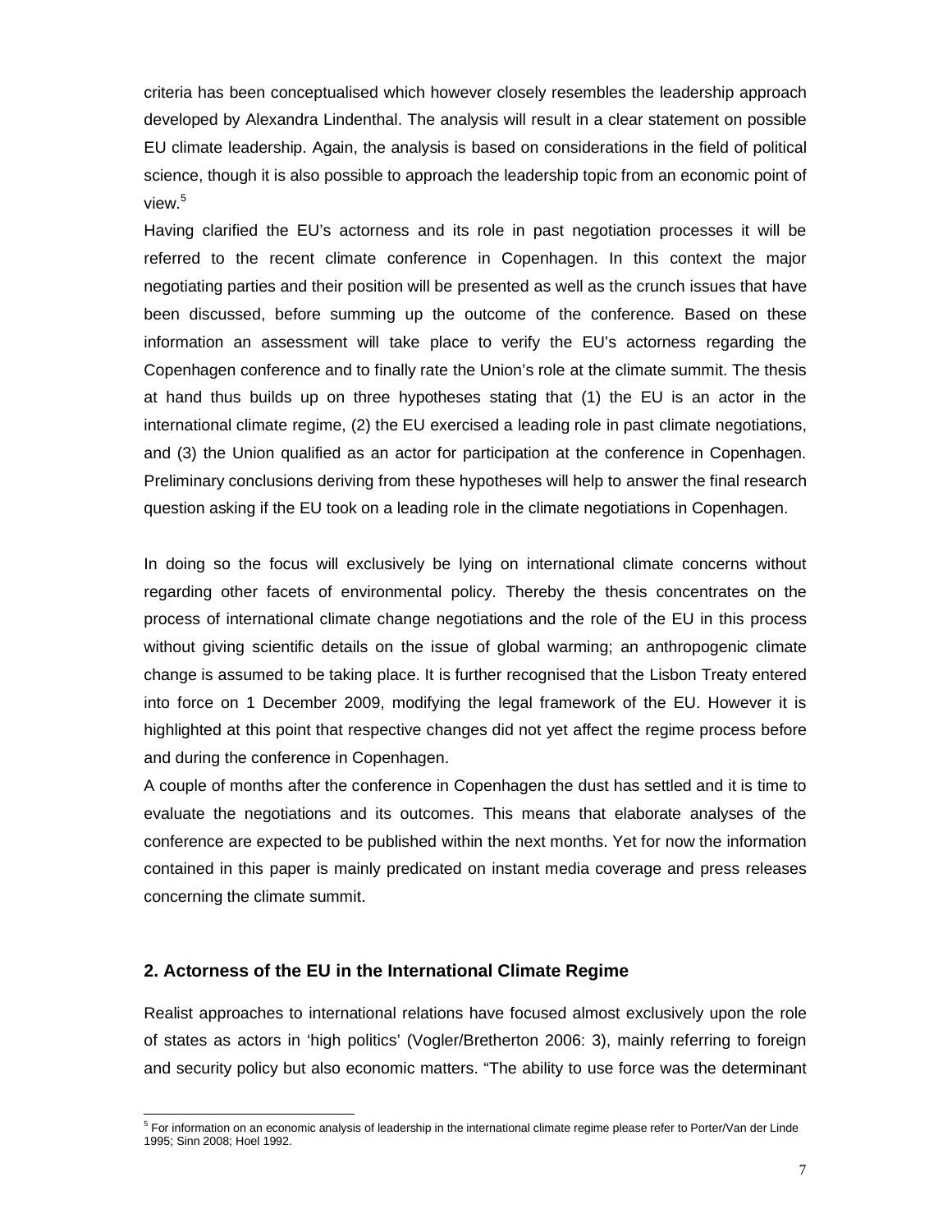criteria has been conceptualised which however closely resembles the leadership approach developed by Alexandra Lindenthal. The analysis will result in a clear statement on possible EU climate leadership. Again, the analysis is based on considerations in the field of political science, though it is also possible to approach the leadership topic from an economic point of view.[5]

Having clarified the EU's actorness and its role in past negotiation processes it will be referred to the recent climate conference in Copenhagen. In this context the major negotiating parties and their position will be presented as well as the crunch issues that have been discussed, before summing up the outcome of the conference. Based on these information an assessment will take place to verify the EU's actorness regarding the Copenhagen conference and to finally rate the Union's role at the climate summit. The thesis at hand thus builds up on three hypotheses stating that (1) the EU is an actor in the international climate regime, (2) the EU exercised a leading role in past climate negotiations, and (3) the Union qualified as an actor for participation at the conference in Copenhagen. Preliminary conclusions deriving from these hypotheses will help to answer the final research question asking if the EU took on a leading role in the climate negotiations in Copenhagen.

In doing so the focus will exclusively be lying on international climate concerns without regarding other facets of environmental policy. Thereby the thesis concentrates on the process of international climate change negotiations and the role of the EU in this process without giving scientific details on the issue of global warming; an anthropogenic climate change is assumed to be taking place. It is further recognised that the Lisbon Treaty entered into force on 1 December 2009, modifying the legal framework of the EU. However it is highlighted at this point that respective changes did not yet affect the regime process before and during the conference in Copenhagen.

A couple of months after the conference in Copenhagen the dust has settled and it is time to evaluate the negotiations and its outcomes. This means that elaborate analyses of the conference are expected to be published within the next months. Yet for now the information contained in this paper is mainly predicated on instant media coverage and press releases concerning the climate summit.

## 2. Actorness of the EU in the International Climate Regime

Realist approaches to international relations have focused almost exclusively upon the role of states as actors in 'high politics' (Vogler/Bretherton 2006: 3), mainly referring to foreign and security policy but also economic matters. "The ability to use force was the determinant

[5] For information on an economic analysis of leadership in the international climate regime please refer to Porter/Van der Linde 1995; Sinn 2008; Hoel 1992.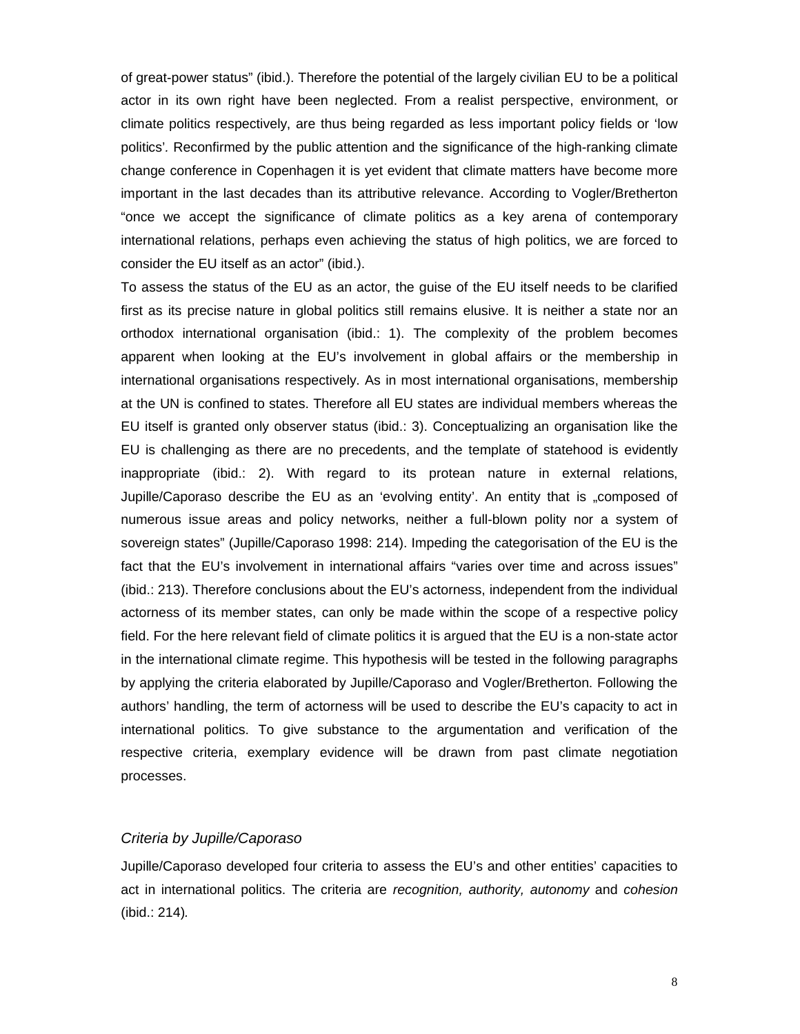of great-power status" (ibid.). Therefore the potential of the largely civilian EU to be a political actor in its own right have been neglected. From a realist perspective, environment, or climate politics respectively, are thus being regarded as less important policy fields or 'low politics'. Reconfirmed by the public attention and the significance of the high-ranking climate change conference in Copenhagen it is yet evident that climate matters have become more important in the last decades than its attributive relevance. According to Vogler/Bretherton "once we accept the significance of climate politics as a key arena of contemporary international relations, perhaps even achieving the status of high politics, we are forced to consider the EU itself as an actor" (ibid.).

To assess the status of the EU as an actor, the guise of the EU itself needs to be clarified first as its precise nature in global politics still remains elusive. It is neither a state nor an orthodox international organisation (ibid.: 1). The complexity of the problem becomes apparent when looking at the EU's involvement in global affairs or the membership in international organisations respectively. As in most international organisations, membership at the UN is confined to states. Therefore all EU states are individual members whereas the EU itself is granted only observer status (ibid.: 3). Conceptualizing an organisation like the EU is challenging as there are no precedents, and the template of statehood is evidently inappropriate (ibid.: 2). With regard to its protean nature in external relations, Jupille/Caporaso describe the EU as an 'evolving entity'. An entity that is „composed of numerous issue areas and policy networks, neither a full-blown polity nor a system of sovereign states" (Jupille/Caporaso 1998: 214). Impeding the categorisation of the EU is the fact that the EU's involvement in international affairs "varies over time and across issues" (ibid.: 213). Therefore conclusions about the EU's actorness, independent from the individual actorness of its member states, can only be made within the scope of a respective policy field. For the here relevant field of climate politics it is argued that the EU is a non-state actor in the international climate regime. This hypothesis will be tested in the following paragraphs by applying the criteria elaborated by Jupille/Caporaso and Vogler/Bretherton. Following the authors' handling, the term of actorness will be used to describe the EU's capacity to act in international politics. To give substance to the argumentation and verification of the respective criteria, exemplary evidence will be drawn from past climate negotiation processes.

### *Criteria by Jupille/Caporaso*

Jupille/Caporaso developed four criteria to assess the EU's and other entities' capacities to act in international politics. The criteria are *recognition, authority, autonomy* and *cohesion* (ibid.: 214).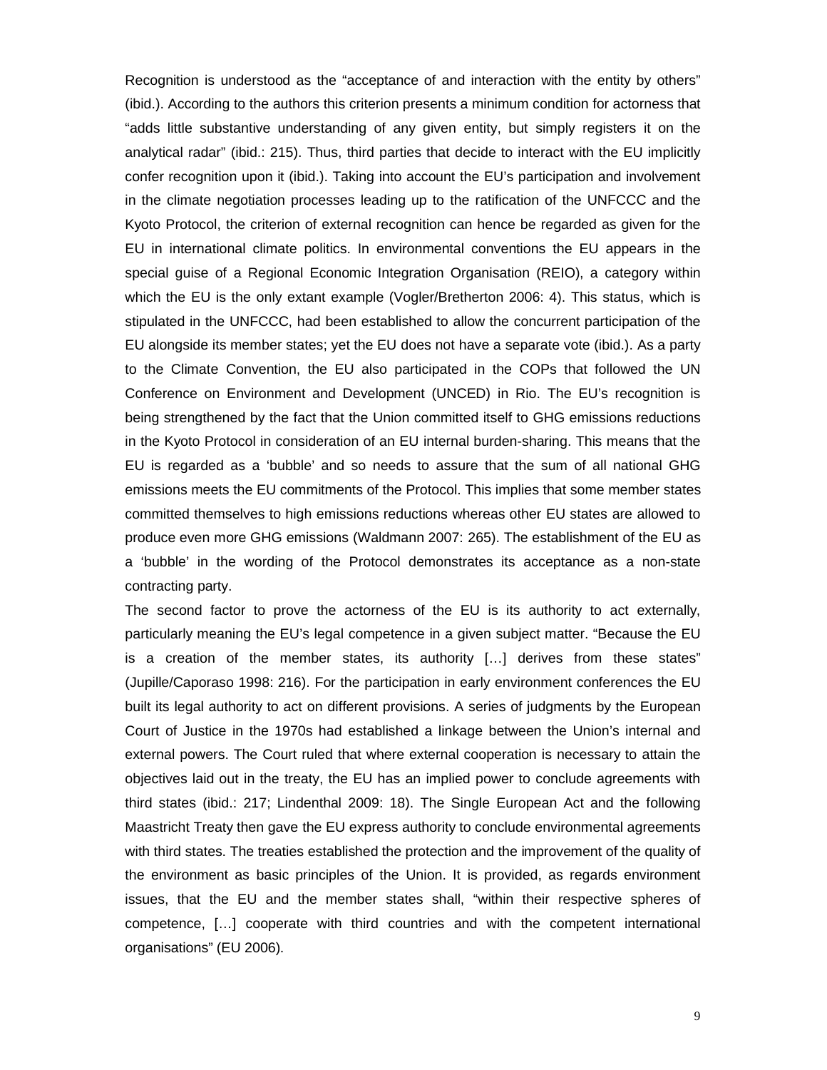Recognition is understood as the "acceptance of and interaction with the entity by others" (ibid.). According to the authors this criterion presents a minimum condition for actorness that "adds little substantive understanding of any given entity, but simply registers it on the analytical radar" (ibid.: 215). Thus, third parties that decide to interact with the EU implicitly confer recognition upon it (ibid.). Taking into account the EU's participation and involvement in the climate negotiation processes leading up to the ratification of the UNFCCC and the Kyoto Protocol, the criterion of external recognition can hence be regarded as given for the EU in international climate politics. In environmental conventions the EU appears in the special guise of a Regional Economic Integration Organisation (REIO), a category within which the EU is the only extant example (Vogler/Bretherton 2006: 4). This status, which is stipulated in the UNFCCC, had been established to allow the concurrent participation of the EU alongside its member states; yet the EU does not have a separate vote (ibid.). As a party to the Climate Convention, the EU also participated in the COPs that followed the UN Conference on Environment and Development (UNCED) in Rio. The EU's recognition is being strengthened by the fact that the Union committed itself to GHG emissions reductions in the Kyoto Protocol in consideration of an EU internal burden-sharing. This means that the EU is regarded as a 'bubble' and so needs to assure that the sum of all national GHG emissions meets the EU commitments of the Protocol. This implies that some member states committed themselves to high emissions reductions whereas other EU states are allowed to produce even more GHG emissions (Waldmann 2007: 265). The establishment of the EU as a 'bubble' in the wording of the Protocol demonstrates its acceptance as a non-state contracting party.

The second factor to prove the actorness of the EU is its authority to act externally, particularly meaning the EU's legal competence in a given subject matter. "Because the EU is a creation of the member states, its authority […] derives from these states" (Jupille/Caporaso 1998: 216). For the participation in early environment conferences the EU built its legal authority to act on different provisions. A series of judgments by the European Court of Justice in the 1970s had established a linkage between the Union's internal and external powers. The Court ruled that where external cooperation is necessary to attain the objectives laid out in the treaty, the EU has an implied power to conclude agreements with third states (ibid.: 217; Lindenthal 2009: 18). The Single European Act and the following Maastricht Treaty then gave the EU express authority to conclude environmental agreements with third states. The treaties established the protection and the improvement of the quality of the environment as basic principles of the Union. It is provided, as regards environment issues, that the EU and the member states shall, "within their respective spheres of competence, […] cooperate with third countries and with the competent international organisations" (EU 2006).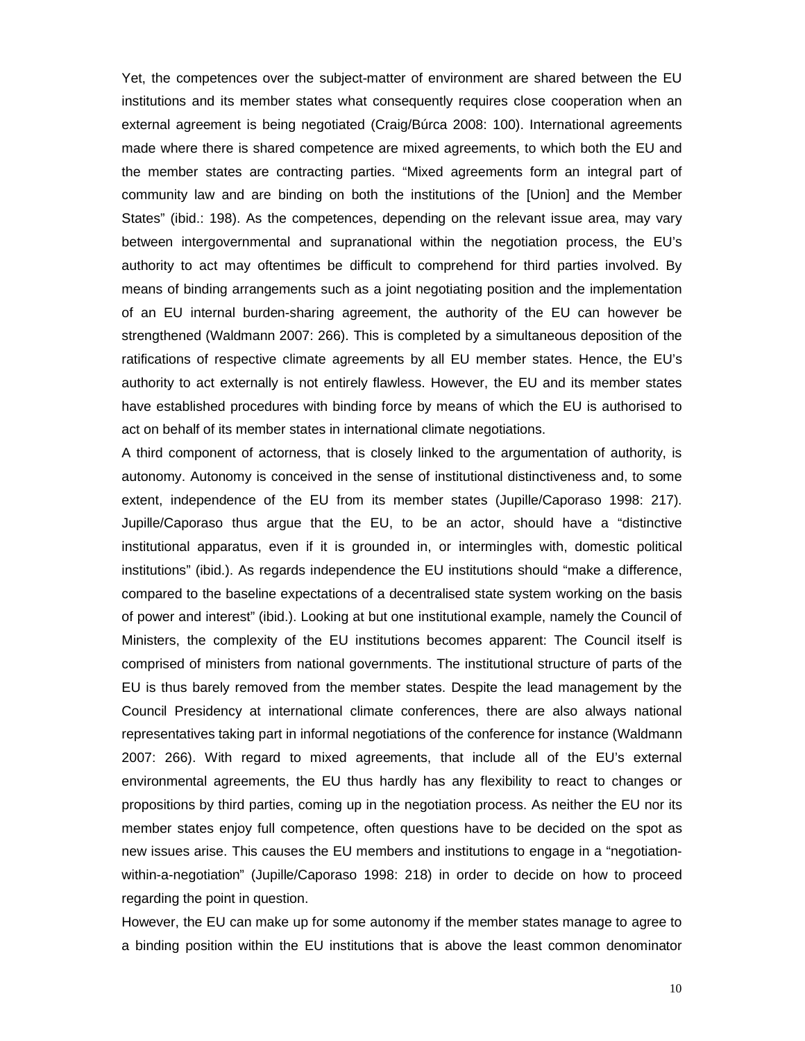Yet, the competences over the subject-matter of environment are shared between the EU institutions and its member states what consequently requires close cooperation when an external agreement is being negotiated (Craig/Búrca 2008: 100). International agreements made where there is shared competence are mixed agreements, to which both the EU and the member states are contracting parties. "Mixed agreements form an integral part of community law and are binding on both the institutions of the [Union] and the Member States" (ibid.: 198). As the competences, depending on the relevant issue area, may vary between intergovernmental and supranational within the negotiation process, the EU's authority to act may oftentimes be difficult to comprehend for third parties involved. By means of binding arrangements such as a joint negotiating position and the implementation of an EU internal burden-sharing agreement, the authority of the EU can however be strengthened (Waldmann 2007: 266). This is completed by a simultaneous deposition of the ratifications of respective climate agreements by all EU member states. Hence, the EU's authority to act externally is not entirely flawless. However, the EU and its member states have established procedures with binding force by means of which the EU is authorised to act on behalf of its member states in international climate negotiations.

A third component of actorness, that is closely linked to the argumentation of authority, is autonomy. Autonomy is conceived in the sense of institutional distinctiveness and, to some extent, independence of the EU from its member states (Jupille/Caporaso 1998: 217). Jupille/Caporaso thus argue that the EU, to be an actor, should have a "distinctive institutional apparatus, even if it is grounded in, or intermingles with, domestic political institutions" (ibid.). As regards independence the EU institutions should "make a difference, compared to the baseline expectations of a decentralised state system working on the basis of power and interest" (ibid.). Looking at but one institutional example, namely the Council of Ministers, the complexity of the EU institutions becomes apparent: The Council itself is comprised of ministers from national governments. The institutional structure of parts of the EU is thus barely removed from the member states. Despite the lead management by the Council Presidency at international climate conferences, there are also always national representatives taking part in informal negotiations of the conference for instance (Waldmann 2007: 266). With regard to mixed agreements, that include all of the EU's external environmental agreements, the EU thus hardly has any flexibility to react to changes or propositions by third parties, coming up in the negotiation process. As neither the EU nor its member states enjoy full competence, often questions have to be decided on the spot as new issues arise. This causes the EU members and institutions to engage in a "negotiation-within-a-negotiation" (Jupille/Caporaso 1998: 218) in order to decide on how to proceed regarding the point in question.

However, the EU can make up for some autonomy if the member states manage to agree to a binding position within the EU institutions that is above the least common denominator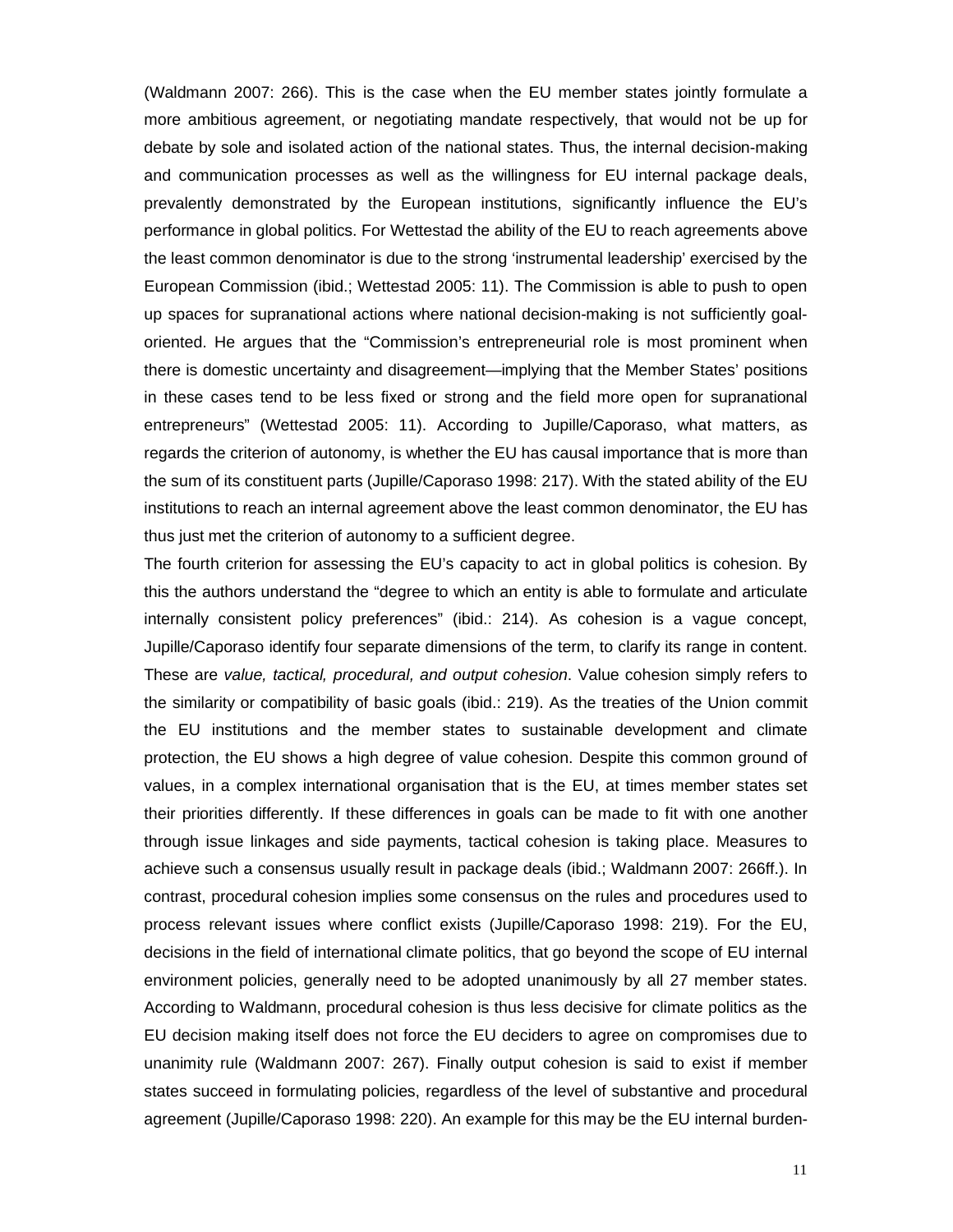(Waldmann 2007: 266). This is the case when the EU member states jointly formulate a more ambitious agreement, or negotiating mandate respectively, that would not be up for debate by sole and isolated action of the national states. Thus, the internal decision-making and communication processes as well as the willingness for EU internal package deals, prevalently demonstrated by the European institutions, significantly influence the EU's performance in global politics. For Wettestad the ability of the EU to reach agreements above the least common denominator is due to the strong 'instrumental leadership' exercised by the European Commission (ibid.; Wettestad 2005: 11). The Commission is able to push to open up spaces for supranational actions where national decision-making is not sufficiently goal-oriented. He argues that the "Commission's entrepreneurial role is most prominent when there is domestic uncertainty and disagreement—implying that the Member States' positions in these cases tend to be less fixed or strong and the field more open for supranational entrepreneurs" (Wettestad 2005: 11). According to Jupille/Caporaso, what matters, as regards the criterion of autonomy, is whether the EU has causal importance that is more than the sum of its constituent parts (Jupille/Caporaso 1998: 217). With the stated ability of the EU institutions to reach an internal agreement above the least common denominator, the EU has thus just met the criterion of autonomy to a sufficient degree.

The fourth criterion for assessing the EU's capacity to act in global politics is cohesion. By this the authors understand the "degree to which an entity is able to formulate and articulate internally consistent policy preferences" (ibid.: 214). As cohesion is a vague concept, Jupille/Caporaso identify four separate dimensions of the term, to clarify its range in content. These are *value, tactical, procedural, and output cohesion*. Value cohesion simply refers to the similarity or compatibility of basic goals (ibid.: 219). As the treaties of the Union commit the EU institutions and the member states to sustainable development and climate protection, the EU shows a high degree of value cohesion. Despite this common ground of values, in a complex international organisation that is the EU, at times member states set their priorities differently. If these differences in goals can be made to fit with one another through issue linkages and side payments, tactical cohesion is taking place. Measures to achieve such a consensus usually result in package deals (ibid.; Waldmann 2007: 266ff.). In contrast, procedural cohesion implies some consensus on the rules and procedures used to process relevant issues where conflict exists (Jupille/Caporaso 1998: 219). For the EU, decisions in the field of international climate politics, that go beyond the scope of EU internal environment policies, generally need to be adopted unanimously by all 27 member states. According to Waldmann, procedural cohesion is thus less decisive for climate politics as the EU decision making itself does not force the EU deciders to agree on compromises due to unanimity rule (Waldmann 2007: 267). Finally output cohesion is said to exist if member states succeed in formulating policies, regardless of the level of substantive and procedural agreement (Jupille/Caporaso 1998: 220). An example for this may be the EU internal burden-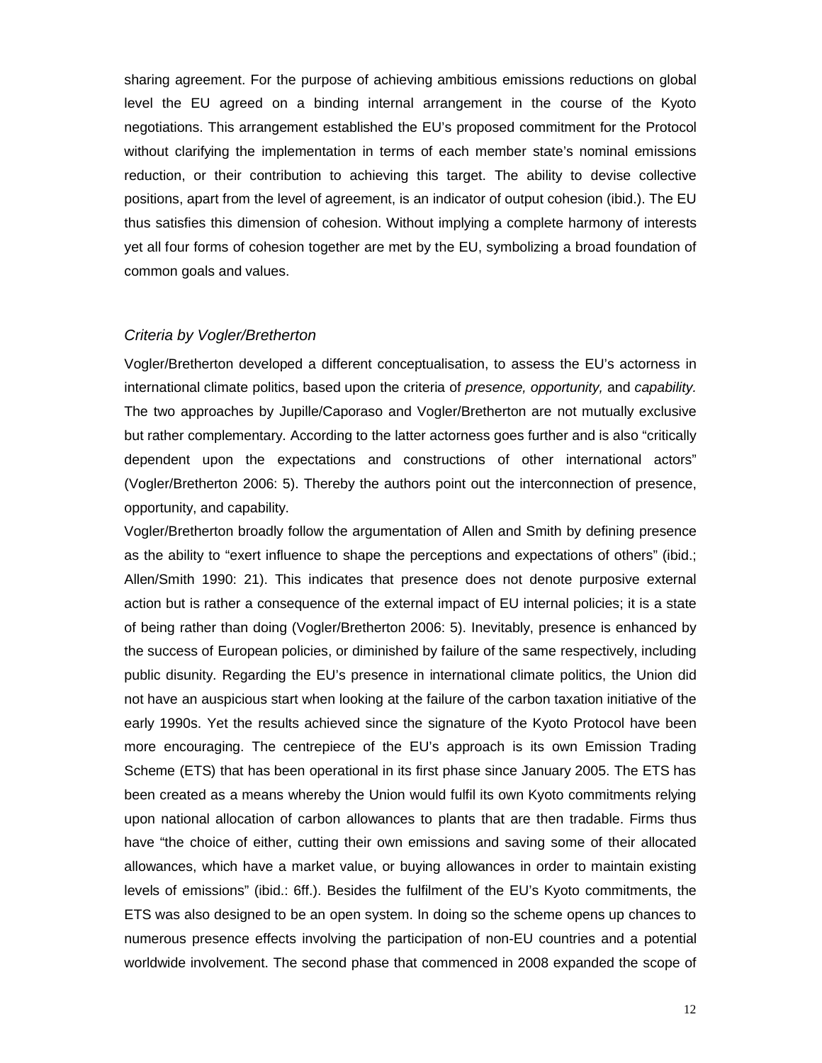sharing agreement. For the purpose of achieving ambitious emissions reductions on global level the EU agreed on a binding internal arrangement in the course of the Kyoto negotiations. This arrangement established the EU's proposed commitment for the Protocol without clarifying the implementation in terms of each member state's nominal emissions reduction, or their contribution to achieving this target. The ability to devise collective positions, apart from the level of agreement, is an indicator of output cohesion (ibid.). The EU thus satisfies this dimension of cohesion. Without implying a complete harmony of interests yet all four forms of cohesion together are met by the EU, symbolizing a broad foundation of common goals and values.

### *Criteria by Vogler/Bretherton*

Vogler/Bretherton developed a different conceptualisation, to assess the EU's actorness in international climate politics, based upon the criteria of *presence, opportunity,* and *capability.* The two approaches by Jupille/Caporaso and Vogler/Bretherton are not mutually exclusive but rather complementary. According to the latter actorness goes further and is also "critically dependent upon the expectations and constructions of other international actors" (Vogler/Bretherton 2006: 5). Thereby the authors point out the interconnection of presence, opportunity, and capability.

Vogler/Bretherton broadly follow the argumentation of Allen and Smith by defining presence as the ability to "exert influence to shape the perceptions and expectations of others" (ibid.; Allen/Smith 1990: 21). This indicates that presence does not denote purposive external action but is rather a consequence of the external impact of EU internal policies; it is a state of being rather than doing (Vogler/Bretherton 2006: 5). Inevitably, presence is enhanced by the success of European policies, or diminished by failure of the same respectively, including public disunity. Regarding the EU's presence in international climate politics, the Union did not have an auspicious start when looking at the failure of the carbon taxation initiative of the early 1990s. Yet the results achieved since the signature of the Kyoto Protocol have been more encouraging. The centrepiece of the EU's approach is its own Emission Trading Scheme (ETS) that has been operational in its first phase since January 2005. The ETS has been created as a means whereby the Union would fulfil its own Kyoto commitments relying upon national allocation of carbon allowances to plants that are then tradable. Firms thus have "the choice of either, cutting their own emissions and saving some of their allocated allowances, which have a market value, or buying allowances in order to maintain existing levels of emissions" (ibid.: 6ff.). Besides the fulfilment of the EU's Kyoto commitments, the ETS was also designed to be an open system. In doing so the scheme opens up chances to numerous presence effects involving the participation of non-EU countries and a potential worldwide involvement. The second phase that commenced in 2008 expanded the scope of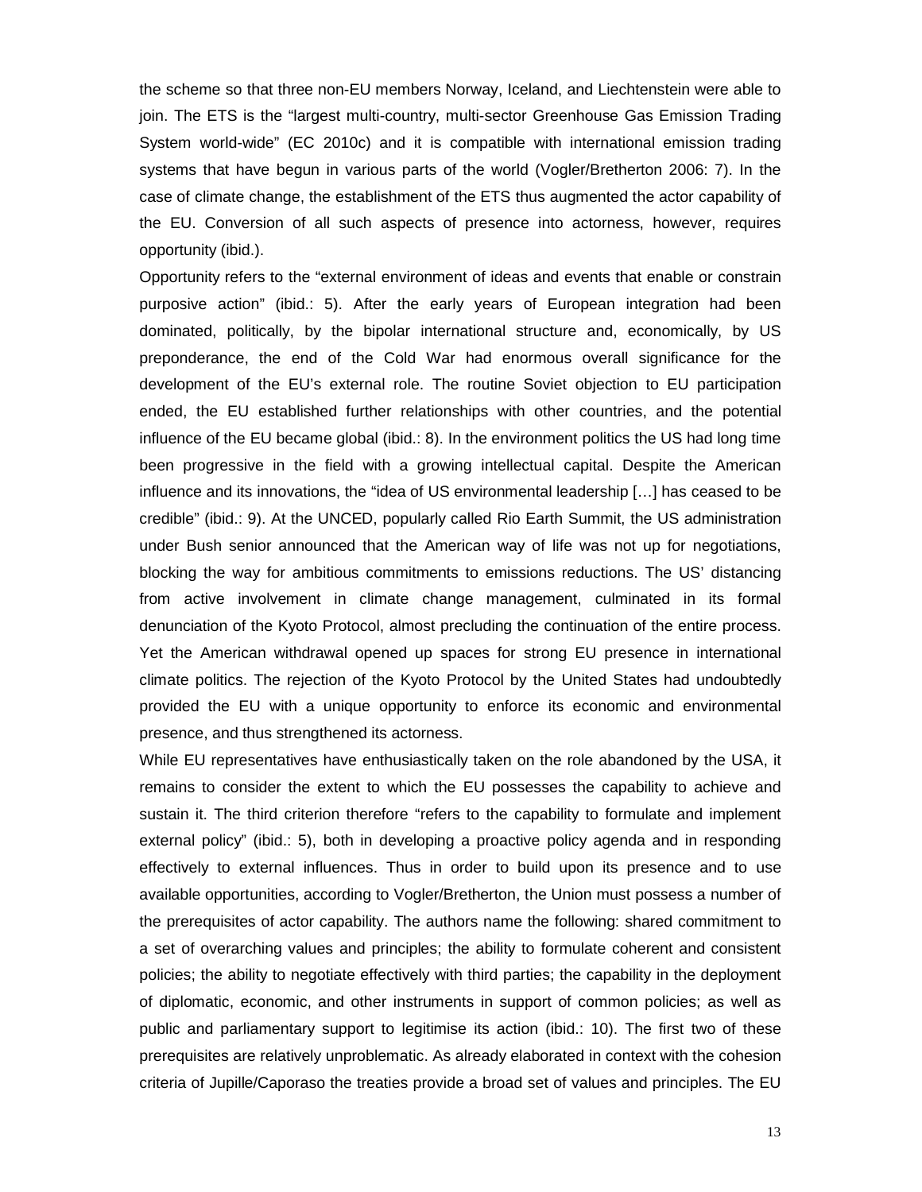the scheme so that three non-EU members Norway, Iceland, and Liechtenstein were able to join. The ETS is the "largest multi-country, multi-sector Greenhouse Gas Emission Trading System world-wide" (EC 2010c) and it is compatible with international emission trading systems that have begun in various parts of the world (Vogler/Bretherton 2006: 7). In the case of climate change, the establishment of the ETS thus augmented the actor capability of the EU. Conversion of all such aspects of presence into actorness, however, requires opportunity (ibid.).

Opportunity refers to the "external environment of ideas and events that enable or constrain purposive action" (ibid.: 5). After the early years of European integration had been dominated, politically, by the bipolar international structure and, economically, by US preponderance, the end of the Cold War had enormous overall significance for the development of the EU's external role. The routine Soviet objection to EU participation ended, the EU established further relationships with other countries, and the potential influence of the EU became global (ibid.: 8). In the environment politics the US had long time been progressive in the field with a growing intellectual capital. Despite the American influence and its innovations, the "idea of US environmental leadership […] has ceased to be credible" (ibid.: 9). At the UNCED, popularly called Rio Earth Summit, the US administration under Bush senior announced that the American way of life was not up for negotiations, blocking the way for ambitious commitments to emissions reductions. The US' distancing from active involvement in climate change management, culminated in its formal denunciation of the Kyoto Protocol, almost precluding the continuation of the entire process. Yet the American withdrawal opened up spaces for strong EU presence in international climate politics. The rejection of the Kyoto Protocol by the United States had undoubtedly provided the EU with a unique opportunity to enforce its economic and environmental presence, and thus strengthened its actorness.

While EU representatives have enthusiastically taken on the role abandoned by the USA, it remains to consider the extent to which the EU possesses the capability to achieve and sustain it. The third criterion therefore "refers to the capability to formulate and implement external policy" (ibid.: 5), both in developing a proactive policy agenda and in responding effectively to external influences. Thus in order to build upon its presence and to use available opportunities, according to Vogler/Bretherton, the Union must possess a number of the prerequisites of actor capability. The authors name the following: shared commitment to a set of overarching values and principles; the ability to formulate coherent and consistent policies; the ability to negotiate effectively with third parties; the capability in the deployment of diplomatic, economic, and other instruments in support of common policies; as well as public and parliamentary support to legitimise its action (ibid.: 10). The first two of these prerequisites are relatively unproblematic. As already elaborated in context with the cohesion criteria of Jupille/Caporaso the treaties provide a broad set of values and principles. The EU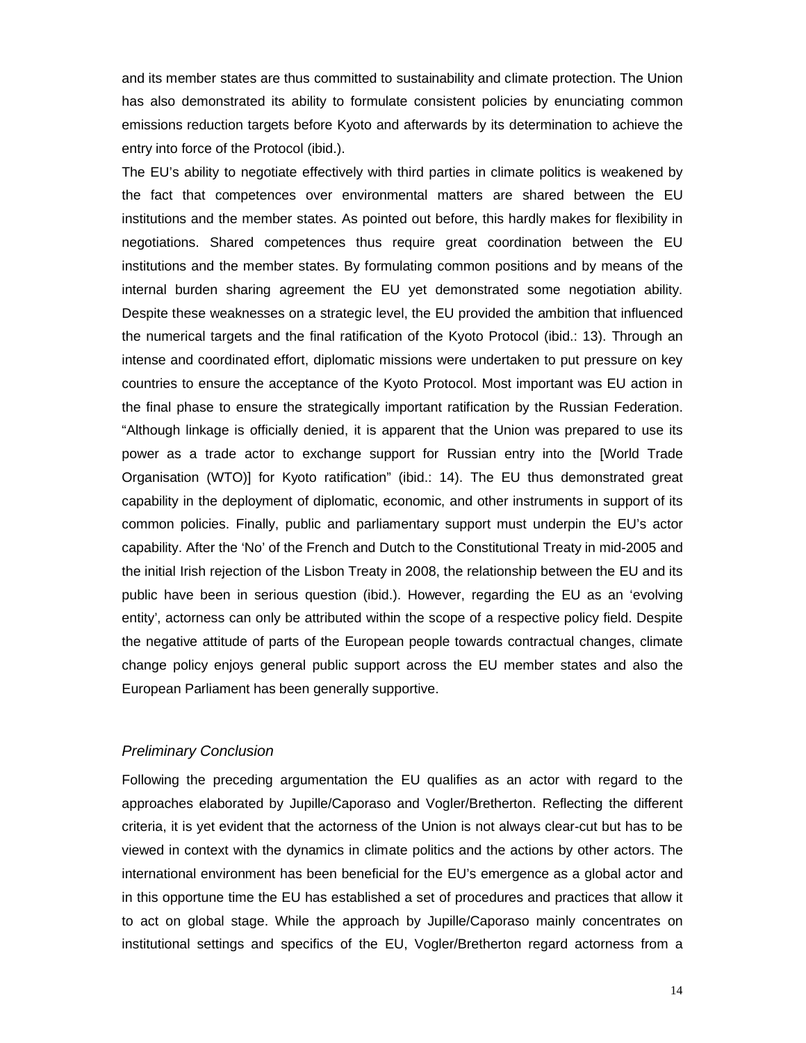and its member states are thus committed to sustainability and climate protection. The Union has also demonstrated its ability to formulate consistent policies by enunciating common emissions reduction targets before Kyoto and afterwards by its determination to achieve the entry into force of the Protocol (ibid.).

The EU's ability to negotiate effectively with third parties in climate politics is weakened by the fact that competences over environmental matters are shared between the EU institutions and the member states. As pointed out before, this hardly makes for flexibility in negotiations. Shared competences thus require great coordination between the EU institutions and the member states. By formulating common positions and by means of the internal burden sharing agreement the EU yet demonstrated some negotiation ability. Despite these weaknesses on a strategic level, the EU provided the ambition that influenced the numerical targets and the final ratification of the Kyoto Protocol (ibid.: 13). Through an intense and coordinated effort, diplomatic missions were undertaken to put pressure on key countries to ensure the acceptance of the Kyoto Protocol. Most important was EU action in the final phase to ensure the strategically important ratification by the Russian Federation. "Although linkage is officially denied, it is apparent that the Union was prepared to use its power as a trade actor to exchange support for Russian entry into the [World Trade Organisation (WTO)] for Kyoto ratification" (ibid.: 14). The EU thus demonstrated great capability in the deployment of diplomatic, economic, and other instruments in support of its common policies. Finally, public and parliamentary support must underpin the EU's actor capability. After the 'No' of the French and Dutch to the Constitutional Treaty in mid-2005 and the initial Irish rejection of the Lisbon Treaty in 2008, the relationship between the EU and its public have been in serious question (ibid.). However, regarding the EU as an 'evolving entity', actorness can only be attributed within the scope of a respective policy field. Despite the negative attitude of parts of the European people towards contractual changes, climate change policy enjoys general public support across the EU member states and also the European Parliament has been generally supportive.

### *Preliminary Conclusion*

Following the preceding argumentation the EU qualifies as an actor with regard to the approaches elaborated by Jupille/Caporaso and Vogler/Bretherton. Reflecting the different criteria, it is yet evident that the actorness of the Union is not always clear-cut but has to be viewed in context with the dynamics in climate politics and the actions by other actors. The international environment has been beneficial for the EU's emergence as a global actor and in this opportune time the EU has established a set of procedures and practices that allow it to act on global stage. While the approach by Jupille/Caporaso mainly concentrates on institutional settings and specifics of the EU, Vogler/Bretherton regard actorness from a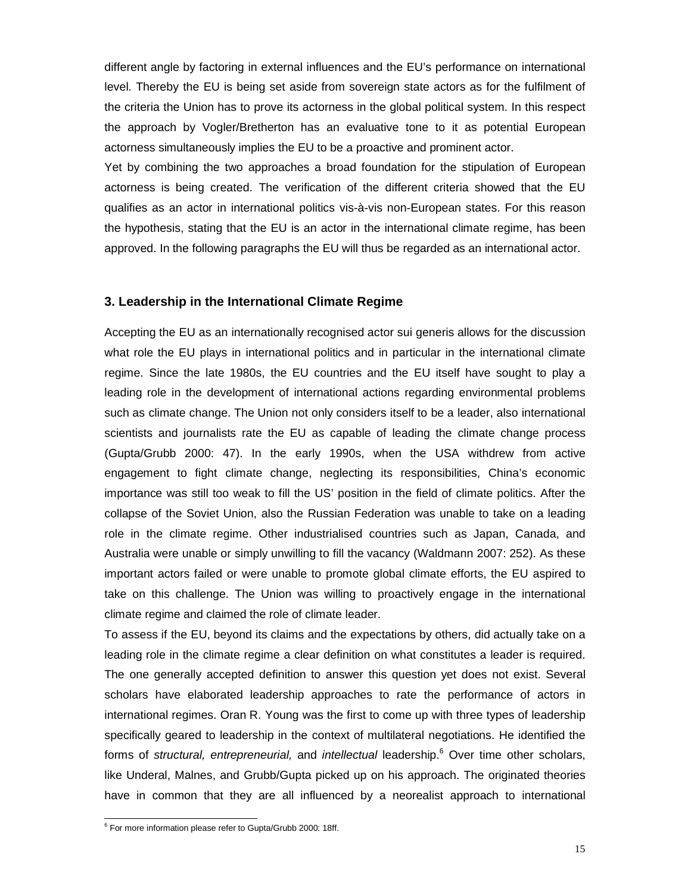different angle by factoring in external influences and the EU's performance on international level. Thereby the EU is being set aside from sovereign state actors as for the fulfilment of the criteria the Union has to prove its actorness in the global political system. In this respect the approach by Vogler/Bretherton has an evaluative tone to it as potential European actorness simultaneously implies the EU to be a proactive and prominent actor.

Yet by combining the two approaches a broad foundation for the stipulation of European actorness is being created. The verification of the different criteria showed that the EU qualifies as an actor in international politics vis-à-vis non-European states. For this reason the hypothesis, stating that the EU is an actor in the international climate regime, has been approved. In the following paragraphs the EU will thus be regarded as an international actor.

### 3. Leadership in the International Climate Regime

Accepting the EU as an internationally recognised actor sui generis allows for the discussion what role the EU plays in international politics and in particular in the international climate regime. Since the late 1980s, the EU countries and the EU itself have sought to play a leading role in the development of international actions regarding environmental problems such as climate change. The Union not only considers itself to be a leader, also international scientists and journalists rate the EU as capable of leading the climate change process (Gupta/Grubb 2000: 47). In the early 1990s, when the USA withdrew from active engagement to fight climate change, neglecting its responsibilities, China's economic importance was still too weak to fill the US' position in the field of climate politics. After the collapse of the Soviet Union, also the Russian Federation was unable to take on a leading role in the climate regime. Other industrialised countries such as Japan, Canada, and Australia were unable or simply unwilling to fill the vacancy (Waldmann 2007: 252). As these important actors failed or were unable to promote global climate efforts, the EU aspired to take on this challenge. The Union was willing to proactively engage in the international climate regime and claimed the role of climate leader.

To assess if the EU, beyond its claims and the expectations by others, did actually take on a leading role in the climate regime a clear definition on what constitutes a leader is required. The one generally accepted definition to answer this question yet does not exist. Several scholars have elaborated leadership approaches to rate the performance of actors in international regimes. Oran R. Young was the first to come up with three types of leadership specifically geared to leadership in the context of multilateral negotiations. He identified the forms of *structural, entrepreneurial,* and *intellectual* leadership.[6] Over time other scholars, like Underal, Malnes, and Grubb/Gupta picked up on his approach. The originated theories have in common that they are all influenced by a neorealist approach to international

[6] For more information please refer to Gupta/Grubb 2000: 18ff.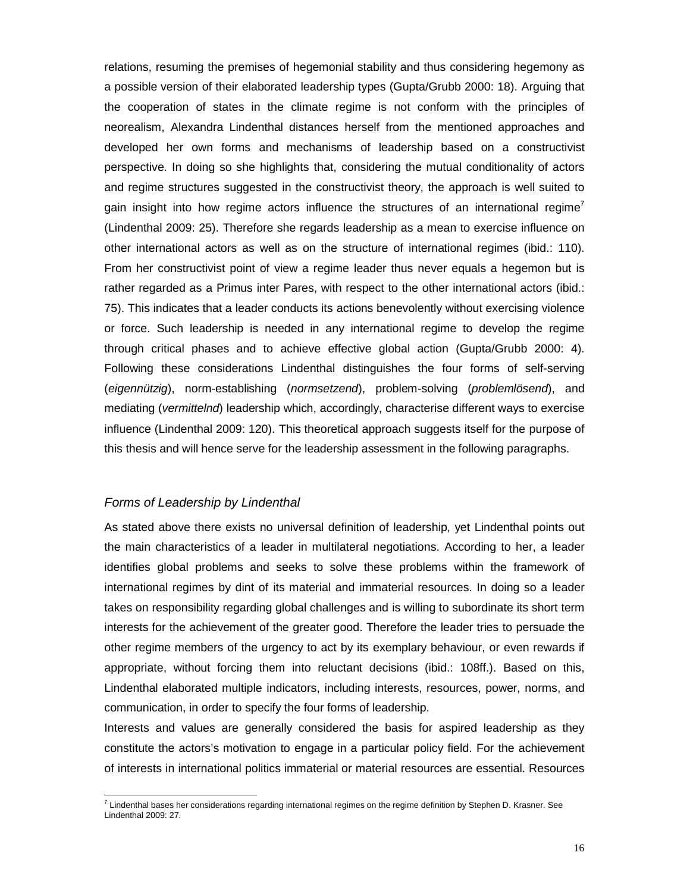relations, resuming the premises of hegemonial stability and thus considering hegemony as a possible version of their elaborated leadership types (Gupta/Grubb 2000: 18). Arguing that the cooperation of states in the climate regime is not conform with the principles of neorealism, Alexandra Lindenthal distances herself from the mentioned approaches and developed her own forms and mechanisms of leadership based on a constructivist perspective. In doing so she highlights that, considering the mutual conditionality of actors and regime structures suggested in the constructivist theory, the approach is well suited to gain insight into how regime actors influence the structures of an international regime[7] (Lindenthal 2009: 25). Therefore she regards leadership as a mean to exercise influence on other international actors as well as on the structure of international regimes (ibid.: 110). From her constructivist point of view a regime leader thus never equals a hegemon but is rather regarded as a Primus inter Pares, with respect to the other international actors (ibid.: 75). This indicates that a leader conducts its actions benevolently without exercising violence or force. Such leadership is needed in any international regime to develop the regime through critical phases and to achieve effective global action (Gupta/Grubb 2000: 4). Following these considerations Lindenthal distinguishes the four forms of self-serving (*eigennützig*), norm-establishing (*normsetzend*), problem-solving (*problemlösend*), and mediating (*vermittelnd*) leadership which, accordingly, characterise different ways to exercise influence (Lindenthal 2009: 120). This theoretical approach suggests itself for the purpose of this thesis and will hence serve for the leadership assessment in the following paragraphs.

### *Forms of Leadership by Lindenthal*

As stated above there exists no universal definition of leadership, yet Lindenthal points out the main characteristics of a leader in multilateral negotiations. According to her, a leader identifies global problems and seeks to solve these problems within the framework of international regimes by dint of its material and immaterial resources. In doing so a leader takes on responsibility regarding global challenges and is willing to subordinate its short term interests for the achievement of the greater good. Therefore the leader tries to persuade the other regime members of the urgency to act by its exemplary behaviour, or even rewards if appropriate, without forcing them into reluctant decisions (ibid.: 108ff.). Based on this, Lindenthal elaborated multiple indicators, including interests, resources, power, norms, and communication, in order to specify the four forms of leadership.

Interests and values are generally considered the basis for aspired leadership as they constitute the actors's motivation to engage in a particular policy field. For the achievement of interests in international politics immaterial or material resources are essential. Resources

---

[7] Lindenthal bases her considerations regarding international regimes on the regime definition by Stephen D. Krasner. See Lindenthal 2009: 27.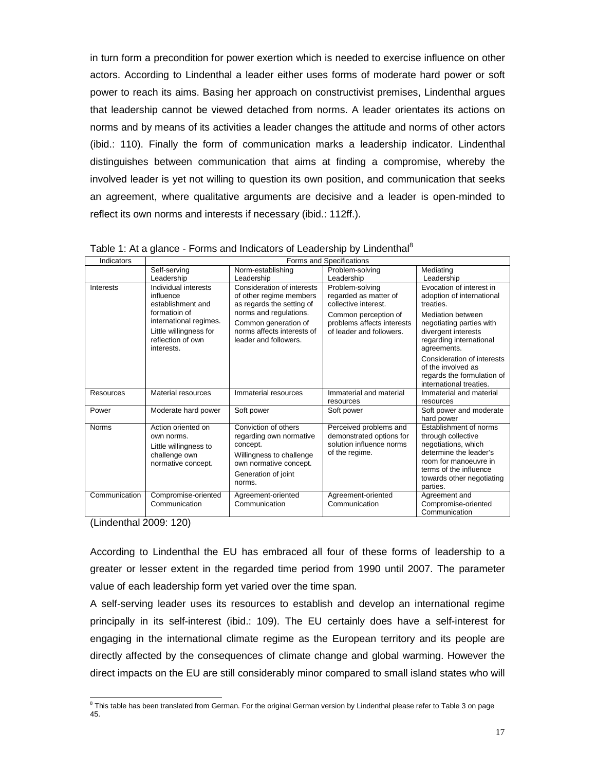in turn form a precondition for power exertion which is needed to exercise influence on other actors. According to Lindenthal a leader either uses forms of moderate hard power or soft power to reach its aims. Basing her approach on constructivist premises, Lindenthal argues that leadership cannot be viewed detached from norms. A leader orientates its actions on norms and by means of its activities a leader changes the attitude and norms of other actors (ibid.: 110). Finally the form of communication marks a leadership indicator. Lindenthal distinguishes between communication that aims at finding a compromise, whereby the involved leader is yet not willing to question its own position, and communication that seeks an agreement, where qualitative arguments are decisive and a leader is open-minded to reflect its own norms and interests if necessary (ibid.: 112ff.).

Table 1: At a glance - Forms and Indicators of Leadership by Lindenthal[8]

| Indicators | Forms and Specifications | | | |
|---|---|---|---|---|
| | Self-serving Leadership | Norm-establishing Leadership | Problem-solving Leadership | Mediating Leadership |
| Interests | Individual interests influence establishment and formatioin of international regimes. Little willingness for reflection of own interests. | Consideration of interests of other regime members as regards the setting of norms and regulations. Common generation of norms affects interests of leader and followers. | Problem-solving regarded as matter of collective interest. Common perception of problems affects interests of leader and followers. | Evocation of interest in adoption of international treaties. Mediation between negotiating parties with divergent interests regarding international agreements. Consideration of interests of the involved as regards the formulation of international treaties. |
| Resources | Material resources | Immaterial resources | Immaterial and material resources | Immaterial and material resources |
| Power | Moderate hard power | Soft power | Soft power | Soft power and moderate hard power |
| Norms | Action oriented on own norms. Little willingness to challenge own normative concept. | Conviction of others regarding own normative concept. Willingness to challenge own normative concept. Generation of joint norms. | Perceived problems and demonstrated options for solution influence norms of the regime. | Establishment of norms through collective negotiations, which determine the leader's room for manoeuvre in terms of the influence towards other negotiating parties. |
| Communication | Compromise-oriented Communication | Agreement-oriented Communication | Agreement-oriented Communication | Agreement and Compromise-oriented Communication |

(Lindenthal 2009: 120)

According to Lindenthal the EU has embraced all four of these forms of leadership to a greater or lesser extent in the regarded time period from 1990 until 2007. The parameter value of each leadership form yet varied over the time span.

A self-serving leader uses its resources to establish and develop an international regime principally in its self-interest (ibid.: 109). The EU certainly does have a self-interest for engaging in the international climate regime as the European territory and its people are directly affected by the consequences of climate change and global warming. However the direct impacts on the EU are still considerably minor compared to small island states who will

[8] This table has been translated from German. For the original German version by Lindenthal please refer to Table 3 on page 45.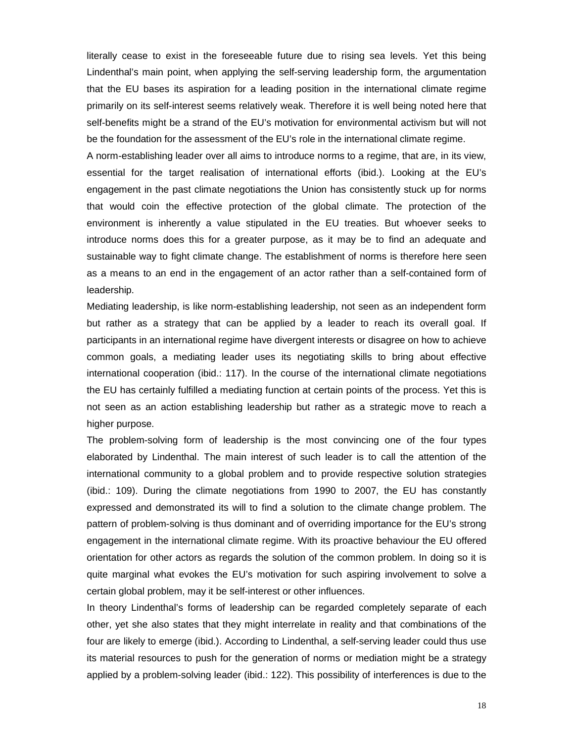literally cease to exist in the foreseeable future due to rising sea levels. Yet this being Lindenthal's main point, when applying the self-serving leadership form, the argumentation that the EU bases its aspiration for a leading position in the international climate regime primarily on its self-interest seems relatively weak. Therefore it is well being noted here that self-benefits might be a strand of the EU's motivation for environmental activism but will not be the foundation for the assessment of the EU's role in the international climate regime.

A norm-establishing leader over all aims to introduce norms to a regime, that are, in its view, essential for the target realisation of international efforts (ibid.). Looking at the EU's engagement in the past climate negotiations the Union has consistently stuck up for norms that would coin the effective protection of the global climate. The protection of the environment is inherently a value stipulated in the EU treaties. But whoever seeks to introduce norms does this for a greater purpose, as it may be to find an adequate and sustainable way to fight climate change. The establishment of norms is therefore here seen as a means to an end in the engagement of an actor rather than a self-contained form of leadership.

Mediating leadership, is like norm-establishing leadership, not seen as an independent form but rather as a strategy that can be applied by a leader to reach its overall goal. If participants in an international regime have divergent interests or disagree on how to achieve common goals, a mediating leader uses its negotiating skills to bring about effective international cooperation (ibid.: 117). In the course of the international climate negotiations the EU has certainly fulfilled a mediating function at certain points of the process. Yet this is not seen as an action establishing leadership but rather as a strategic move to reach a higher purpose.

The problem-solving form of leadership is the most convincing one of the four types elaborated by Lindenthal. The main interest of such leader is to call the attention of the international community to a global problem and to provide respective solution strategies (ibid.: 109). During the climate negotiations from 1990 to 2007, the EU has constantly expressed and demonstrated its will to find a solution to the climate change problem. The pattern of problem-solving is thus dominant and of overriding importance for the EU's strong engagement in the international climate regime. With its proactive behaviour the EU offered orientation for other actors as regards the solution of the common problem. In doing so it is quite marginal what evokes the EU's motivation for such aspiring involvement to solve a certain global problem, may it be self-interest or other influences.

In theory Lindenthal's forms of leadership can be regarded completely separate of each other, yet she also states that they might interrelate in reality and that combinations of the four are likely to emerge (ibid.). According to Lindenthal, a self-serving leader could thus use its material resources to push for the generation of norms or mediation might be a strategy applied by a problem-solving leader (ibid.: 122). This possibility of interferences is due to the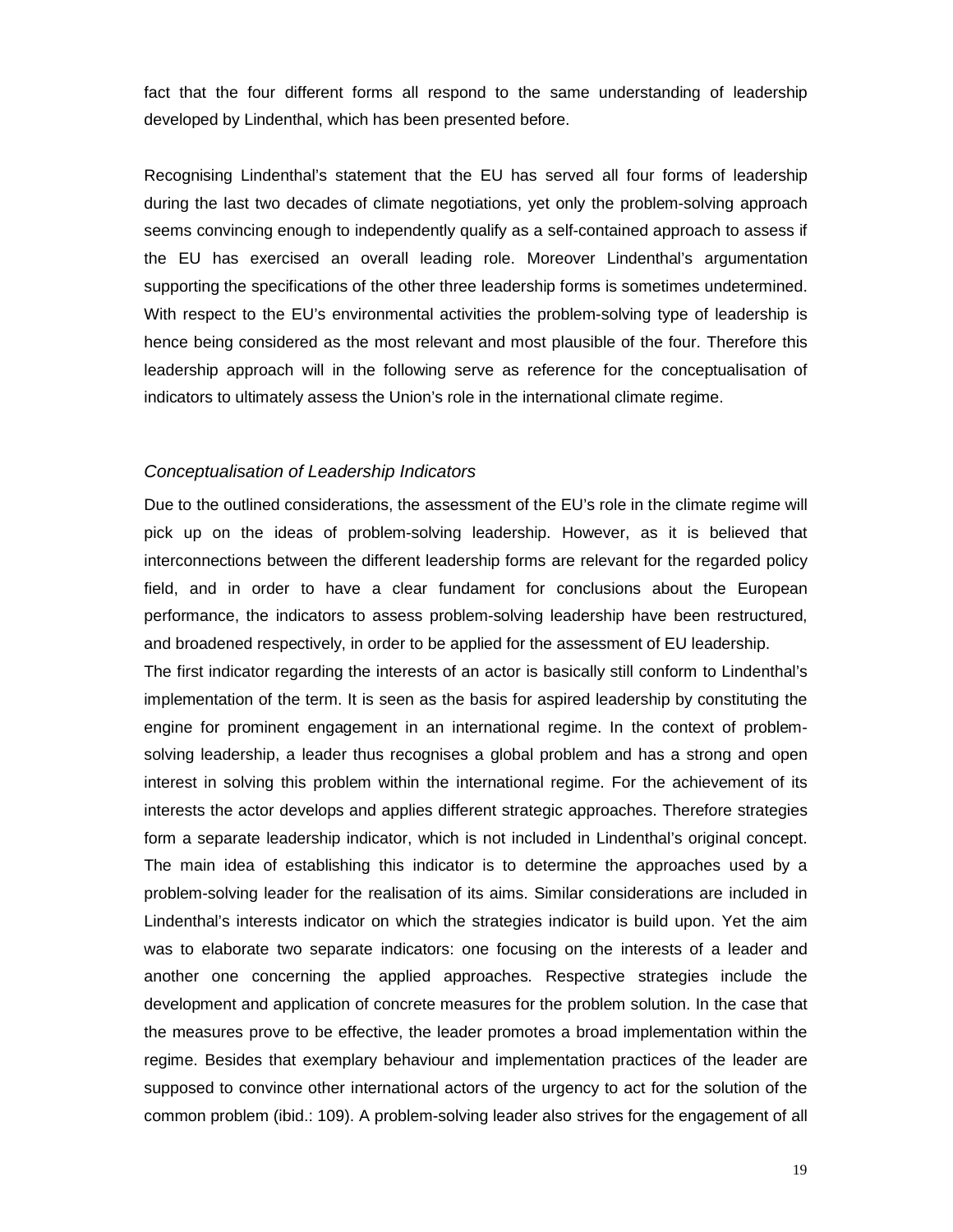fact that the four different forms all respond to the same understanding of leadership developed by Lindenthal, which has been presented before.

Recognising Lindenthal's statement that the EU has served all four forms of leadership during the last two decades of climate negotiations, yet only the problem-solving approach seems convincing enough to independently qualify as a self-contained approach to assess if the EU has exercised an overall leading role. Moreover Lindenthal's argumentation supporting the specifications of the other three leadership forms is sometimes undetermined. With respect to the EU's environmental activities the problem-solving type of leadership is hence being considered as the most relevant and most plausible of the four. Therefore this leadership approach will in the following serve as reference for the conceptualisation of indicators to ultimately assess the Union's role in the international climate regime.

### *Conceptualisation of Leadership Indicators*

Due to the outlined considerations, the assessment of the EU's role in the climate regime will pick up on the ideas of problem-solving leadership. However, as it is believed that interconnections between the different leadership forms are relevant for the regarded policy field, and in order to have a clear fundament for conclusions about the European performance, the indicators to assess problem-solving leadership have been restructured, and broadened respectively, in order to be applied for the assessment of EU leadership.

The first indicator regarding the interests of an actor is basically still conform to Lindenthal's implementation of the term. It is seen as the basis for aspired leadership by constituting the engine for prominent engagement in an international regime. In the context of problem-solving leadership, a leader thus recognises a global problem and has a strong and open interest in solving this problem within the international regime. For the achievement of its interests the actor develops and applies different strategic approaches. Therefore strategies form a separate leadership indicator, which is not included in Lindenthal's original concept. The main idea of establishing this indicator is to determine the approaches used by a problem-solving leader for the realisation of its aims. Similar considerations are included in Lindenthal's interests indicator on which the strategies indicator is build upon. Yet the aim was to elaborate two separate indicators: one focusing on the interests of a leader and another one concerning the applied approaches. Respective strategies include the development and application of concrete measures for the problem solution. In the case that the measures prove to be effective, the leader promotes a broad implementation within the regime. Besides that exemplary behaviour and implementation practices of the leader are supposed to convince other international actors of the urgency to act for the solution of the common problem (ibid.: 109). A problem-solving leader also strives for the engagement of all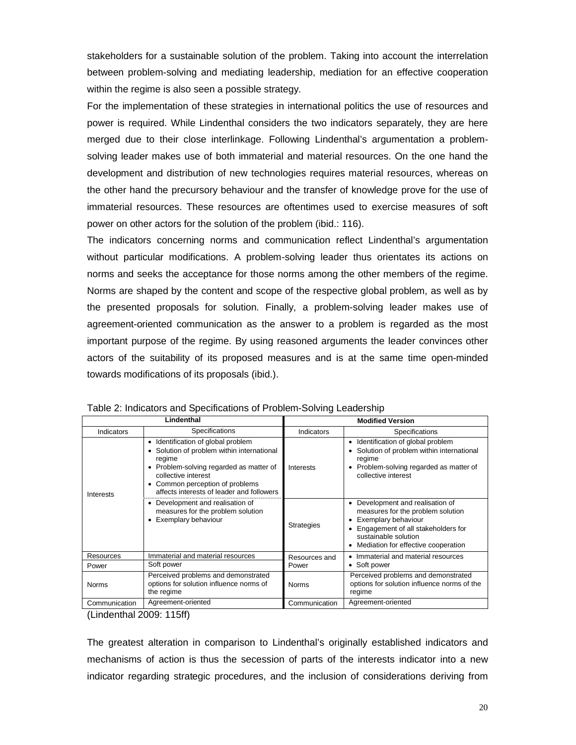stakeholders for a sustainable solution of the problem. Taking into account the interrelation between problem-solving and mediating leadership, mediation for an effective cooperation within the regime is also seen a possible strategy.

For the implementation of these strategies in international politics the use of resources and power is required. While Lindenthal considers the two indicators separately, they are here merged due to their close interlinkage. Following Lindenthal's argumentation a problem-solving leader makes use of both immaterial and material resources. On the one hand the development and distribution of new technologies requires material resources, whereas on the other hand the precursory behaviour and the transfer of knowledge prove for the use of immaterial resources. These resources are oftentimes used to exercise measures of soft power on other actors for the solution of the problem (ibid.: 116).

The indicators concerning norms and communication reflect Lindenthal's argumentation without particular modifications. A problem-solving leader thus orientates its actions on norms and seeks the acceptance for those norms among the other members of the regime. Norms are shaped by the content and scope of the respective global problem, as well as by the presented proposals for solution. Finally, a problem-solving leader makes use of agreement-oriented communication as the answer to a problem is regarded as the most important purpose of the regime. By using reasoned arguments the leader convinces other actors of the suitability of its proposed measures and is at the same time open-minded towards modifications of its proposals (ibid.).

Table 2: Indicators and Specifications of Problem-Solving Leadership

| Lindenthal | | Modified Version | |
|---|---|---|---|
| Indicators | Specifications | Indicators | Specifications |
| Interests | • Identification of global problem<br>• Solution of problem within international regime<br>• Problem-solving regarded as matter of collective interest<br>• Common perception of problems affects interests of leader and followers | Interests | • Identification of global problem<br>• Solution of problem within international regime<br>• Problem-solving regarded as matter of collective interest |
| | • Development and realisation of measures for the problem solution<br>• Exemplary behaviour | Strategies | • Development and realisation of measures for the problem solution<br>• Exemplary behaviour<br>• Engagement of all stakeholders for sustainable solution<br>• Mediation for effective cooperation |
| Resources | Immaterial and material resources | Resources and Power | • Immaterial and material resources<br>• Soft power |
| Power | Soft power | | |
| Norms | Perceived problems and demonstrated options for solution influence norms of the regime | Norms | Perceived problems and demonstrated options for solution influence norms of the regime |
| Communication | Agreement-oriented | Communication | Agreement-oriented |

(Lindenthal 2009: 115ff)

The greatest alteration in comparison to Lindenthal's originally established indicators and mechanisms of action is thus the secession of parts of the interests indicator into a new indicator regarding strategic procedures, and the inclusion of considerations deriving from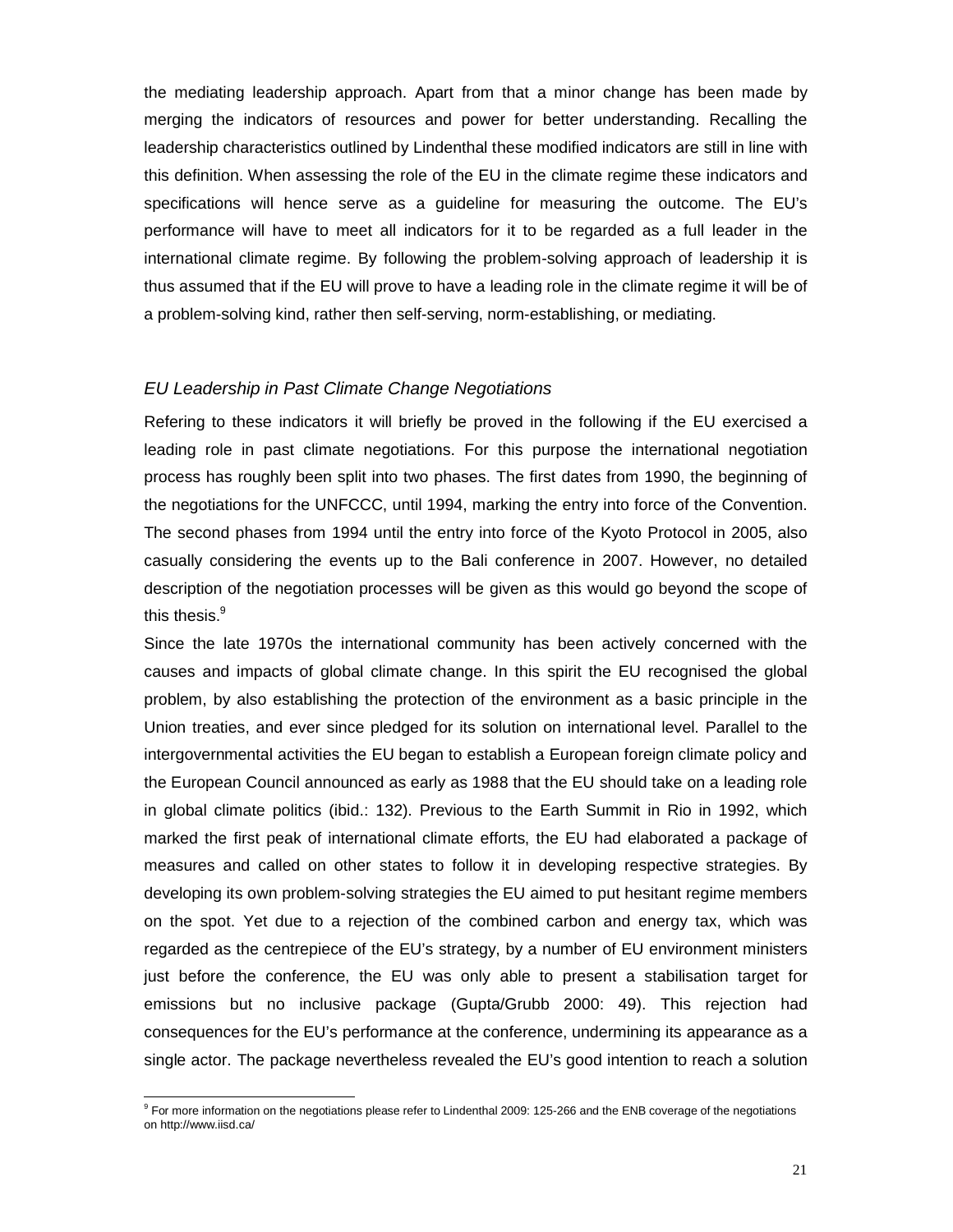the mediating leadership approach. Apart from that a minor change has been made by merging the indicators of resources and power for better understanding. Recalling the leadership characteristics outlined by Lindenthal these modified indicators are still in line with this definition. When assessing the role of the EU in the climate regime these indicators and specifications will hence serve as a guideline for measuring the outcome. The EU's performance will have to meet all indicators for it to be regarded as a full leader in the international climate regime. By following the problem-solving approach of leadership it is thus assumed that if the EU will prove to have a leading role in the climate regime it will be of a problem-solving kind, rather then self-serving, norm-establishing, or mediating.

### *EU Leadership in Past Climate Change Negotiations*

Refering to these indicators it will briefly be proved in the following if the EU exercised a leading role in past climate negotiations. For this purpose the international negotiation process has roughly been split into two phases. The first dates from 1990, the beginning of the negotiations for the UNFCCC, until 1994, marking the entry into force of the Convention. The second phases from 1994 until the entry into force of the Kyoto Protocol in 2005, also casually considering the events up to the Bali conference in 2007. However, no detailed description of the negotiation processes will be given as this would go beyond the scope of this thesis.[9]

Since the late 1970s the international community has been actively concerned with the causes and impacts of global climate change. In this spirit the EU recognised the global problem, by also establishing the protection of the environment as a basic principle in the Union treaties, and ever since pledged for its solution on international level. Parallel to the intergovernmental activities the EU began to establish a European foreign climate policy and the European Council announced as early as 1988 that the EU should take on a leading role in global climate politics (ibid.: 132). Previous to the Earth Summit in Rio in 1992, which marked the first peak of international climate efforts, the EU had elaborated a package of measures and called on other states to follow it in developing respective strategies. By developing its own problem-solving strategies the EU aimed to put hesitant regime members on the spot. Yet due to a rejection of the combined carbon and energy tax, which was regarded as the centrepiece of the EU's strategy, by a number of EU environment ministers just before the conference, the EU was only able to present a stabilisation target for emissions but no inclusive package (Gupta/Grubb 2000: 49). This rejection had consequences for the EU's performance at the conference, undermining its appearance as a single actor. The package nevertheless revealed the EU's good intention to reach a solution

[9] For more information on the negotiations please refer to Lindenthal 2009: 125-266 and the ENB coverage of the negotiations on http://www.iisd.ca/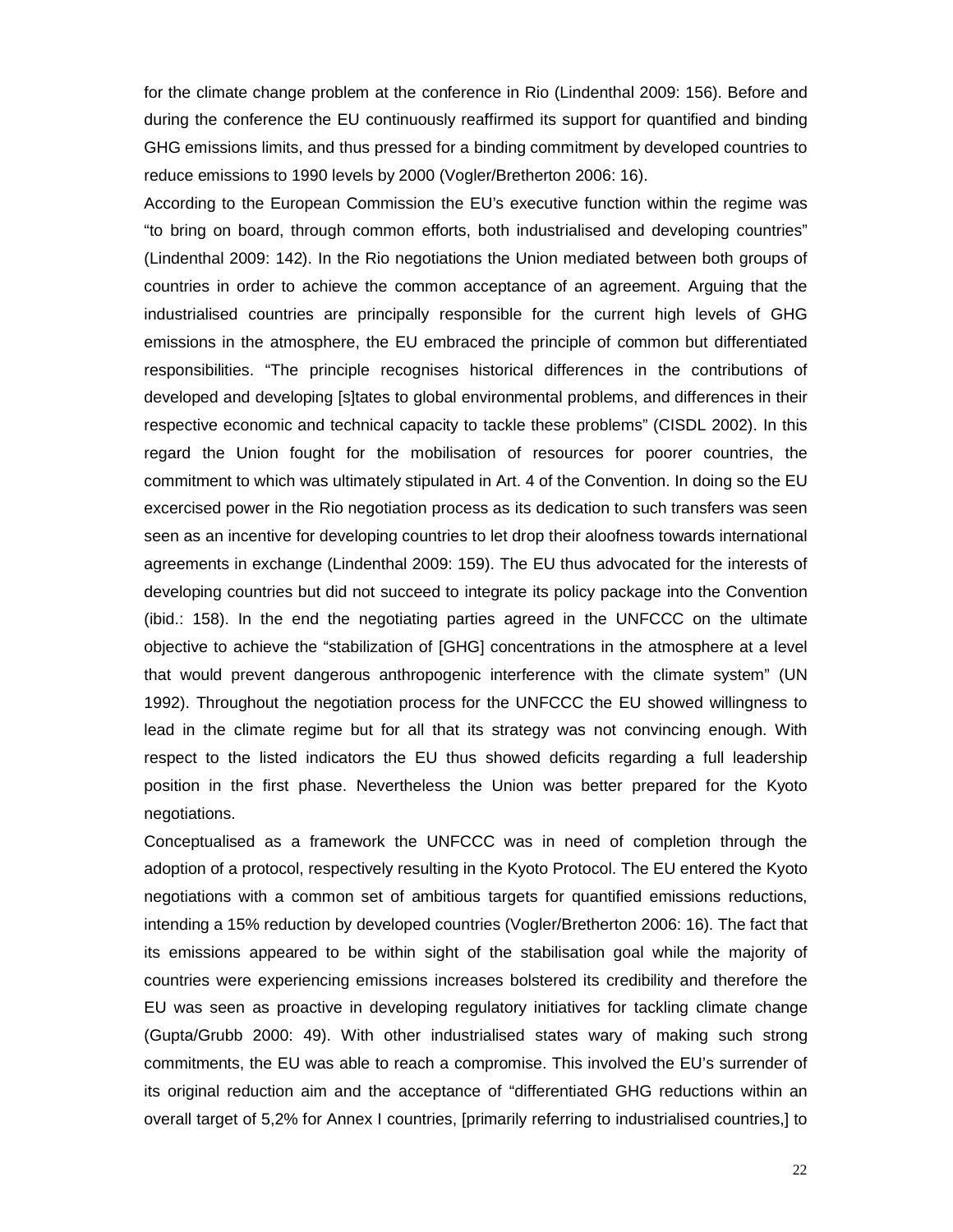for the climate change problem at the conference in Rio (Lindenthal 2009: 156). Before and during the conference the EU continuously reaffirmed its support for quantified and binding GHG emissions limits, and thus pressed for a binding commitment by developed countries to reduce emissions to 1990 levels by 2000 (Vogler/Bretherton 2006: 16).

According to the European Commission the EU's executive function within the regime was "to bring on board, through common efforts, both industrialised and developing countries" (Lindenthal 2009: 142). In the Rio negotiations the Union mediated between both groups of countries in order to achieve the common acceptance of an agreement. Arguing that the industrialised countries are principally responsible for the current high levels of GHG emissions in the atmosphere, the EU embraced the principle of common but differentiated responsibilities. "The principle recognises historical differences in the contributions of developed and developing [s]tates to global environmental problems, and differences in their respective economic and technical capacity to tackle these problems" (CISDL 2002). In this regard the Union fought for the mobilisation of resources for poorer countries, the commitment to which was ultimately stipulated in Art. 4 of the Convention. In doing so the EU excercised power in the Rio negotiation process as its dedication to such transfers was seen seen as an incentive for developing countries to let drop their aloofness towards international agreements in exchange (Lindenthal 2009: 159). The EU thus advocated for the interests of developing countries but did not succeed to integrate its policy package into the Convention (ibid.: 158). In the end the negotiating parties agreed in the UNFCCC on the ultimate objective to achieve the "stabilization of [GHG] concentrations in the atmosphere at a level that would prevent dangerous anthropogenic interference with the climate system" (UN 1992). Throughout the negotiation process for the UNFCCC the EU showed willingness to lead in the climate regime but for all that its strategy was not convincing enough. With respect to the listed indicators the EU thus showed deficits regarding a full leadership position in the first phase. Nevertheless the Union was better prepared for the Kyoto negotiations.

Conceptualised as a framework the UNFCCC was in need of completion through the adoption of a protocol, respectively resulting in the Kyoto Protocol. The EU entered the Kyoto negotiations with a common set of ambitious targets for quantified emissions reductions, intending a 15% reduction by developed countries (Vogler/Bretherton 2006: 16). The fact that its emissions appeared to be within sight of the stabilisation goal while the majority of countries were experiencing emissions increases bolstered its credibility and therefore the EU was seen as proactive in developing regulatory initiatives for tackling climate change (Gupta/Grubb 2000: 49). With other industrialised states wary of making such strong commitments, the EU was able to reach a compromise. This involved the EU's surrender of its original reduction aim and the acceptance of "differentiated GHG reductions within an overall target of 5,2% for Annex I countries, [primarily referring to industrialised countries,] to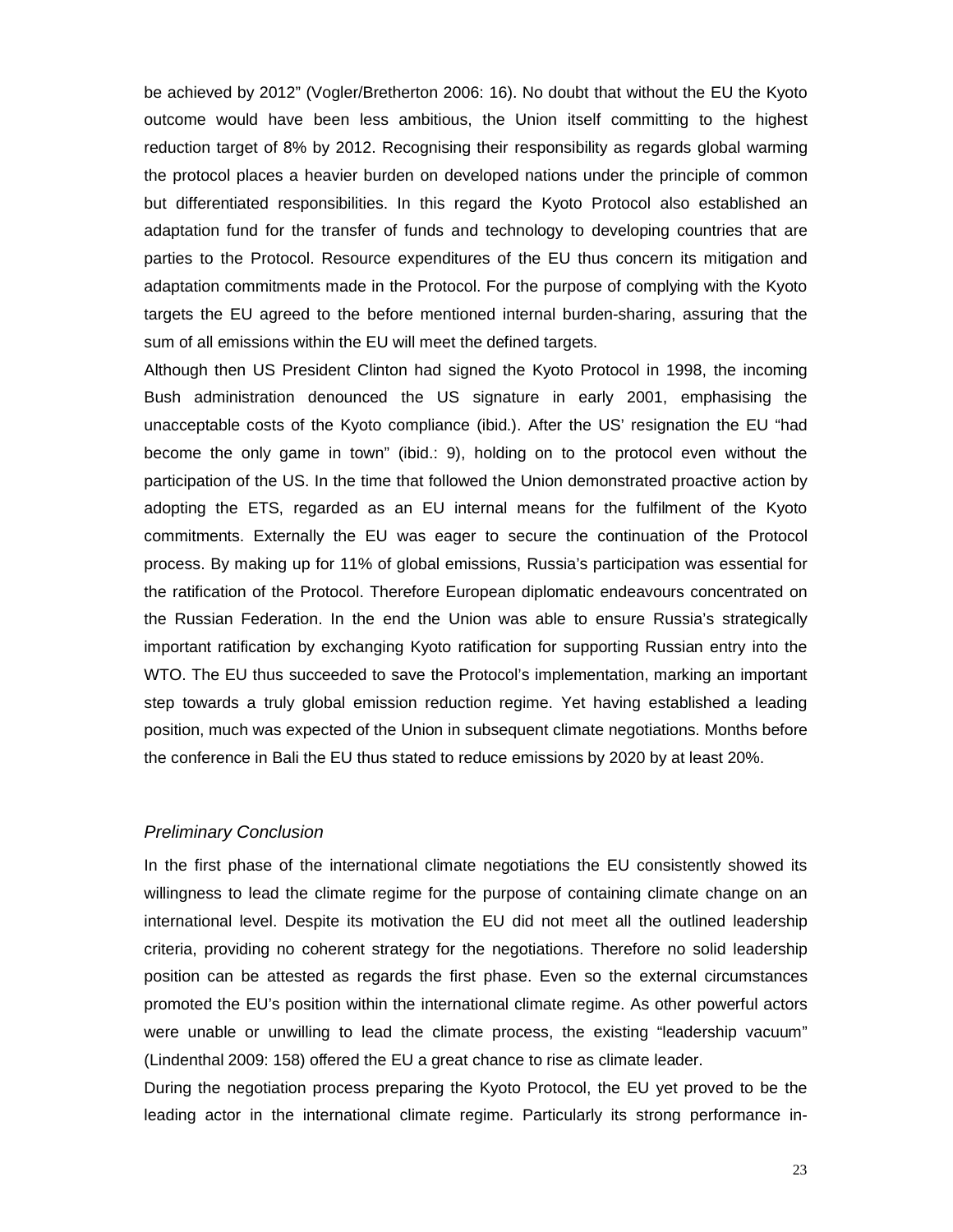be achieved by 2012" (Vogler/Bretherton 2006: 16). No doubt that without the EU the Kyoto outcome would have been less ambitious, the Union itself committing to the highest reduction target of 8% by 2012. Recognising their responsibility as regards global warming the protocol places a heavier burden on developed nations under the principle of common but differentiated responsibilities. In this regard the Kyoto Protocol also established an adaptation fund for the transfer of funds and technology to developing countries that are parties to the Protocol. Resource expenditures of the EU thus concern its mitigation and adaptation commitments made in the Protocol. For the purpose of complying with the Kyoto targets the EU agreed to the before mentioned internal burden-sharing, assuring that the sum of all emissions within the EU will meet the defined targets.

Although then US President Clinton had signed the Kyoto Protocol in 1998, the incoming Bush administration denounced the US signature in early 2001, emphasising the unacceptable costs of the Kyoto compliance (ibid.). After the US' resignation the EU "had become the only game in town" (ibid.: 9), holding on to the protocol even without the participation of the US. In the time that followed the Union demonstrated proactive action by adopting the ETS, regarded as an EU internal means for the fulfilment of the Kyoto commitments. Externally the EU was eager to secure the continuation of the Protocol process. By making up for 11% of global emissions, Russia's participation was essential for the ratification of the Protocol. Therefore European diplomatic endeavours concentrated on the Russian Federation. In the end the Union was able to ensure Russia's strategically important ratification by exchanging Kyoto ratification for supporting Russian entry into the WTO. The EU thus succeeded to save the Protocol's implementation, marking an important step towards a truly global emission reduction regime. Yet having established a leading position, much was expected of the Union in subsequent climate negotiations. Months before the conference in Bali the EU thus stated to reduce emissions by 2020 by at least 20%.

*Preliminary Conclusion*

In the first phase of the international climate negotiations the EU consistently showed its willingness to lead the climate regime for the purpose of containing climate change on an international level. Despite its motivation the EU did not meet all the outlined leadership criteria, providing no coherent strategy for the negotiations. Therefore no solid leadership position can be attested as regards the first phase. Even so the external circumstances promoted the EU's position within the international climate regime. As other powerful actors were unable or unwilling to lead the climate process, the existing "leadership vacuum" (Lindenthal 2009: 158) offered the EU a great chance to rise as climate leader.

During the negotiation process preparing the Kyoto Protocol, the EU yet proved to be the leading actor in the international climate regime. Particularly its strong performance in-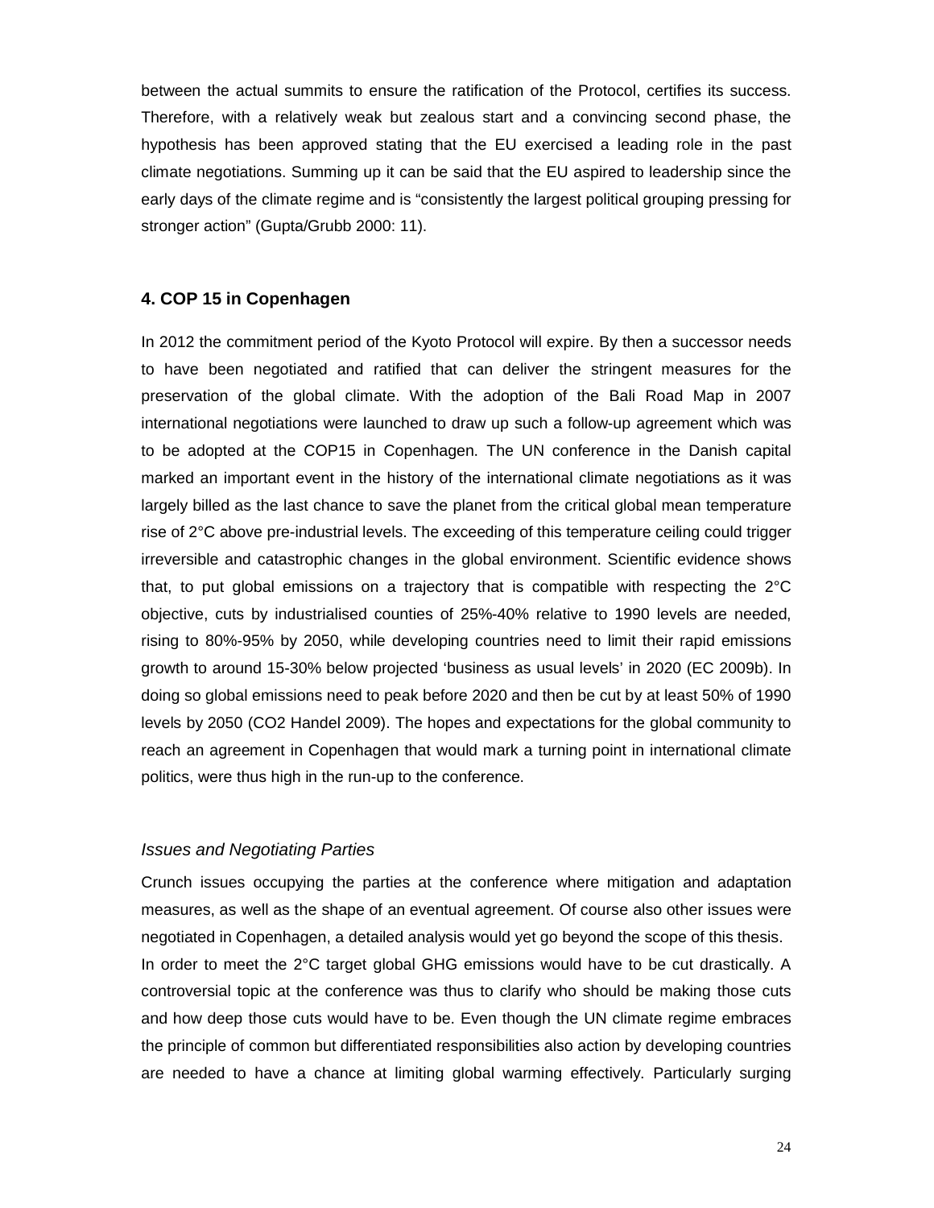between the actual summits to ensure the ratification of the Protocol, certifies its success. Therefore, with a relatively weak but zealous start and a convincing second phase, the hypothesis has been approved stating that the EU exercised a leading role in the past climate negotiations. Summing up it can be said that the EU aspired to leadership since the early days of the climate regime and is "consistently the largest political grouping pressing for stronger action" (Gupta/Grubb 2000: 11).

## 4. COP 15 in Copenhagen

In 2012 the commitment period of the Kyoto Protocol will expire. By then a successor needs to have been negotiated and ratified that can deliver the stringent measures for the preservation of the global climate. With the adoption of the Bali Road Map in 2007 international negotiations were launched to draw up such a follow-up agreement which was to be adopted at the COP15 in Copenhagen. The UN conference in the Danish capital marked an important event in the history of the international climate negotiations as it was largely billed as the last chance to save the planet from the critical global mean temperature rise of 2°C above pre-industrial levels. The exceeding of this temperature ceiling could trigger irreversible and catastrophic changes in the global environment. Scientific evidence shows that, to put global emissions on a trajectory that is compatible with respecting the 2°C objective, cuts by industrialised counties of 25%-40% relative to 1990 levels are needed, rising to 80%-95% by 2050, while developing countries need to limit their rapid emissions growth to around 15-30% below projected 'business as usual levels' in 2020 (EC 2009b). In doing so global emissions need to peak before 2020 and then be cut by at least 50% of 1990 levels by 2050 (CO2 Handel 2009). The hopes and expectations for the global community to reach an agreement in Copenhagen that would mark a turning point in international climate politics, were thus high in the run-up to the conference.

### *Issues and Negotiating Parties*

Crunch issues occupying the parties at the conference where mitigation and adaptation measures, as well as the shape of an eventual agreement. Of course also other issues were negotiated in Copenhagen, a detailed analysis would yet go beyond the scope of this thesis.

In order to meet the 2°C target global GHG emissions would have to be cut drastically. A controversial topic at the conference was thus to clarify who should be making those cuts and how deep those cuts would have to be. Even though the UN climate regime embraces the principle of common but differentiated responsibilities also action by developing countries are needed to have a chance at limiting global warming effectively. Particularly surging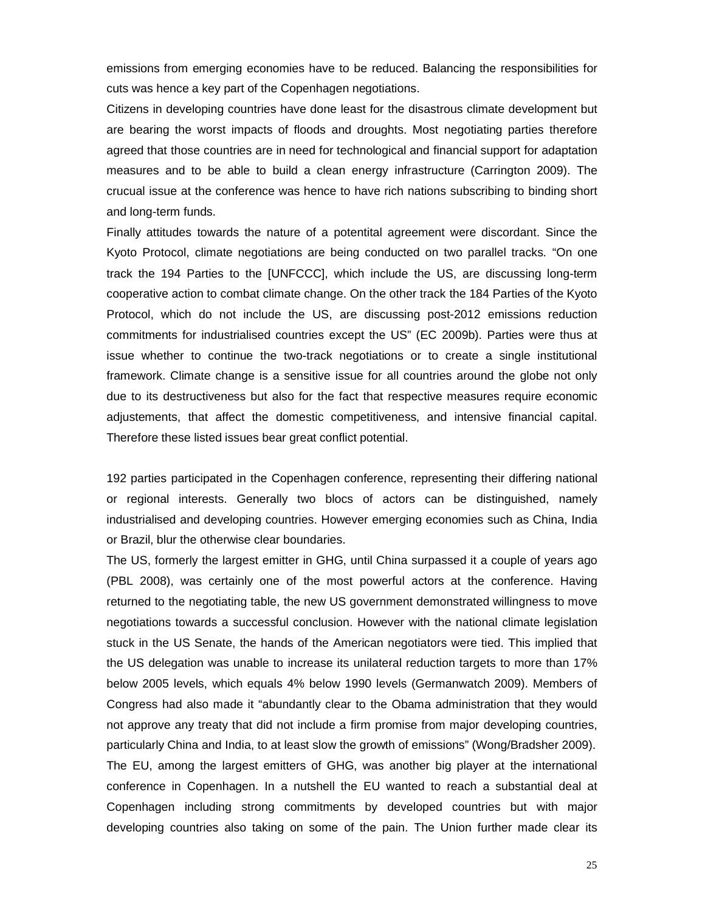emissions from emerging economies have to be reduced. Balancing the responsibilities for cuts was hence a key part of the Copenhagen negotiations.

Citizens in developing countries have done least for the disastrous climate development but are bearing the worst impacts of floods and droughts. Most negotiating parties therefore agreed that those countries are in need for technological and financial support for adaptation measures and to be able to build a clean energy infrastructure (Carrington 2009). The crucual issue at the conference was hence to have rich nations subscribing to binding short and long-term funds.

Finally attitudes towards the nature of a potentital agreement were discordant. Since the Kyoto Protocol, climate negotiations are being conducted on two parallel tracks. "On one track the 194 Parties to the [UNFCCC], which include the US, are discussing long-term cooperative action to combat climate change. On the other track the 184 Parties of the Kyoto Protocol, which do not include the US, are discussing post-2012 emissions reduction commitments for industrialised countries except the US" (EC 2009b). Parties were thus at issue whether to continue the two-track negotiations or to create a single institutional framework. Climate change is a sensitive issue for all countries around the globe not only due to its destructiveness but also for the fact that respective measures require economic adjustements, that affect the domestic competitiveness, and intensive financial capital. Therefore these listed issues bear great conflict potential.

192 parties participated in the Copenhagen conference, representing their differing national or regional interests. Generally two blocs of actors can be distinguished, namely industrialised and developing countries. However emerging economies such as China, India or Brazil, blur the otherwise clear boundaries.

The US, formerly the largest emitter in GHG, until China surpassed it a couple of years ago (PBL 2008), was certainly one of the most powerful actors at the conference. Having returned to the negotiating table, the new US government demonstrated willingness to move negotiations towards a successful conclusion. However with the national climate legislation stuck in the US Senate, the hands of the American negotiators were tied. This implied that the US delegation was unable to increase its unilateral reduction targets to more than 17% below 2005 levels, which equals 4% below 1990 levels (Germanwatch 2009). Members of Congress had also made it "abundantly clear to the Obama administration that they would not approve any treaty that did not include a firm promise from major developing countries, particularly China and India, to at least slow the growth of emissions" (Wong/Bradsher 2009).

The EU, among the largest emitters of GHG, was another big player at the international conference in Copenhagen. In a nutshell the EU wanted to reach a substantial deal at Copenhagen including strong commitments by developed countries but with major developing countries also taking on some of the pain. The Union further made clear its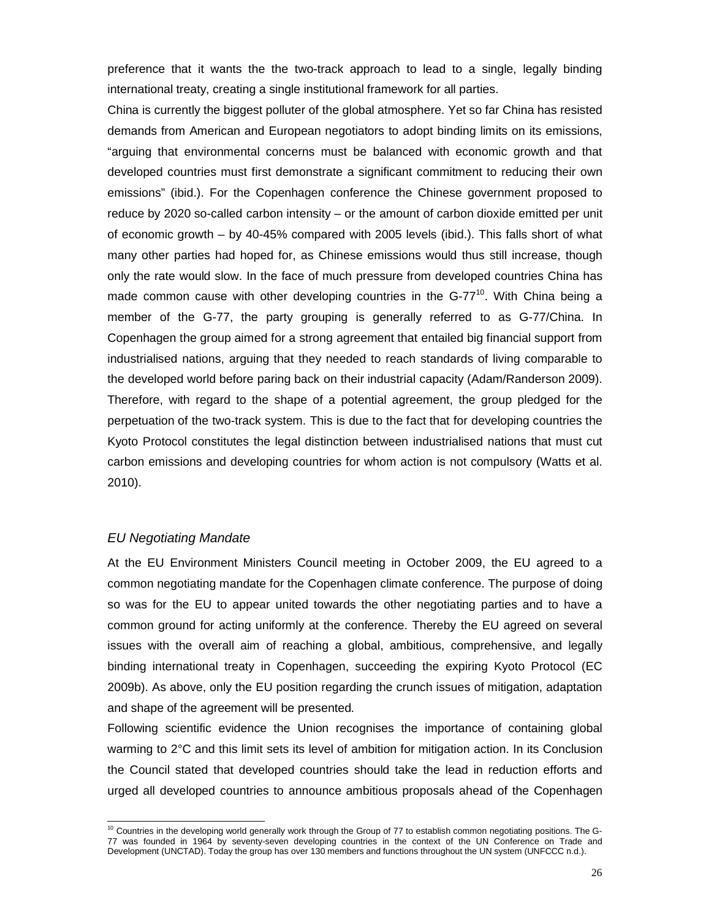preference that it wants the the two-track approach to lead to a single, legally binding international treaty, creating a single institutional framework for all parties.

China is currently the biggest polluter of the global atmosphere. Yet so far China has resisted demands from American and European negotiators to adopt binding limits on its emissions, "arguing that environmental concerns must be balanced with economic growth and that developed countries must first demonstrate a significant commitment to reducing their own emissions" (ibid.). For the Copenhagen conference the Chinese government proposed to reduce by 2020 so-called carbon intensity – or the amount of carbon dioxide emitted per unit of economic growth – by 40-45% compared with 2005 levels (ibid.). This falls short of what many other parties had hoped for, as Chinese emissions would thus still increase, though only the rate would slow. In the face of much pressure from developed countries China has made common cause with other developing countries in the G-77[10]. With China being a member of the G-77, the party grouping is generally referred to as G-77/China. In Copenhagen the group aimed for a strong agreement that entailed big financial support from industrialised nations, arguing that they needed to reach standards of living comparable to the developed world before paring back on their industrial capacity (Adam/Randerson 2009). Therefore, with regard to the shape of a potential agreement, the group pledged for the perpetuation of the two-track system. This is due to the fact that for developing countries the Kyoto Protocol constitutes the legal distinction between industrialised nations that must cut carbon emissions and developing countries for whom action is not compulsory (Watts et al. 2010).

### *EU Negotiating Mandate*

At the EU Environment Ministers Council meeting in October 2009, the EU agreed to a common negotiating mandate for the Copenhagen climate conference. The purpose of doing so was for the EU to appear united towards the other negotiating parties and to have a common ground for acting uniformly at the conference. Thereby the EU agreed on several issues with the overall aim of reaching a global, ambitious, comprehensive, and legally binding international treaty in Copenhagen, succeeding the expiring Kyoto Protocol (EC 2009b). As above, only the EU position regarding the crunch issues of mitigation, adaptation and shape of the agreement will be presented.

Following scientific evidence the Union recognises the importance of containing global warming to 2°C and this limit sets its level of ambition for mitigation action. In its Conclusion the Council stated that developed countries should take the lead in reduction efforts and urged all developed countries to announce ambitious proposals ahead of the Copenhagen

[10] Countries in the developing world generally work through the Group of 77 to establish common negotiating positions. The G-77 was founded in 1964 by seventy-seven developing countries in the context of the UN Conference on Trade and Development (UNCTAD). Today the group has over 130 members and functions throughout the UN system (UNFCCC n.d.).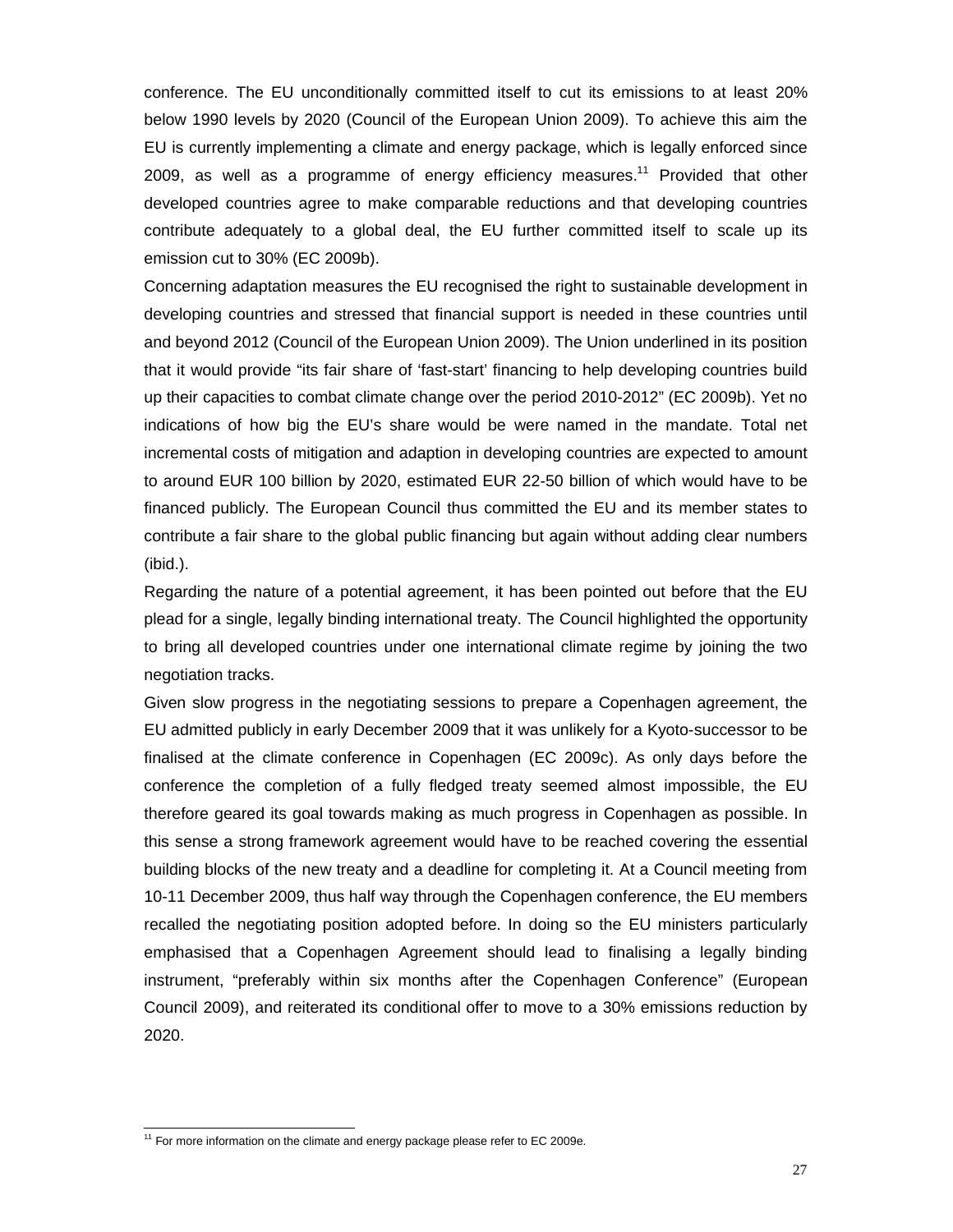conference. The EU unconditionally committed itself to cut its emissions to at least 20% below 1990 levels by 2020 (Council of the European Union 2009). To achieve this aim the EU is currently implementing a climate and energy package, which is legally enforced since 2009, as well as a programme of energy efficiency measures.[11] Provided that other developed countries agree to make comparable reductions and that developing countries contribute adequately to a global deal, the EU further committed itself to scale up its emission cut to 30% (EC 2009b).

Concerning adaptation measures the EU recognised the right to sustainable development in developing countries and stressed that financial support is needed in these countries until and beyond 2012 (Council of the European Union 2009). The Union underlined in its position that it would provide "its fair share of 'fast-start' financing to help developing countries build up their capacities to combat climate change over the period 2010-2012" (EC 2009b). Yet no indications of how big the EU's share would be were named in the mandate. Total net incremental costs of mitigation and adaption in developing countries are expected to amount to around EUR 100 billion by 2020, estimated EUR 22-50 billion of which would have to be financed publicly. The European Council thus committed the EU and its member states to contribute a fair share to the global public financing but again without adding clear numbers (ibid.).

Regarding the nature of a potential agreement, it has been pointed out before that the EU plead for a single, legally binding international treaty. The Council highlighted the opportunity to bring all developed countries under one international climate regime by joining the two negotiation tracks.

Given slow progress in the negotiating sessions to prepare a Copenhagen agreement, the EU admitted publicly in early December 2009 that it was unlikely for a Kyoto-successor to be finalised at the climate conference in Copenhagen (EC 2009c). As only days before the conference the completion of a fully fledged treaty seemed almost impossible, the EU therefore geared its goal towards making as much progress in Copenhagen as possible. In this sense a strong framework agreement would have to be reached covering the essential building blocks of the new treaty and a deadline for completing it. At a Council meeting from 10-11 December 2009, thus half way through the Copenhagen conference, the EU members recalled the negotiating position adopted before. In doing so the EU ministers particularly emphasised that a Copenhagen Agreement should lead to finalising a legally binding instrument, "preferably within six months after the Copenhagen Conference" (European Council 2009), and reiterated its conditional offer to move to a 30% emissions reduction by 2020.

[11] For more information on the climate and energy package please refer to EC 2009e.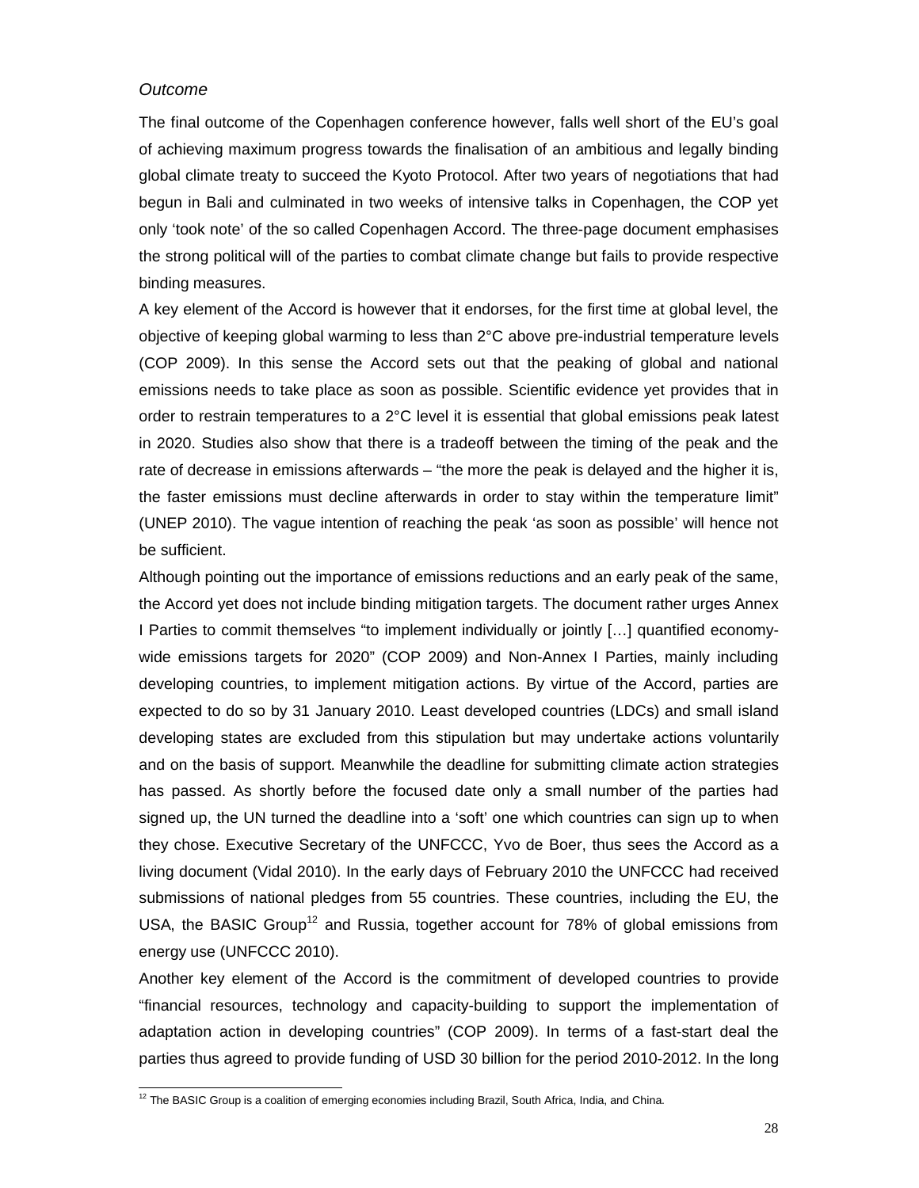*Outcome*

The final outcome of the Copenhagen conference however, falls well short of the EU's goal of achieving maximum progress towards the finalisation of an ambitious and legally binding global climate treaty to succeed the Kyoto Protocol. After two years of negotiations that had begun in Bali and culminated in two weeks of intensive talks in Copenhagen, the COP yet only 'took note' of the so called Copenhagen Accord. The three-page document emphasises the strong political will of the parties to combat climate change but fails to provide respective binding measures.

A key element of the Accord is however that it endorses, for the first time at global level, the objective of keeping global warming to less than 2°C above pre-industrial temperature levels (COP 2009). In this sense the Accord sets out that the peaking of global and national emissions needs to take place as soon as possible. Scientific evidence yet provides that in order to restrain temperatures to a 2°C level it is essential that global emissions peak latest in 2020. Studies also show that there is a tradeoff between the timing of the peak and the rate of decrease in emissions afterwards – "the more the peak is delayed and the higher it is, the faster emissions must decline afterwards in order to stay within the temperature limit" (UNEP 2010). The vague intention of reaching the peak 'as soon as possible' will hence not be sufficient.

Although pointing out the importance of emissions reductions and an early peak of the same, the Accord yet does not include binding mitigation targets. The document rather urges Annex I Parties to commit themselves "to implement individually or jointly […] quantified economy-wide emissions targets for 2020" (COP 2009) and Non-Annex I Parties, mainly including developing countries, to implement mitigation actions. By virtue of the Accord, parties are expected to do so by 31 January 2010. Least developed countries (LDCs) and small island developing states are excluded from this stipulation but may undertake actions voluntarily and on the basis of support. Meanwhile the deadline for submitting climate action strategies has passed. As shortly before the focused date only a small number of the parties had signed up, the UN turned the deadline into a 'soft' one which countries can sign up to when they chose. Executive Secretary of the UNFCCC, Yvo de Boer, thus sees the Accord as a living document (Vidal 2010). In the early days of February 2010 the UNFCCC had received submissions of national pledges from 55 countries. These countries, including the EU, the USA, the BASIC Group[12] and Russia, together account for 78% of global emissions from energy use (UNFCCC 2010).

Another key element of the Accord is the commitment of developed countries to provide "financial resources, technology and capacity-building to support the implementation of adaptation action in developing countries" (COP 2009). In terms of a fast-start deal the parties thus agreed to provide funding of USD 30 billion for the period 2010-2012. In the long

[12] The BASIC Group is a coalition of emerging economies including Brazil, South Africa, India, and China.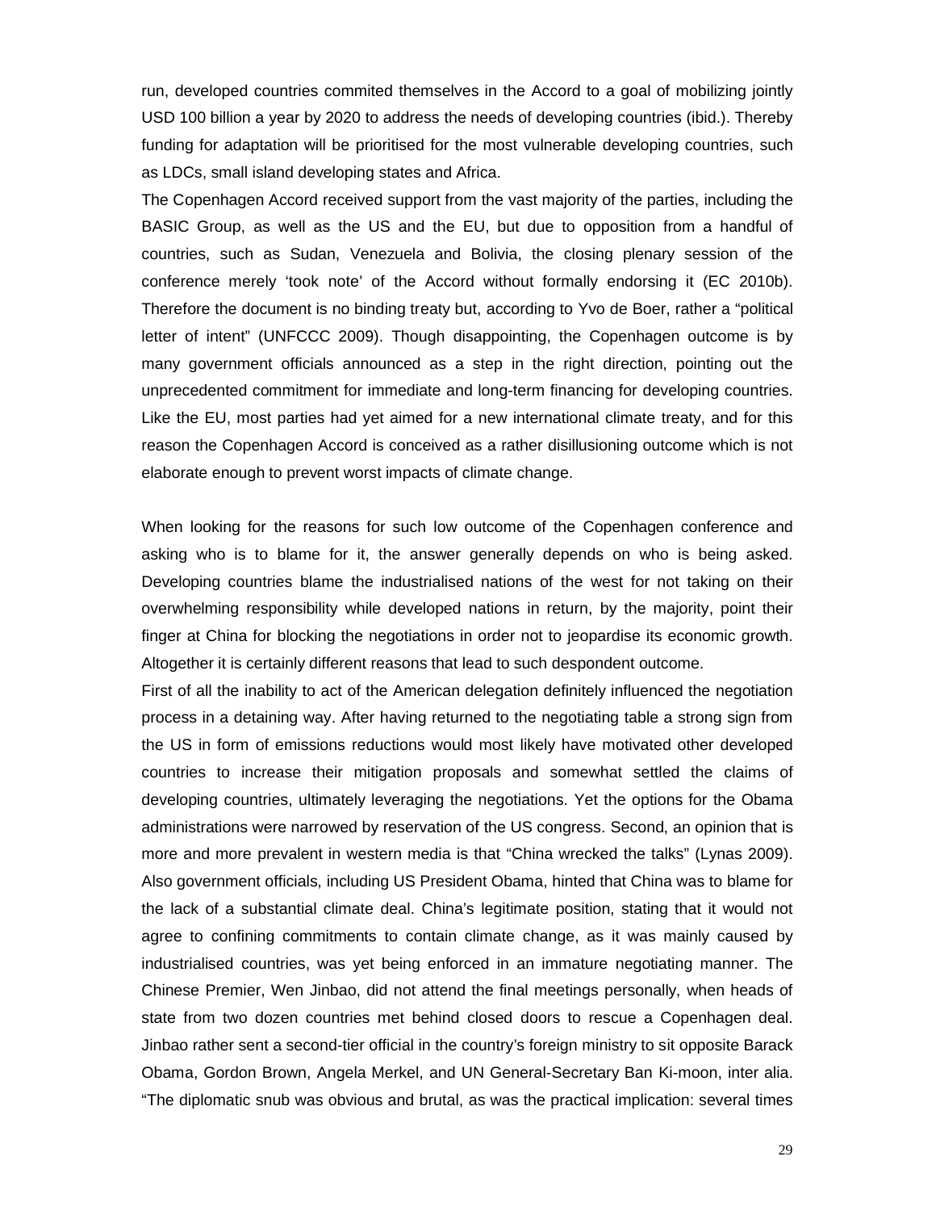run, developed countries commited themselves in the Accord to a goal of mobilizing jointly USD 100 billion a year by 2020 to address the needs of developing countries (ibid.). Thereby funding for adaptation will be prioritised for the most vulnerable developing countries, such as LDCs, small island developing states and Africa.

The Copenhagen Accord received support from the vast majority of the parties, including the BASIC Group, as well as the US and the EU, but due to opposition from a handful of countries, such as Sudan, Venezuela and Bolivia, the closing plenary session of the conference merely 'took note' of the Accord without formally endorsing it (EC 2010b). Therefore the document is no binding treaty but, according to Yvo de Boer, rather a "political letter of intent" (UNFCCC 2009). Though disappointing, the Copenhagen outcome is by many government officials announced as a step in the right direction, pointing out the unprecedented commitment for immediate and long-term financing for developing countries. Like the EU, most parties had yet aimed for a new international climate treaty, and for this reason the Copenhagen Accord is conceived as a rather disillusioning outcome which is not elaborate enough to prevent worst impacts of climate change.

When looking for the reasons for such low outcome of the Copenhagen conference and asking who is to blame for it, the answer generally depends on who is being asked. Developing countries blame the industrialised nations of the west for not taking on their overwhelming responsibility while developed nations in return, by the majority, point their finger at China for blocking the negotiations in order not to jeopardise its economic growth. Altogether it is certainly different reasons that lead to such despondent outcome.

First of all the inability to act of the American delegation definitely influenced the negotiation process in a detaining way. After having returned to the negotiating table a strong sign from the US in form of emissions reductions would most likely have motivated other developed countries to increase their mitigation proposals and somewhat settled the claims of developing countries, ultimately leveraging the negotiations. Yet the options for the Obama administrations were narrowed by reservation of the US congress. Second, an opinion that is more and more prevalent in western media is that "China wrecked the talks" (Lynas 2009). Also government officials, including US President Obama, hinted that China was to blame for the lack of a substantial climate deal. China's legitimate position, stating that it would not agree to confining commitments to contain climate change, as it was mainly caused by industrialised countries, was yet being enforced in an immature negotiating manner. The Chinese Premier, Wen Jinbao, did not attend the final meetings personally, when heads of state from two dozen countries met behind closed doors to rescue a Copenhagen deal. Jinbao rather sent a second-tier official in the country's foreign ministry to sit opposite Barack Obama, Gordon Brown, Angela Merkel, and UN General-Secretary Ban Ki-moon, inter alia. "The diplomatic snub was obvious and brutal, as was the practical implication: several times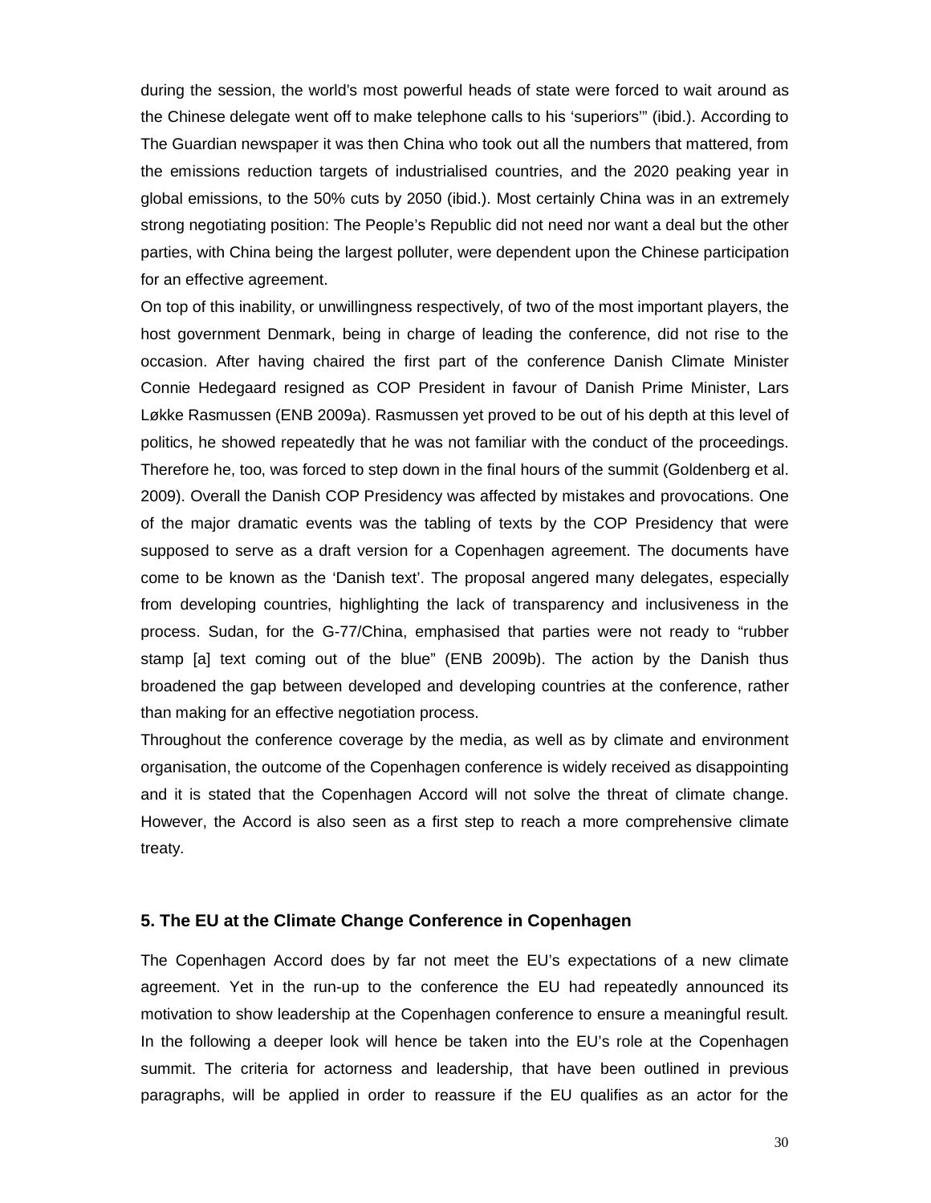during the session, the world's most powerful heads of state were forced to wait around as the Chinese delegate went off to make telephone calls to his 'superiors'" (ibid.). According to The Guardian newspaper it was then China who took out all the numbers that mattered, from the emissions reduction targets of industrialised countries, and the 2020 peaking year in global emissions, to the 50% cuts by 2050 (ibid.). Most certainly China was in an extremely strong negotiating position: The People's Republic did not need nor want a deal but the other parties, with China being the largest polluter, were dependent upon the Chinese participation for an effective agreement.

On top of this inability, or unwillingness respectively, of two of the most important players, the host government Denmark, being in charge of leading the conference, did not rise to the occasion. After having chaired the first part of the conference Danish Climate Minister Connie Hedegaard resigned as COP President in favour of Danish Prime Minister, Lars Løkke Rasmussen (ENB 2009a). Rasmussen yet proved to be out of his depth at this level of politics, he showed repeatedly that he was not familiar with the conduct of the proceedings. Therefore he, too, was forced to step down in the final hours of the summit (Goldenberg et al. 2009). Overall the Danish COP Presidency was affected by mistakes and provocations. One of the major dramatic events was the tabling of texts by the COP Presidency that were supposed to serve as a draft version for a Copenhagen agreement. The documents have come to be known as the 'Danish text'. The proposal angered many delegates, especially from developing countries, highlighting the lack of transparency and inclusiveness in the process. Sudan, for the G-77/China, emphasised that parties were not ready to "rubber stamp [a] text coming out of the blue" (ENB 2009b). The action by the Danish thus broadened the gap between developed and developing countries at the conference, rather than making for an effective negotiation process.

Throughout the conference coverage by the media, as well as by climate and environment organisation, the outcome of the Copenhagen conference is widely received as disappointing and it is stated that the Copenhagen Accord will not solve the threat of climate change. However, the Accord is also seen as a first step to reach a more comprehensive climate treaty.

## 5. The EU at the Climate Change Conference in Copenhagen

The Copenhagen Accord does by far not meet the EU's expectations of a new climate agreement. Yet in the run-up to the conference the EU had repeatedly announced its motivation to show leadership at the Copenhagen conference to ensure a meaningful result. In the following a deeper look will hence be taken into the EU's role at the Copenhagen summit. The criteria for actorness and leadership, that have been outlined in previous paragraphs, will be applied in order to reassure if the EU qualifies as an actor for the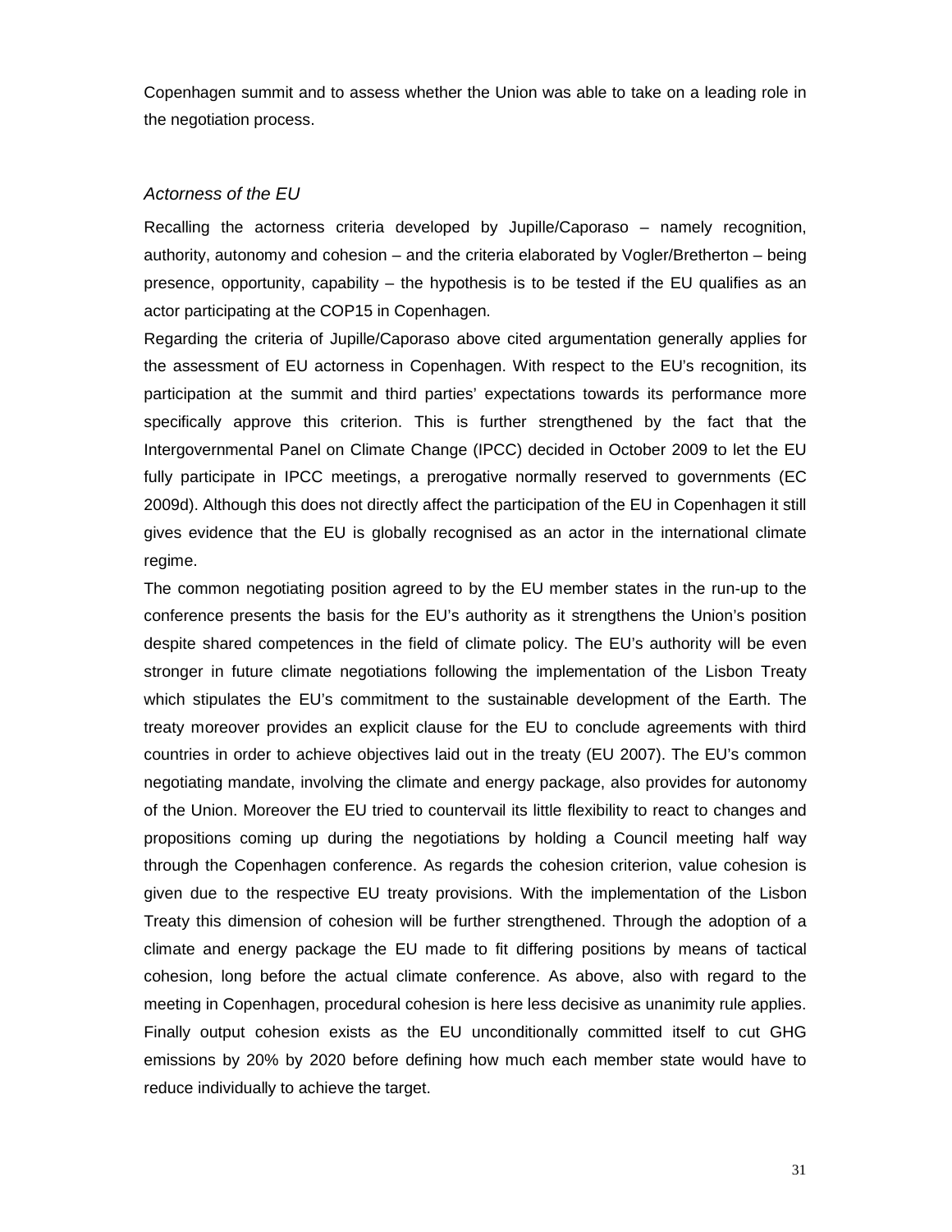Copenhagen summit and to assess whether the Union was able to take on a leading role in the negotiation process.

### *Actorness of the EU*

Recalling the actorness criteria developed by Jupille/Caporaso – namely recognition, authority, autonomy and cohesion – and the criteria elaborated by Vogler/Bretherton – being presence, opportunity, capability – the hypothesis is to be tested if the EU qualifies as an actor participating at the COP15 in Copenhagen.

Regarding the criteria of Jupille/Caporaso above cited argumentation generally applies for the assessment of EU actorness in Copenhagen. With respect to the EU's recognition, its participation at the summit and third parties' expectations towards its performance more specifically approve this criterion. This is further strengthened by the fact that the Intergovernmental Panel on Climate Change (IPCC) decided in October 2009 to let the EU fully participate in IPCC meetings, a prerogative normally reserved to governments (EC 2009d). Although this does not directly affect the participation of the EU in Copenhagen it still gives evidence that the EU is globally recognised as an actor in the international climate regime.

The common negotiating position agreed to by the EU member states in the run-up to the conference presents the basis for the EU's authority as it strengthens the Union's position despite shared competences in the field of climate policy. The EU's authority will be even stronger in future climate negotiations following the implementation of the Lisbon Treaty which stipulates the EU's commitment to the sustainable development of the Earth. The treaty moreover provides an explicit clause for the EU to conclude agreements with third countries in order to achieve objectives laid out in the treaty (EU 2007). The EU's common negotiating mandate, involving the climate and energy package, also provides for autonomy of the Union. Moreover the EU tried to countervail its little flexibility to react to changes and propositions coming up during the negotiations by holding a Council meeting half way through the Copenhagen conference. As regards the cohesion criterion, value cohesion is given due to the respective EU treaty provisions. With the implementation of the Lisbon Treaty this dimension of cohesion will be further strengthened. Through the adoption of a climate and energy package the EU made to fit differing positions by means of tactical cohesion, long before the actual climate conference. As above, also with regard to the meeting in Copenhagen, procedural cohesion is here less decisive as unanimity rule applies. Finally output cohesion exists as the EU unconditionally committed itself to cut GHG emissions by 20% by 2020 before defining how much each member state would have to reduce individually to achieve the target.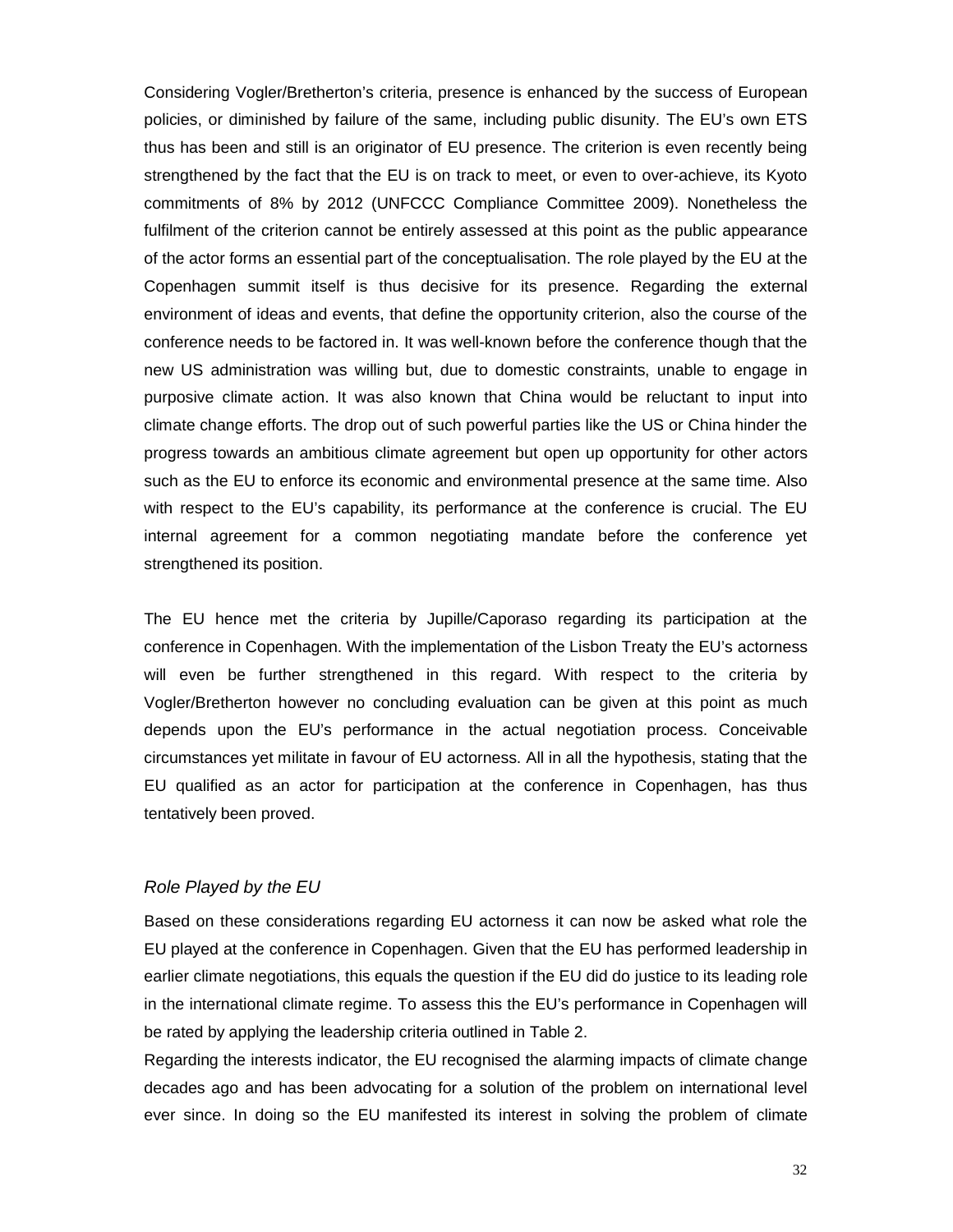Considering Vogler/Bretherton's criteria, presence is enhanced by the success of European policies, or diminished by failure of the same, including public disunity. The EU's own ETS thus has been and still is an originator of EU presence. The criterion is even recently being strengthened by the fact that the EU is on track to meet, or even to over-achieve, its Kyoto commitments of 8% by 2012 (UNFCCC Compliance Committee 2009). Nonetheless the fulfilment of the criterion cannot be entirely assessed at this point as the public appearance of the actor forms an essential part of the conceptualisation. The role played by the EU at the Copenhagen summit itself is thus decisive for its presence. Regarding the external environment of ideas and events, that define the opportunity criterion, also the course of the conference needs to be factored in. It was well-known before the conference though that the new US administration was willing but, due to domestic constraints, unable to engage in purposive climate action. It was also known that China would be reluctant to input into climate change efforts. The drop out of such powerful parties like the US or China hinder the progress towards an ambitious climate agreement but open up opportunity for other actors such as the EU to enforce its economic and environmental presence at the same time. Also with respect to the EU's capability, its performance at the conference is crucial. The EU internal agreement for a common negotiating mandate before the conference yet strengthened its position.

The EU hence met the criteria by Jupille/Caporaso regarding its participation at the conference in Copenhagen. With the implementation of the Lisbon Treaty the EU's actorness will even be further strengthened in this regard. With respect to the criteria by Vogler/Bretherton however no concluding evaluation can be given at this point as much depends upon the EU's performance in the actual negotiation process. Conceivable circumstances yet militate in favour of EU actorness. All in all the hypothesis, stating that the EU qualified as an actor for participation at the conference in Copenhagen, has thus tentatively been proved.

### *Role Played by the EU*

Based on these considerations regarding EU actorness it can now be asked what role the EU played at the conference in Copenhagen. Given that the EU has performed leadership in earlier climate negotiations, this equals the question if the EU did do justice to its leading role in the international climate regime. To assess this the EU's performance in Copenhagen will be rated by applying the leadership criteria outlined in Table 2.

Regarding the interests indicator, the EU recognised the alarming impacts of climate change decades ago and has been advocating for a solution of the problem on international level ever since. In doing so the EU manifested its interest in solving the problem of climate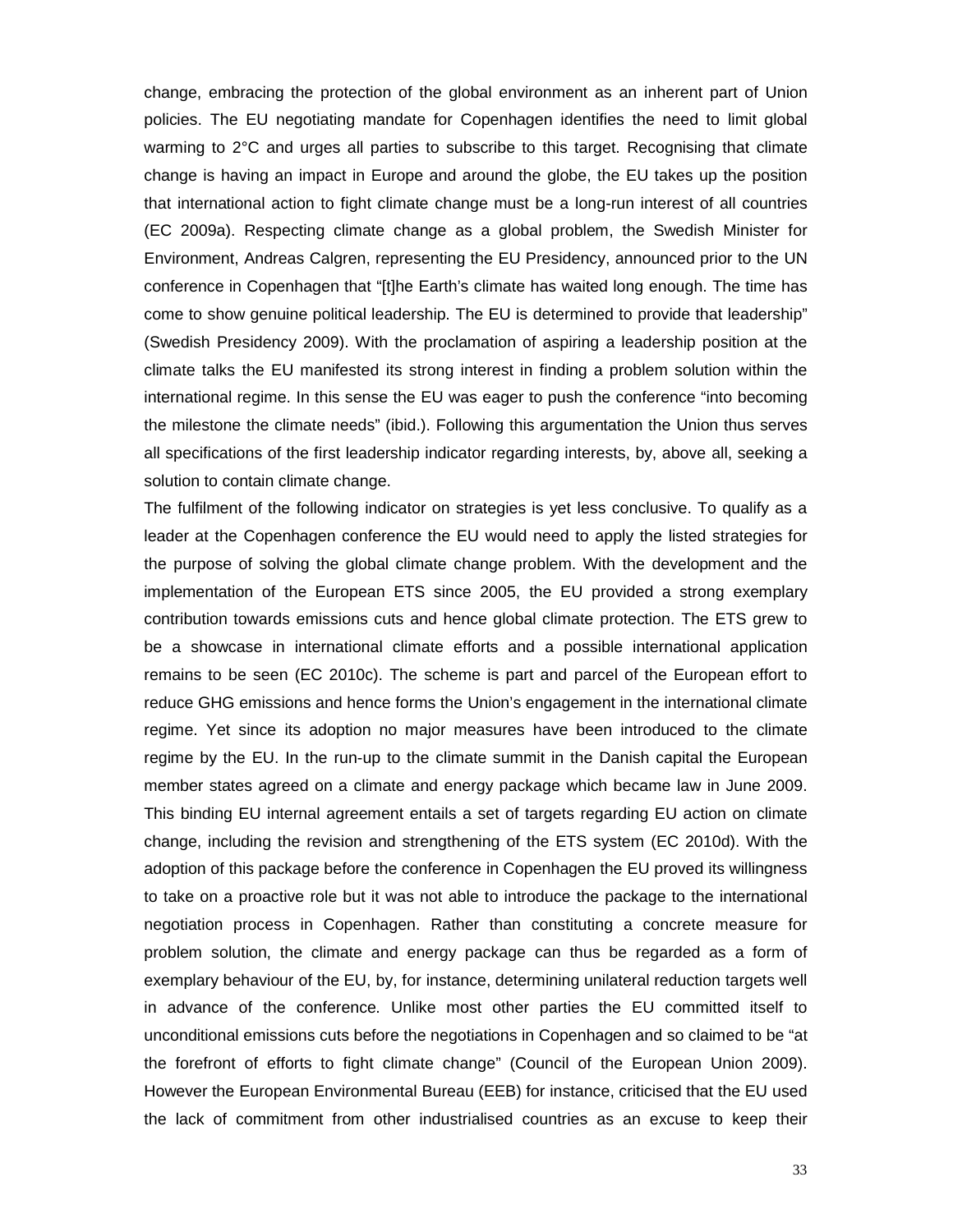change, embracing the protection of the global environment as an inherent part of Union policies. The EU negotiating mandate for Copenhagen identifies the need to limit global warming to 2°C and urges all parties to subscribe to this target. Recognising that climate change is having an impact in Europe and around the globe, the EU takes up the position that international action to fight climate change must be a long-run interest of all countries (EC 2009a). Respecting climate change as a global problem, the Swedish Minister for Environment, Andreas Calgren, representing the EU Presidency, announced prior to the UN conference in Copenhagen that "[t]he Earth's climate has waited long enough. The time has come to show genuine political leadership. The EU is determined to provide that leadership" (Swedish Presidency 2009). With the proclamation of aspiring a leadership position at the climate talks the EU manifested its strong interest in finding a problem solution within the international regime. In this sense the EU was eager to push the conference "into becoming the milestone the climate needs" (ibid.). Following this argumentation the Union thus serves all specifications of the first leadership indicator regarding interests, by, above all, seeking a solution to contain climate change.

The fulfilment of the following indicator on strategies is yet less conclusive. To qualify as a leader at the Copenhagen conference the EU would need to apply the listed strategies for the purpose of solving the global climate change problem. With the development and the implementation of the European ETS since 2005, the EU provided a strong exemplary contribution towards emissions cuts and hence global climate protection. The ETS grew to be a showcase in international climate efforts and a possible international application remains to be seen (EC 2010c). The scheme is part and parcel of the European effort to reduce GHG emissions and hence forms the Union's engagement in the international climate regime. Yet since its adoption no major measures have been introduced to the climate regime by the EU. In the run-up to the climate summit in the Danish capital the European member states agreed on a climate and energy package which became law in June 2009. This binding EU internal agreement entails a set of targets regarding EU action on climate change, including the revision and strengthening of the ETS system (EC 2010d). With the adoption of this package before the conference in Copenhagen the EU proved its willingness to take on a proactive role but it was not able to introduce the package to the international negotiation process in Copenhagen. Rather than constituting a concrete measure for problem solution, the climate and energy package can thus be regarded as a form of exemplary behaviour of the EU, by, for instance, determining unilateral reduction targets well in advance of the conference. Unlike most other parties the EU committed itself to unconditional emissions cuts before the negotiations in Copenhagen and so claimed to be "at the forefront of efforts to fight climate change" (Council of the European Union 2009). However the European Environmental Bureau (EEB) for instance, criticised that the EU used the lack of commitment from other industrialised countries as an excuse to keep their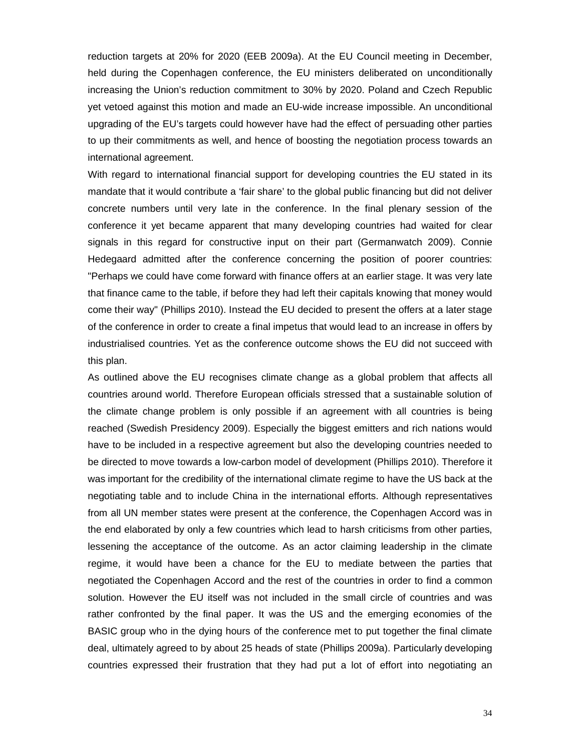reduction targets at 20% for 2020 (EEB 2009a). At the EU Council meeting in December, held during the Copenhagen conference, the EU ministers deliberated on unconditionally increasing the Union's reduction commitment to 30% by 2020. Poland and Czech Republic yet vetoed against this motion and made an EU-wide increase impossible. An unconditional upgrading of the EU's targets could however have had the effect of persuading other parties to up their commitments as well, and hence of boosting the negotiation process towards an international agreement.

With regard to international financial support for developing countries the EU stated in its mandate that it would contribute a 'fair share' to the global public financing but did not deliver concrete numbers until very late in the conference. In the final plenary session of the conference it yet became apparent that many developing countries had waited for clear signals in this regard for constructive input on their part (Germanwatch 2009). Connie Hedegaard admitted after the conference concerning the position of poorer countries: "Perhaps we could have come forward with finance offers at an earlier stage. It was very late that finance came to the table, if before they had left their capitals knowing that money would come their way" (Phillips 2010). Instead the EU decided to present the offers at a later stage of the conference in order to create a final impetus that would lead to an increase in offers by industrialised countries. Yet as the conference outcome shows the EU did not succeed with this plan.

As outlined above the EU recognises climate change as a global problem that affects all countries around world. Therefore European officials stressed that a sustainable solution of the climate change problem is only possible if an agreement with all countries is being reached (Swedish Presidency 2009). Especially the biggest emitters and rich nations would have to be included in a respective agreement but also the developing countries needed to be directed to move towards a low-carbon model of development (Phillips 2010). Therefore it was important for the credibility of the international climate regime to have the US back at the negotiating table and to include China in the international efforts. Although representatives from all UN member states were present at the conference, the Copenhagen Accord was in the end elaborated by only a few countries which lead to harsh criticisms from other parties, lessening the acceptance of the outcome. As an actor claiming leadership in the climate regime, it would have been a chance for the EU to mediate between the parties that negotiated the Copenhagen Accord and the rest of the countries in order to find a common solution. However the EU itself was not included in the small circle of countries and was rather confronted by the final paper. It was the US and the emerging economies of the BASIC group who in the dying hours of the conference met to put together the final climate deal, ultimately agreed to by about 25 heads of state (Phillips 2009a). Particularly developing countries expressed their frustration that they had put a lot of effort into negotiating an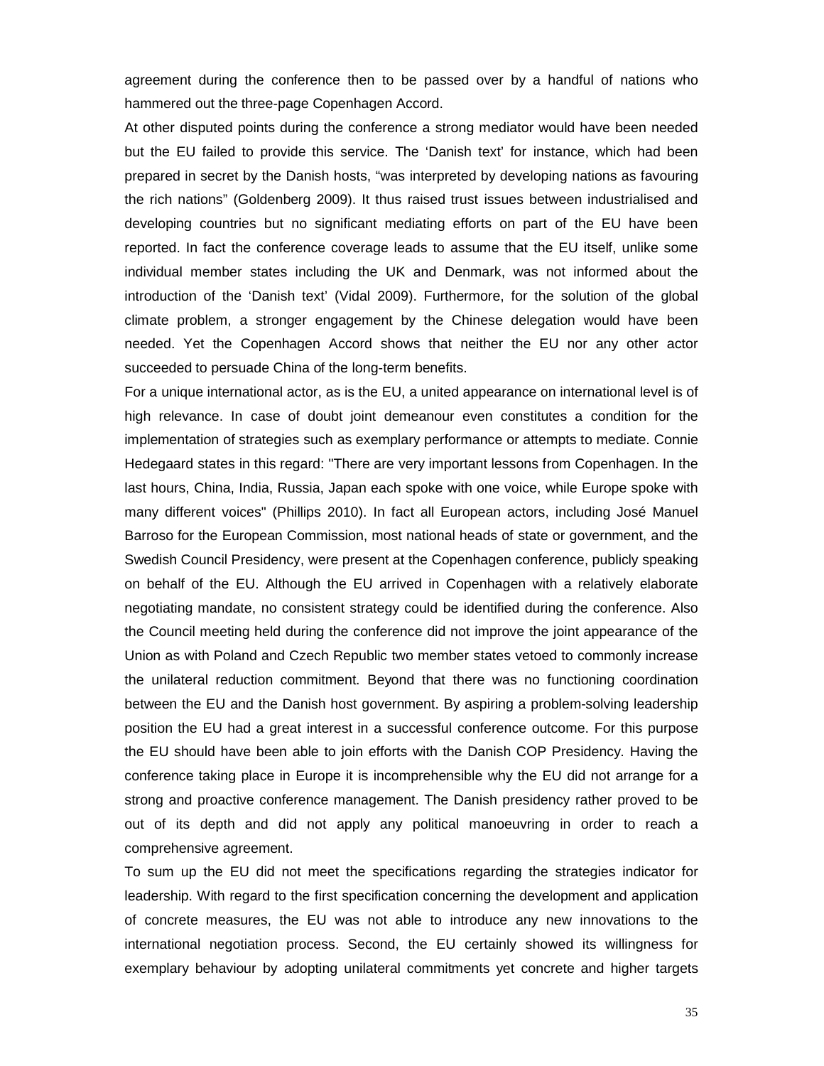agreement during the conference then to be passed over by a handful of nations who hammered out the three-page Copenhagen Accord.

At other disputed points during the conference a strong mediator would have been needed but the EU failed to provide this service. The 'Danish text' for instance, which had been prepared in secret by the Danish hosts, "was interpreted by developing nations as favouring the rich nations" (Goldenberg 2009). It thus raised trust issues between industrialised and developing countries but no significant mediating efforts on part of the EU have been reported. In fact the conference coverage leads to assume that the EU itself, unlike some individual member states including the UK and Denmark, was not informed about the introduction of the 'Danish text' (Vidal 2009). Furthermore, for the solution of the global climate problem, a stronger engagement by the Chinese delegation would have been needed. Yet the Copenhagen Accord shows that neither the EU nor any other actor succeeded to persuade China of the long-term benefits.

For a unique international actor, as is the EU, a united appearance on international level is of high relevance. In case of doubt joint demeanour even constitutes a condition for the implementation of strategies such as exemplary performance or attempts to mediate. Connie Hedegaard states in this regard: "There are very important lessons from Copenhagen. In the last hours, China, India, Russia, Japan each spoke with one voice, while Europe spoke with many different voices" (Phillips 2010). In fact all European actors, including José Manuel Barroso for the European Commission, most national heads of state or government, and the Swedish Council Presidency, were present at the Copenhagen conference, publicly speaking on behalf of the EU. Although the EU arrived in Copenhagen with a relatively elaborate negotiating mandate, no consistent strategy could be identified during the conference. Also the Council meeting held during the conference did not improve the joint appearance of the Union as with Poland and Czech Republic two member states vetoed to commonly increase the unilateral reduction commitment. Beyond that there was no functioning coordination between the EU and the Danish host government. By aspiring a problem-solving leadership position the EU had a great interest in a successful conference outcome. For this purpose the EU should have been able to join efforts with the Danish COP Presidency. Having the conference taking place in Europe it is incomprehensible why the EU did not arrange for a strong and proactive conference management. The Danish presidency rather proved to be out of its depth and did not apply any political manoeuvring in order to reach a comprehensive agreement.

To sum up the EU did not meet the specifications regarding the strategies indicator for leadership. With regard to the first specification concerning the development and application of concrete measures, the EU was not able to introduce any new innovations to the international negotiation process. Second, the EU certainly showed its willingness for exemplary behaviour by adopting unilateral commitments yet concrete and higher targets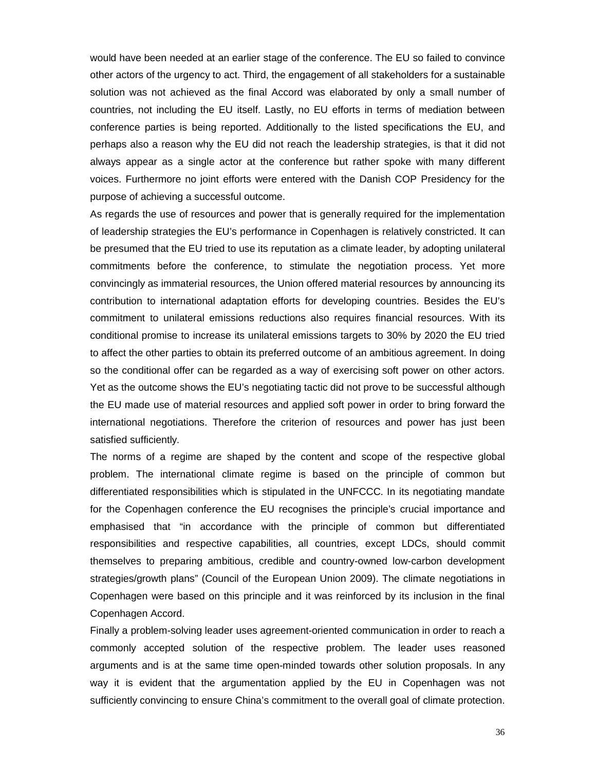would have been needed at an earlier stage of the conference. The EU so failed to convince other actors of the urgency to act. Third, the engagement of all stakeholders for a sustainable solution was not achieved as the final Accord was elaborated by only a small number of countries, not including the EU itself. Lastly, no EU efforts in terms of mediation between conference parties is being reported. Additionally to the listed specifications the EU, and perhaps also a reason why the EU did not reach the leadership strategies, is that it did not always appear as a single actor at the conference but rather spoke with many different voices. Furthermore no joint efforts were entered with the Danish COP Presidency for the purpose of achieving a successful outcome.

As regards the use of resources and power that is generally required for the implementation of leadership strategies the EU's performance in Copenhagen is relatively constricted. It can be presumed that the EU tried to use its reputation as a climate leader, by adopting unilateral commitments before the conference, to stimulate the negotiation process. Yet more convincingly as immaterial resources, the Union offered material resources by announcing its contribution to international adaptation efforts for developing countries. Besides the EU's commitment to unilateral emissions reductions also requires financial resources. With its conditional promise to increase its unilateral emissions targets to 30% by 2020 the EU tried to affect the other parties to obtain its preferred outcome of an ambitious agreement. In doing so the conditional offer can be regarded as a way of exercising soft power on other actors. Yet as the outcome shows the EU's negotiating tactic did not prove to be successful although the EU made use of material resources and applied soft power in order to bring forward the international negotiations. Therefore the criterion of resources and power has just been satisfied sufficiently.

The norms of a regime are shaped by the content and scope of the respective global problem. The international climate regime is based on the principle of common but differentiated responsibilities which is stipulated in the UNFCCC. In its negotiating mandate for the Copenhagen conference the EU recognises the principle's crucial importance and emphasised that "in accordance with the principle of common but differentiated responsibilities and respective capabilities, all countries, except LDCs, should commit themselves to preparing ambitious, credible and country-owned low-carbon development strategies/growth plans" (Council of the European Union 2009). The climate negotiations in Copenhagen were based on this principle and it was reinforced by its inclusion in the final Copenhagen Accord.

Finally a problem-solving leader uses agreement-oriented communication in order to reach a commonly accepted solution of the respective problem. The leader uses reasoned arguments and is at the same time open-minded towards other solution proposals. In any way it is evident that the argumentation applied by the EU in Copenhagen was not sufficiently convincing to ensure China's commitment to the overall goal of climate protection.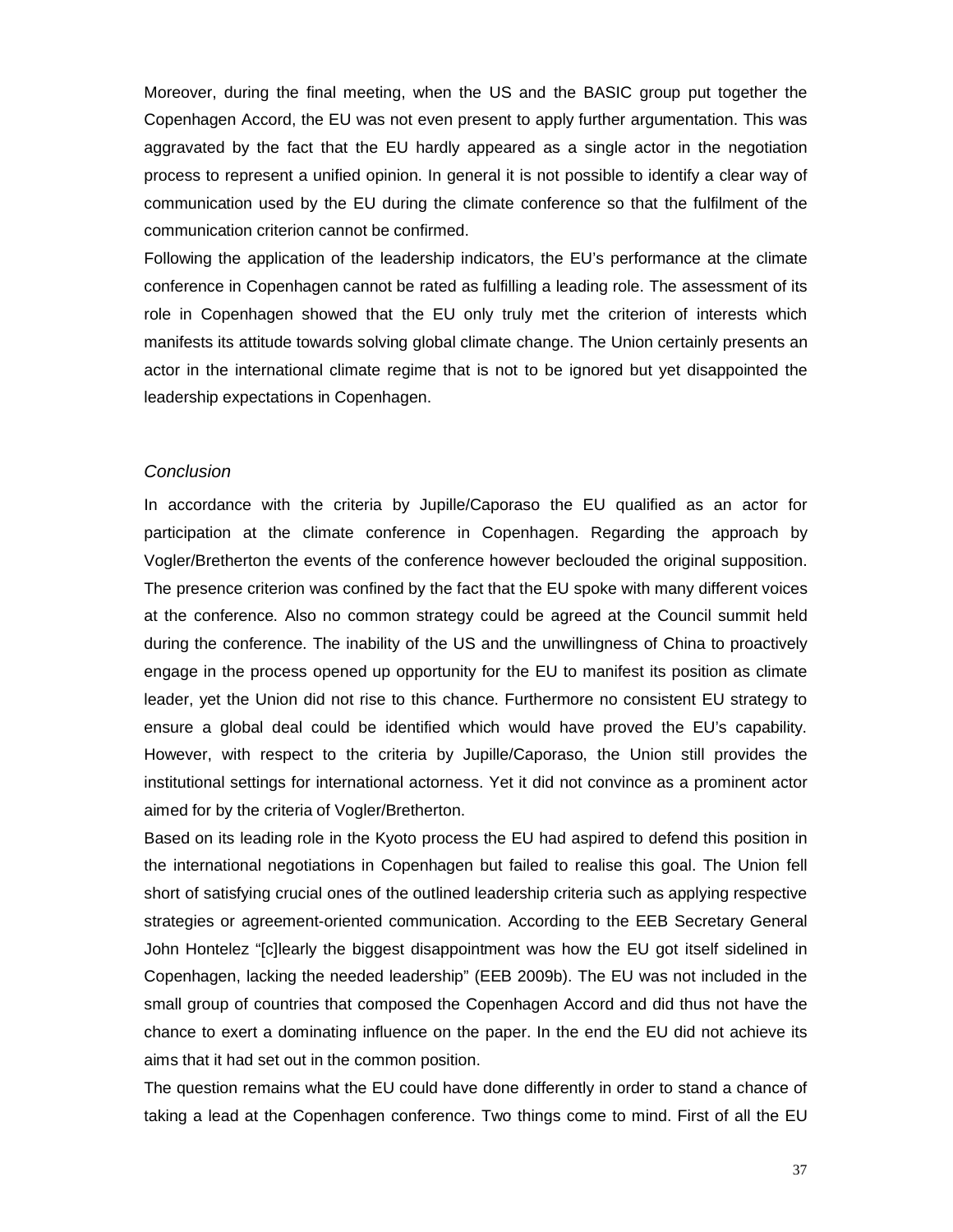Moreover, during the final meeting, when the US and the BASIC group put together the Copenhagen Accord, the EU was not even present to apply further argumentation. This was aggravated by the fact that the EU hardly appeared as a single actor in the negotiation process to represent a unified opinion. In general it is not possible to identify a clear way of communication used by the EU during the climate conference so that the fulfilment of the communication criterion cannot be confirmed.

Following the application of the leadership indicators, the EU's performance at the climate conference in Copenhagen cannot be rated as fulfilling a leading role. The assessment of its role in Copenhagen showed that the EU only truly met the criterion of interests which manifests its attitude towards solving global climate change. The Union certainly presents an actor in the international climate regime that is not to be ignored but yet disappointed the leadership expectations in Copenhagen.

### *Conclusion*

In accordance with the criteria by Jupille/Caporaso the EU qualified as an actor for participation at the climate conference in Copenhagen. Regarding the approach by Vogler/Bretherton the events of the conference however beclouded the original supposition. The presence criterion was confined by the fact that the EU spoke with many different voices at the conference. Also no common strategy could be agreed at the Council summit held during the conference. The inability of the US and the unwillingness of China to proactively engage in the process opened up opportunity for the EU to manifest its position as climate leader, yet the Union did not rise to this chance. Furthermore no consistent EU strategy to ensure a global deal could be identified which would have proved the EU's capability. However, with respect to the criteria by Jupille/Caporaso, the Union still provides the institutional settings for international actorness. Yet it did not convince as a prominent actor aimed for by the criteria of Vogler/Bretherton.

Based on its leading role in the Kyoto process the EU had aspired to defend this position in the international negotiations in Copenhagen but failed to realise this goal. The Union fell short of satisfying crucial ones of the outlined leadership criteria such as applying respective strategies or agreement-oriented communication. According to the EEB Secretary General John Hontelez "[c]learly the biggest disappointment was how the EU got itself sidelined in Copenhagen, lacking the needed leadership" (EEB 2009b). The EU was not included in the small group of countries that composed the Copenhagen Accord and did thus not have the chance to exert a dominating influence on the paper. In the end the EU did not achieve its aims that it had set out in the common position.

The question remains what the EU could have done differently in order to stand a chance of taking a lead at the Copenhagen conference. Two things come to mind. First of all the EU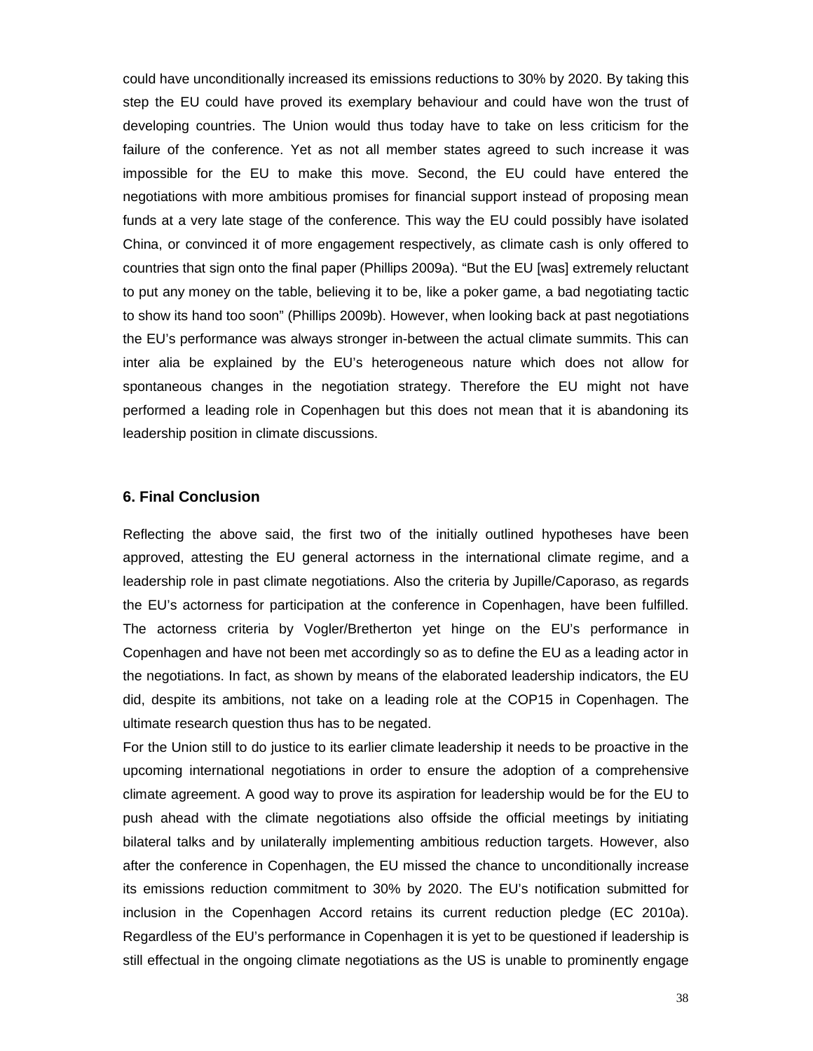could have unconditionally increased its emissions reductions to 30% by 2020. By taking this step the EU could have proved its exemplary behaviour and could have won the trust of developing countries. The Union would thus today have to take on less criticism for the failure of the conference. Yet as not all member states agreed to such increase it was impossible for the EU to make this move. Second, the EU could have entered the negotiations with more ambitious promises for financial support instead of proposing mean funds at a very late stage of the conference. This way the EU could possibly have isolated China, or convinced it of more engagement respectively, as climate cash is only offered to countries that sign onto the final paper (Phillips 2009a). "But the EU [was] extremely reluctant to put any money on the table, believing it to be, like a poker game, a bad negotiating tactic to show its hand too soon" (Phillips 2009b). However, when looking back at past negotiations the EU's performance was always stronger in-between the actual climate summits. This can inter alia be explained by the EU's heterogeneous nature which does not allow for spontaneous changes in the negotiation strategy. Therefore the EU might not have performed a leading role in Copenhagen but this does not mean that it is abandoning its leadership position in climate discussions.

## 6. Final Conclusion

Reflecting the above said, the first two of the initially outlined hypotheses have been approved, attesting the EU general actorness in the international climate regime, and a leadership role in past climate negotiations. Also the criteria by Jupille/Caporaso, as regards the EU's actorness for participation at the conference in Copenhagen, have been fulfilled. The actorness criteria by Vogler/Bretherton yet hinge on the EU's performance in Copenhagen and have not been met accordingly so as to define the EU as a leading actor in the negotiations. In fact, as shown by means of the elaborated leadership indicators, the EU did, despite its ambitions, not take on a leading role at the COP15 in Copenhagen. The ultimate research question thus has to be negated.

For the Union still to do justice to its earlier climate leadership it needs to be proactive in the upcoming international negotiations in order to ensure the adoption of a comprehensive climate agreement. A good way to prove its aspiration for leadership would be for the EU to push ahead with the climate negotiations also offside the official meetings by initiating bilateral talks and by unilaterally implementing ambitious reduction targets. However, also after the conference in Copenhagen, the EU missed the chance to unconditionally increase its emissions reduction commitment to 30% by 2020. The EU's notification submitted for inclusion in the Copenhagen Accord retains its current reduction pledge (EC 2010a). Regardless of the EU's performance in Copenhagen it is yet to be questioned if leadership is still effectual in the ongoing climate negotiations as the US is unable to prominently engage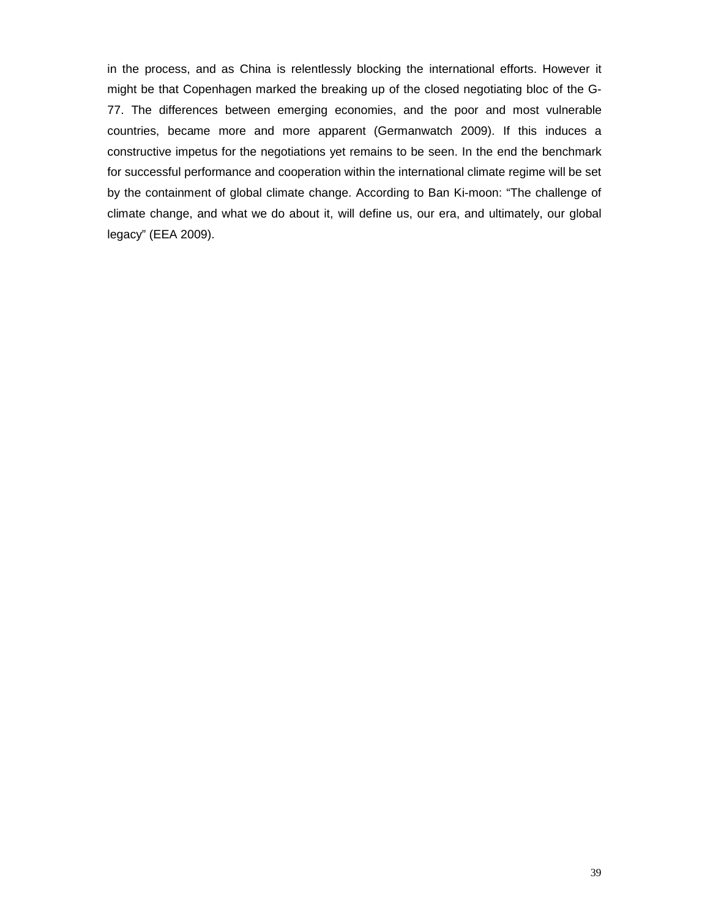in the process, and as China is relentlessly blocking the international efforts. However it might be that Copenhagen marked the breaking up of the closed negotiating bloc of the G-77. The differences between emerging economies, and the poor and most vulnerable countries, became more and more apparent (Germanwatch 2009). If this induces a constructive impetus for the negotiations yet remains to be seen. In the end the benchmark for successful performance and cooperation within the international climate regime will be set by the containment of global climate change. According to Ban Ki-moon: "The challenge of climate change, and what we do about it, will define us, our era, and ultimately, our global legacy" (EEA 2009).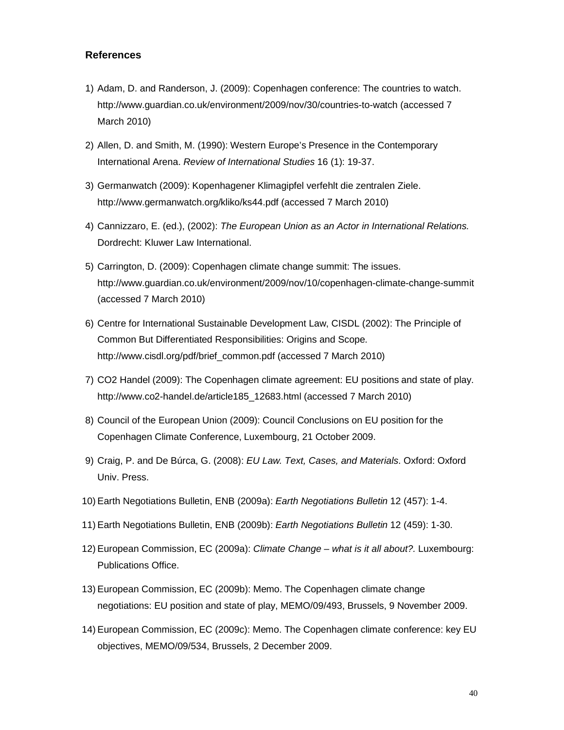### References

1) Adam, D. and Randerson, J. (2009): Copenhagen conference: The countries to watch. http://www.guardian.co.uk/environment/2009/nov/30/countries-to-watch (accessed 7 March 2010)
2) Allen, D. and Smith, M. (1990): Western Europe's Presence in the Contemporary International Arena. *Review of International Studies* 16 (1): 19-37.
3) Germanwatch (2009): Kopenhagener Klimagipfel verfehlt die zentralen Ziele. http://www.germanwatch.org/kliko/ks44.pdf (accessed 7 March 2010)
4) Cannizzaro, E. (ed.), (2002): *The European Union as an Actor in International Relations.* Dordrecht: Kluwer Law International.
5) Carrington, D. (2009): Copenhagen climate change summit: The issues. http://www.guardian.co.uk/environment/2009/nov/10/copenhagen-climate-change-summit (accessed 7 March 2010)
6) Centre for International Sustainable Development Law, CISDL (2002): The Principle of Common But Differentiated Responsibilities: Origins and Scope. http://www.cisdl.org/pdf/brief_common.pdf (accessed 7 March 2010)
7) CO2 Handel (2009): The Copenhagen climate agreement: EU positions and state of play. http://www.co2-handel.de/article185_12683.html (accessed 7 March 2010)
8) Council of the European Union (2009): Council Conclusions on EU position for the Copenhagen Climate Conference, Luxembourg, 21 October 2009.
9) Craig, P. and De Búrca, G. (2008): *EU Law. Text, Cases, and Materials*. Oxford: Oxford Univ. Press.
10) Earth Negotiations Bulletin, ENB (2009a): *Earth Negotiations Bulletin* 12 (457): 1-4.
11) Earth Negotiations Bulletin, ENB (2009b): *Earth Negotiations Bulletin* 12 (459): 1-30.
12) European Commission, EC (2009a): *Climate Change – what is it all about?.* Luxembourg: Publications Office.
13) European Commission, EC (2009b): Memo. The Copenhagen climate change negotiations: EU position and state of play, MEMO/09/493, Brussels, 9 November 2009.
14) European Commission, EC (2009c): Memo. The Copenhagen climate conference: key EU objectives, MEMO/09/534, Brussels, 2 December 2009.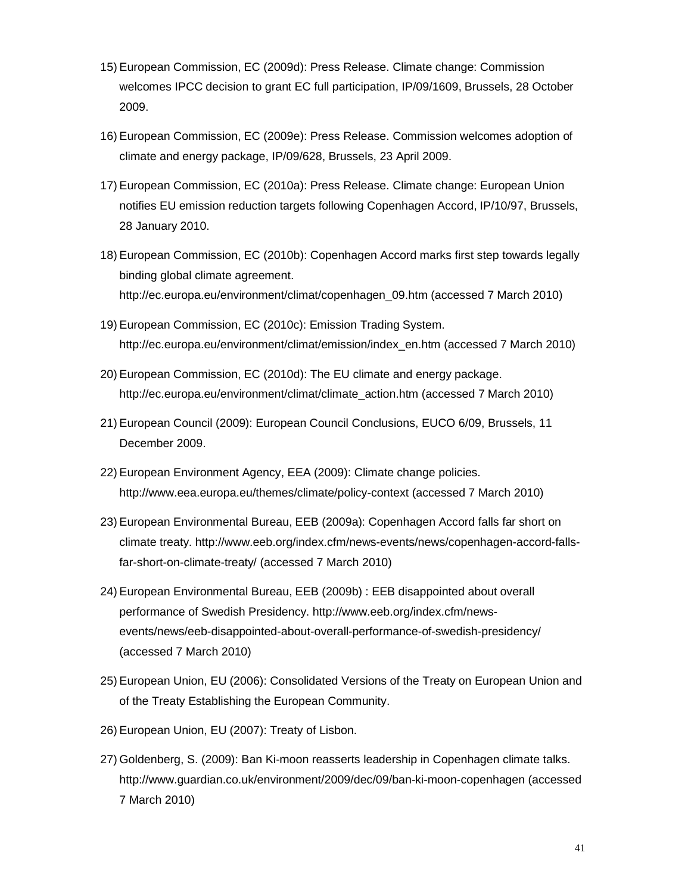15) European Commission, EC (2009d): Press Release. Climate change: Commission welcomes IPCC decision to grant EC full participation, IP/09/1609, Brussels, 28 October 2009.

16) European Commission, EC (2009e): Press Release. Commission welcomes adoption of climate and energy package, IP/09/628, Brussels, 23 April 2009.

17) European Commission, EC (2010a): Press Release. Climate change: European Union notifies EU emission reduction targets following Copenhagen Accord, IP/10/97, Brussels, 28 January 2010.

18) European Commission, EC (2010b): Copenhagen Accord marks first step towards legally binding global climate agreement. http://ec.europa.eu/environment/climat/copenhagen_09.htm (accessed 7 March 2010)

19) European Commission, EC (2010c): Emission Trading System. http://ec.europa.eu/environment/climat/emission/index_en.htm (accessed 7 March 2010)

20) European Commission, EC (2010d): The EU climate and energy package. http://ec.europa.eu/environment/climat/climate_action.htm (accessed 7 March 2010)

21) European Council (2009): European Council Conclusions, EUCO 6/09, Brussels, 11 December 2009.

22) European Environment Agency, EEA (2009): Climate change policies. http://www.eea.europa.eu/themes/climate/policy-context (accessed 7 March 2010)

23) European Environmental Bureau, EEB (2009a): Copenhagen Accord falls far short on climate treaty. http://www.eeb.org/index.cfm/news-events/news/copenhagen-accord-falls-far-short-on-climate-treaty/ (accessed 7 March 2010)

24) European Environmental Bureau, EEB (2009b) : EEB disappointed about overall performance of Swedish Presidency. http://www.eeb.org/index.cfm/news-events/news/eeb-disappointed-about-overall-performance-of-swedish-presidency/ (accessed 7 March 2010)

25) European Union, EU (2006): Consolidated Versions of the Treaty on European Union and of the Treaty Establishing the European Community.

26) European Union, EU (2007): Treaty of Lisbon.

27) Goldenberg, S. (2009): Ban Ki-moon reasserts leadership in Copenhagen climate talks. http://www.guardian.co.uk/environment/2009/dec/09/ban-ki-moon-copenhagen (accessed 7 March 2010)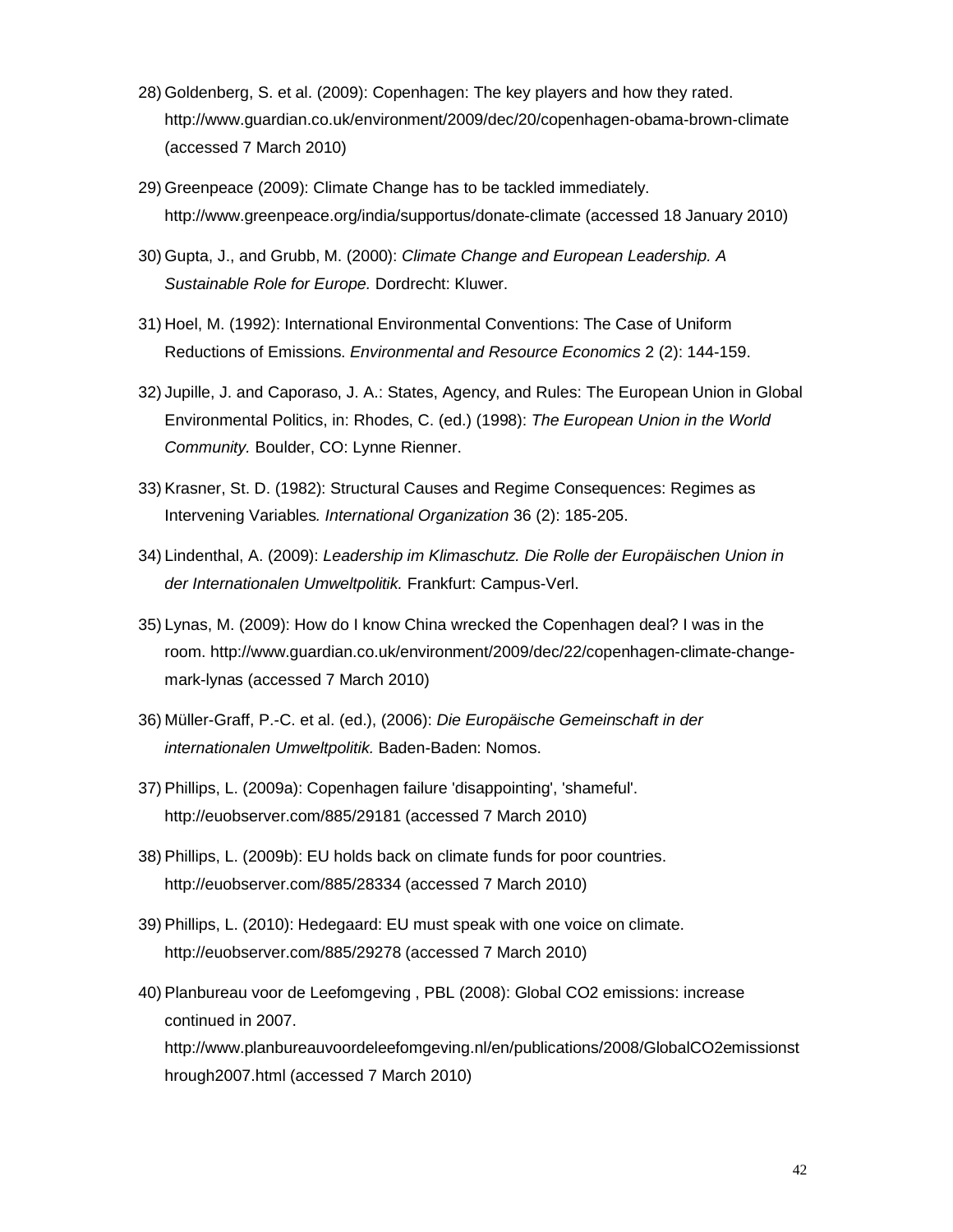28) Goldenberg, S. et al. (2009): Copenhagen: The key players and how they rated. http://www.guardian.co.uk/environment/2009/dec/20/copenhagen-obama-brown-climate (accessed 7 March 2010)

29) Greenpeace (2009): Climate Change has to be tackled immediately. http://www.greenpeace.org/india/supportus/donate-climate (accessed 18 January 2010)

30) Gupta, J., and Grubb, M. (2000): *Climate Change and European Leadership. A Sustainable Role for Europe.* Dordrecht: Kluwer.

31) Hoel, M. (1992): International Environmental Conventions: The Case of Uniform Reductions of Emissions. *Environmental and Resource Economics* 2 (2): 144-159.

32) Jupille, J. and Caporaso, J. A.: States, Agency, and Rules: The European Union in Global Environmental Politics, in: Rhodes, C. (ed.) (1998): *The European Union in the World Community.* Boulder, CO: Lynne Rienner.

33) Krasner, St. D. (1982): Structural Causes and Regime Consequences: Regimes as Intervening Variables*. International Organization* 36 (2): 185-205.

34) Lindenthal, A. (2009): *Leadership im Klimaschutz. Die Rolle der Europäischen Union in der Internationalen Umweltpolitik.* Frankfurt: Campus-Verl.

35) Lynas, M. (2009): How do I know China wrecked the Copenhagen deal? I was in the room. http://www.guardian.co.uk/environment/2009/dec/22/copenhagen-climate-change-mark-lynas (accessed 7 March 2010)

36) Müller-Graff, P.-C. et al. (ed.), (2006): *Die Europäische Gemeinschaft in der internationalen Umweltpolitik.* Baden-Baden: Nomos.

37) Phillips, L. (2009a): Copenhagen failure 'disappointing', 'shameful'. http://euobserver.com/885/29181 (accessed 7 March 2010)

38) Phillips, L. (2009b): EU holds back on climate funds for poor countries. http://euobserver.com/885/28334 (accessed 7 March 2010)

39) Phillips, L. (2010): Hedegaard: EU must speak with one voice on climate. http://euobserver.com/885/29278 (accessed 7 March 2010)

40) Planbureau voor de Leefomgeving , PBL (2008): Global CO2 emissions: increase continued in 2007. http://www.planbureauvoordeleefomgeving.nl/en/publications/2008/GlobalCO2emissionsthrough2007.html (accessed 7 March 2010)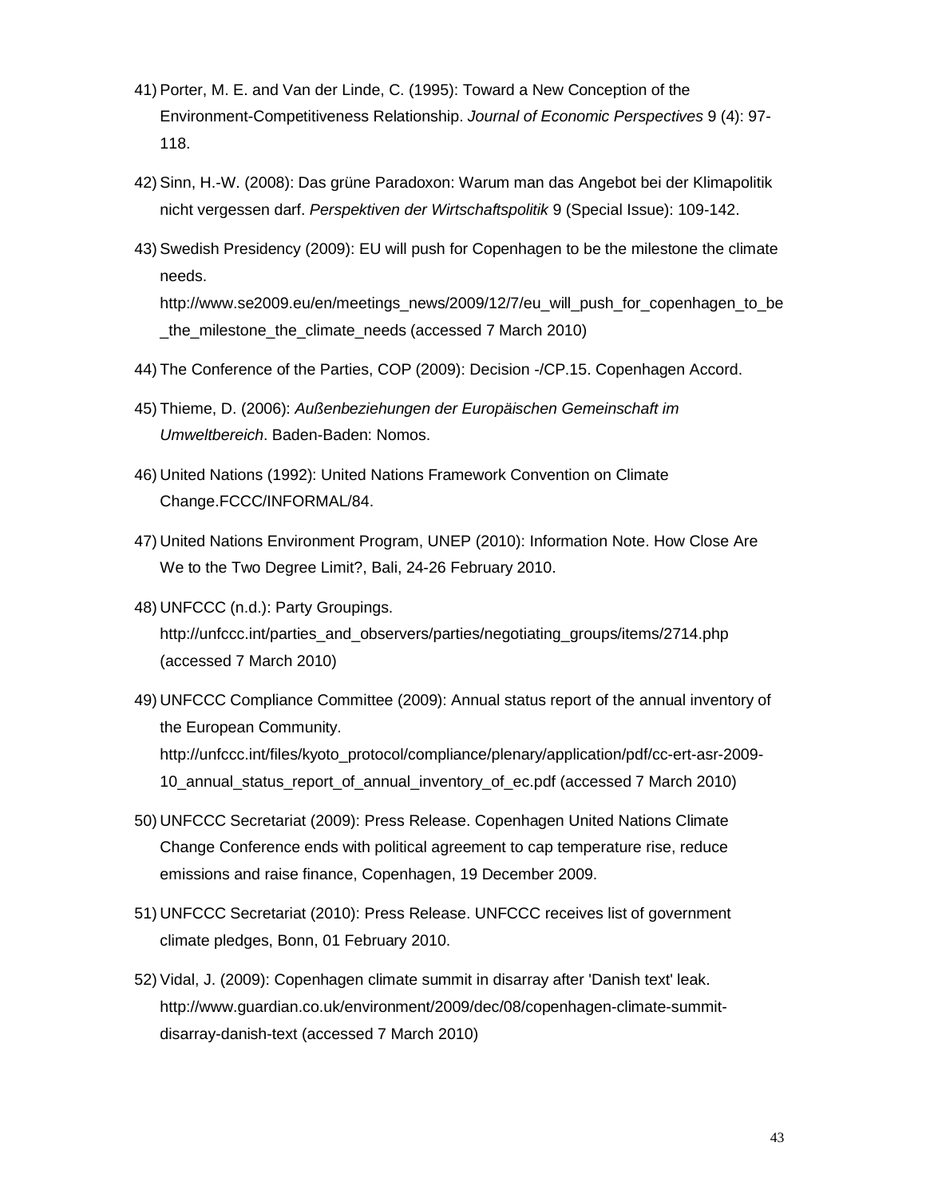41) Porter, M. E. and Van der Linde, C. (1995): Toward a New Conception of the Environment-Competitiveness Relationship. *Journal of Economic Perspectives* 9 (4): 97-118.

42) Sinn, H.-W. (2008): Das grüne Paradoxon: Warum man das Angebot bei der Klimapolitik nicht vergessen darf. *Perspektiven der Wirtschaftspolitik* 9 (Special Issue): 109-142.

43) Swedish Presidency (2009): EU will push for Copenhagen to be the milestone the climate needs. http://www.se2009.eu/en/meetings_news/2009/12/7/eu_will_push_for_copenhagen_to_be_the_milestone_the_climate_needs (accessed 7 March 2010)

44) The Conference of the Parties, COP (2009): Decision -/CP.15. Copenhagen Accord.

45) Thieme, D. (2006): *Außenbeziehungen der Europäischen Gemeinschaft im Umweltbereich*. Baden-Baden: Nomos.

46) United Nations (1992): United Nations Framework Convention on Climate Change.FCCC/INFORMAL/84.

47) United Nations Environment Program, UNEP (2010): Information Note. How Close Are We to the Two Degree Limit?, Bali, 24-26 February 2010.

48) UNFCCC (n.d.): Party Groupings. http://unfccc.int/parties_and_observers/parties/negotiating_groups/items/2714.php (accessed 7 March 2010)

49) UNFCCC Compliance Committee (2009): Annual status report of the annual inventory of the European Community. http://unfccc.int/files/kyoto_protocol/compliance/plenary/application/pdf/cc-ert-asr-2009-10_annual_status_report_of_annual_inventory_of_ec.pdf (accessed 7 March 2010)

50) UNFCCC Secretariat (2009): Press Release. Copenhagen United Nations Climate Change Conference ends with political agreement to cap temperature rise, reduce emissions and raise finance, Copenhagen, 19 December 2009.

51) UNFCCC Secretariat (2010): Press Release. UNFCCC receives list of government climate pledges, Bonn, 01 February 2010.

52) Vidal, J. (2009): Copenhagen climate summit in disarray after 'Danish text' leak. http://www.guardian.co.uk/environment/2009/dec/08/copenhagen-climate-summit-disarray-danish-text (accessed 7 March 2010)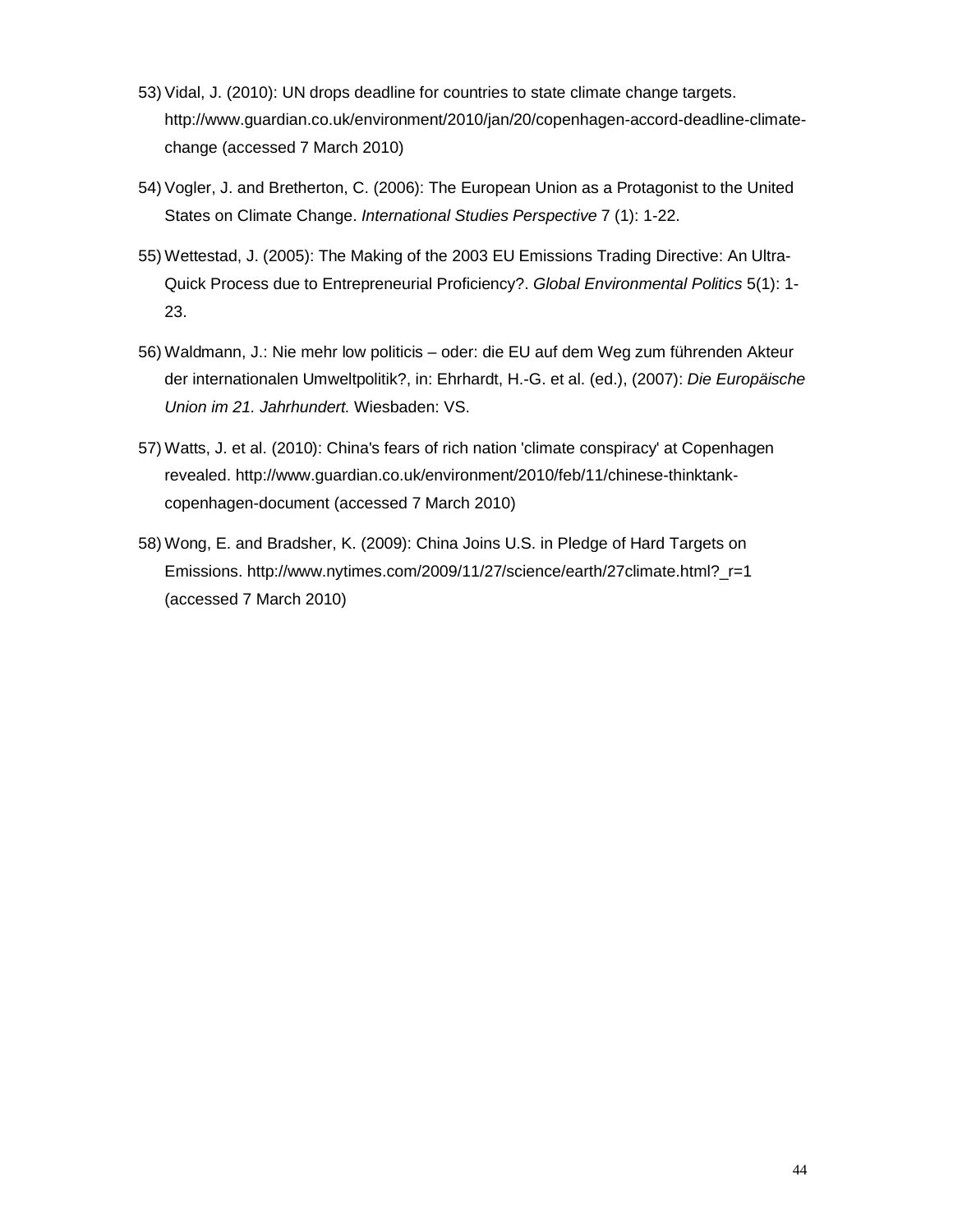53) Vidal, J. (2010): UN drops deadline for countries to state climate change targets. http://www.guardian.co.uk/environment/2010/jan/20/copenhagen-accord-deadline-climate-change (accessed 7 March 2010)

54) Vogler, J. and Bretherton, C. (2006): The European Union as a Protagonist to the United States on Climate Change. *International Studies Perspective* 7 (1): 1-22.

55) Wettestad, J. (2005): The Making of the 2003 EU Emissions Trading Directive: An Ultra-Quick Process due to Entrepreneurial Proficiency?. *Global Environmental Politics* 5(1): 1-23.

56) Waldmann, J.: Nie mehr low politicis – oder: die EU auf dem Weg zum führenden Akteur der internationalen Umweltpolitik?, in: Ehrhardt, H.-G. et al. (ed.), (2007): *Die Europäische Union im 21. Jahrhundert.* Wiesbaden: VS.

57) Watts, J. et al. (2010): China's fears of rich nation 'climate conspiracy' at Copenhagen revealed. http://www.guardian.co.uk/environment/2010/feb/11/chinese-thinktank-copenhagen-document (accessed 7 March 2010)

58) Wong, E. and Bradsher, K. (2009): China Joins U.S. in Pledge of Hard Targets on Emissions. http://www.nytimes.com/2009/11/27/science/earth/27climate.html?_r=1 (accessed 7 March 2010)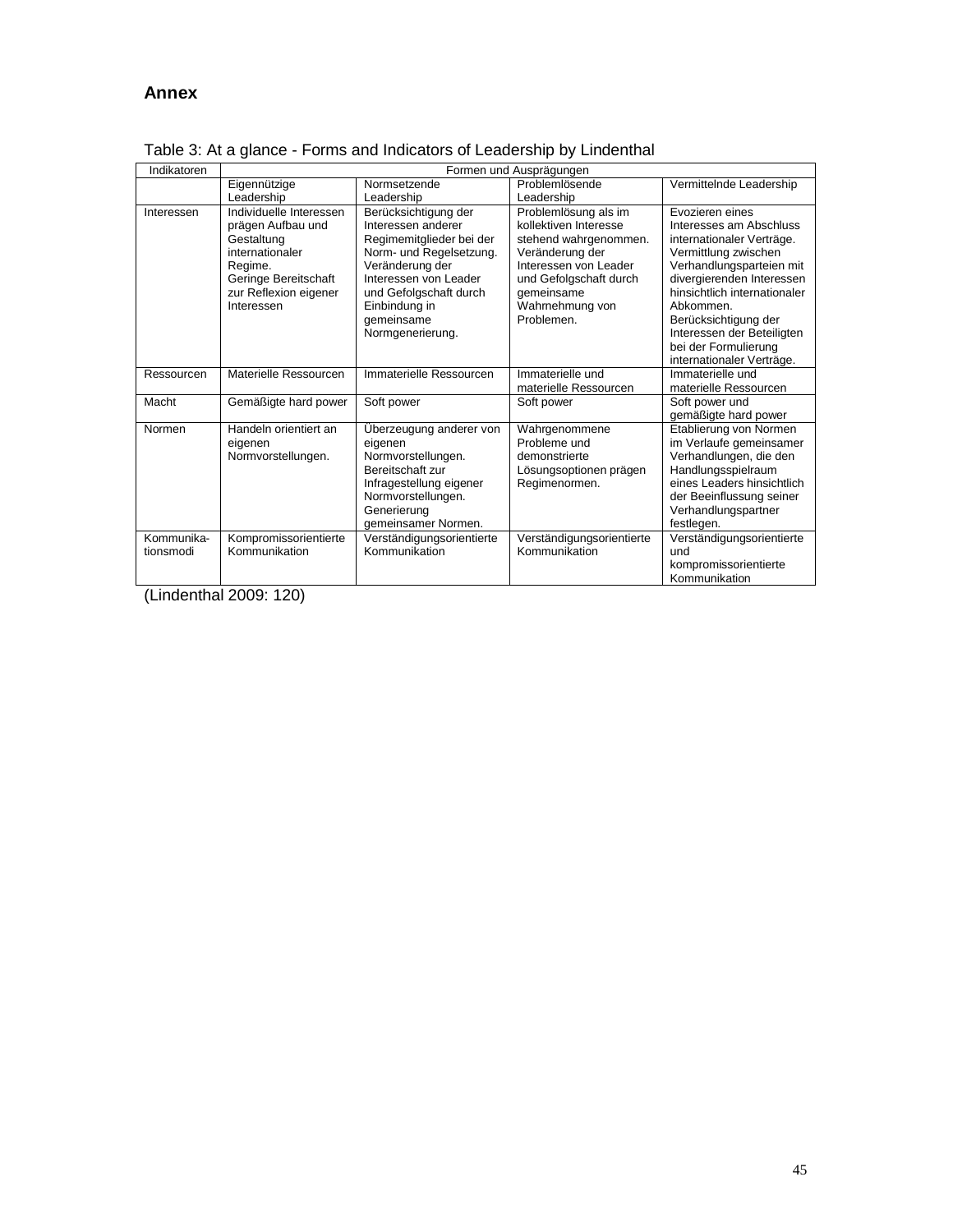## Annex

Table 3: At a glance - Forms and Indicators of Leadership by Lindenthal

| Indikatoren | Formen und Ausprägungen | | | |
|---|---|---|---|---|
| | Eigennützige Leadership | Normsetzende Leadership | Problemlösende Leadership | Vermittelnde Leadership |
| Interessen | Individuelle Interessen prägen Aufbau und Gestaltung internationaler Regime. Geringe Bereitschaft zur Reflexion eigener Interessen | Berücksichtigung der Interessen anderer Regimemitglieder bei der Norm- und Regelsetzung. Veränderung der Interessen von Leader und Gefolgschaft durch Einbindung in gemeinsame Normgenerierung. | Problemlösung als im kollektiven Interesse stehend wahrgenommen. Veränderung der Interessen von Leader und Gefolgschaft durch gemeinsame Wahrnehmung von Problemen. | Evozieren eines Interesses am Abschluss internationaler Verträge. Vermittlung zwischen Verhandlungsparteien mit divergierenden Interessen hinsichtlich internationaler Abkommen. Berücksichtigung der Interessen der Beteiligten bei der Formulierung internationaler Verträge. |
| Ressourcen | Materielle Ressourcen | Immaterielle Ressourcen | Immaterielle und materielle Ressourcen | Immaterielle und materielle Ressourcen |
| Macht | Gemäßigte hard power | Soft power | Soft power | Soft power und gemäßigte hard power |
| Normen | Handeln orientiert an eigenen Normvorstellungen. | Überzeugung anderer von eigenen Normvorstellungen. Bereitschaft zur Infragestellung eigener Normvorstellungen. Generierung gemeinsamer Normen. | Wahrgenommene Probleme und demonstrierte Lösungsoptionen prägen Regimenormen. | Etablierung von Normen im Verlaufe gemeinsamer Verhandlungen, die den Handlungsspielraum eines Leaders hinsichtlich der Beeinflussung seiner Verhandlungspartner festlegen. |
| Kommunika-tionsmodi | Kompromissorientierte Kommunikation | Verständigungsorientierte Kommunikation | Verständigungsorientierte Kommunikation | Verständigungsorientierte und kompromissorientierte Kommunikation |

(Lindenthal 2009: 120)